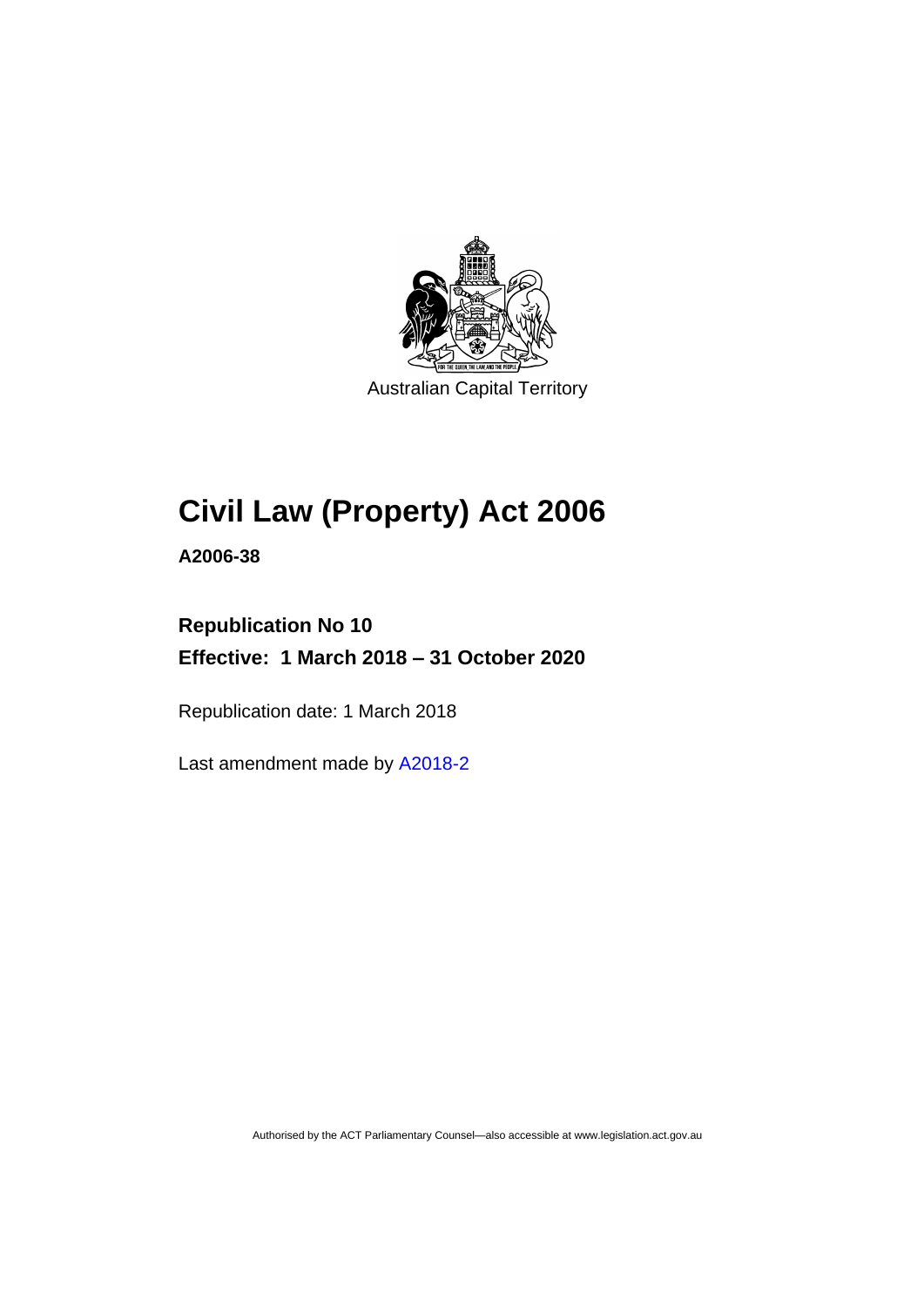Australian Capital Territory

# Civil Law (Property) Act 2006

**A2006-38**

## Republication No 10

## Effective: 1 March 2018 – 31 October 2020

Republication date: 1 March 2018

Last amendment made by A2018-2

Authorised by the ACT Parliamentary Counsel—also accessible at www.legislation.act.gov.au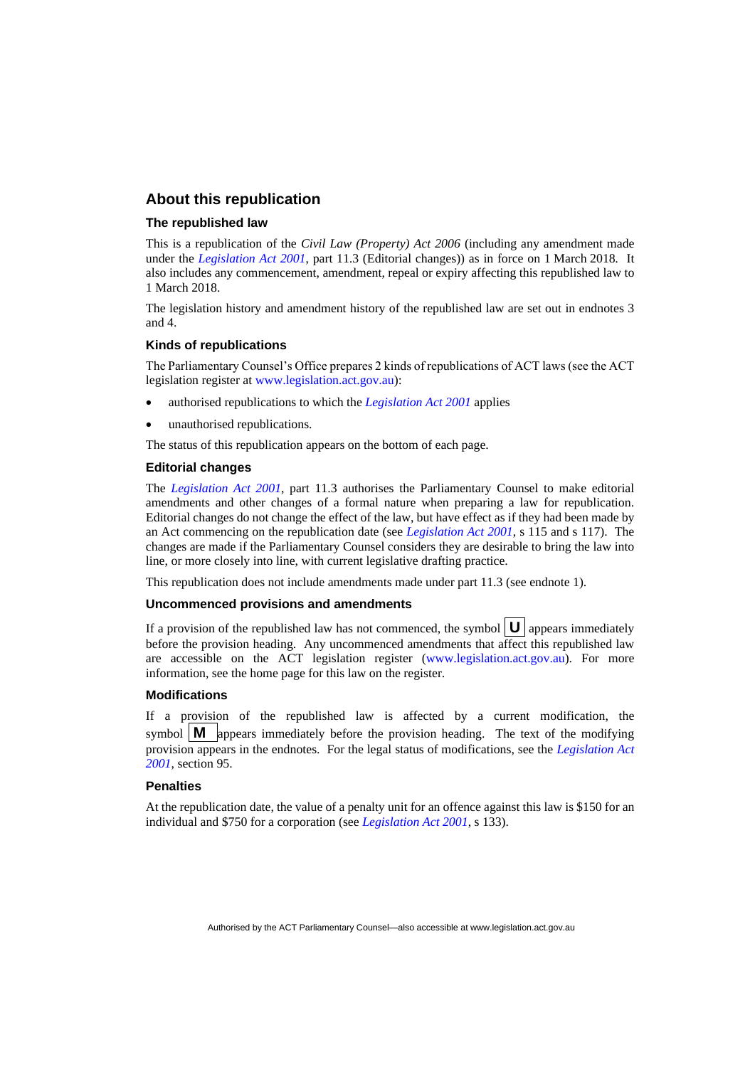## About this republication

### The republished law

This is a republication of the *Civil Law (Property) Act 2006* (including any amendment made under the *Legislation Act 2001*, part 11.3 (Editorial changes)) as in force on 1 March 2018. It also includes any commencement, amendment, repeal or expiry affecting this republished law to 1 March 2018.

The legislation history and amendment history of the republished law are set out in endnotes 3 and 4.

### Kinds of republications

The Parliamentary Counsel's Office prepares 2 kinds of republications of ACT laws (see the ACT legislation register at www.legislation.act.gov.au):

- authorised republications to which the *Legislation Act 2001* applies
- unauthorised republications.

The status of this republication appears on the bottom of each page.

### Editorial changes

The *Legislation Act 2001*, part 11.3 authorises the Parliamentary Counsel to make editorial amendments and other changes of a formal nature when preparing a law for republication. Editorial changes do not change the effect of the law, but have effect as if they had been made by an Act commencing on the republication date (see *Legislation Act 2001*, s 115 and s 117). The changes are made if the Parliamentary Counsel considers they are desirable to bring the law into line, or more closely into line, with current legislative drafting practice.

This republication does not include amendments made under part 11.3 (see endnote 1).

### Uncommenced provisions and amendments

If a provision of the republished law has not commenced, the symbol **U** appears immediately before the provision heading. Any uncommenced amendments that affect this republished law are accessible on the ACT legislation register (www.legislation.act.gov.au). For more information, see the home page for this law on the register.

### Modifications

If a provision of the republished law is affected by a current modification, the symbol **M** appears immediately before the provision heading. The text of the modifying provision appears in the endnotes. For the legal status of modifications, see the *Legislation Act 2001*, section 95.

### Penalties

At the republication date, the value of a penalty unit for an offence against this law is $150 for an individual and $750 for a corporation (see *Legislation Act 2001*, s 133).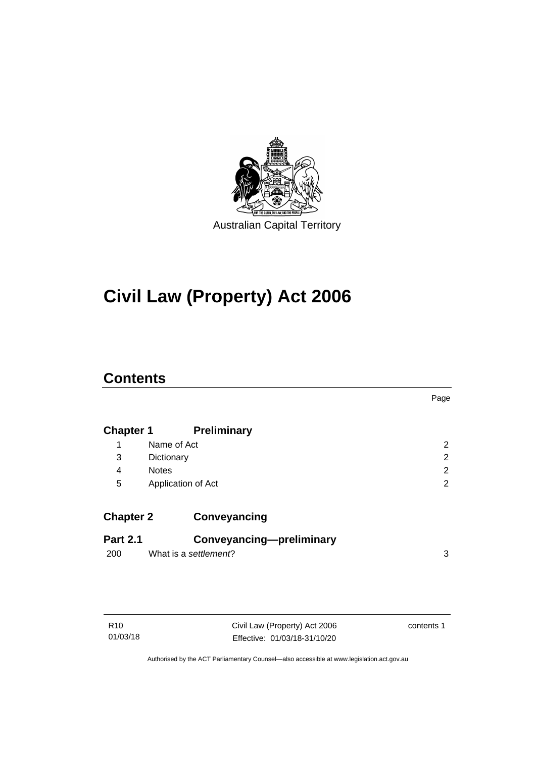Australian Capital Territory

# Civil Law (Property) Act 2006

## Contents

| | | Page |
|---|---|---|
| **Chapter 1** | **Preliminary** | |
| 1 | Name of Act | 2 |
| 3 | Dictionary | 2 |
| 4 | Notes | 2 |
| 5 | Application of Act | 2 |
| **Chapter 2** | **Conveyancing** | |
| **Part 2.1** | **Conveyancing—preliminary** | |
| 200 | What is a *settlement*? | 3 |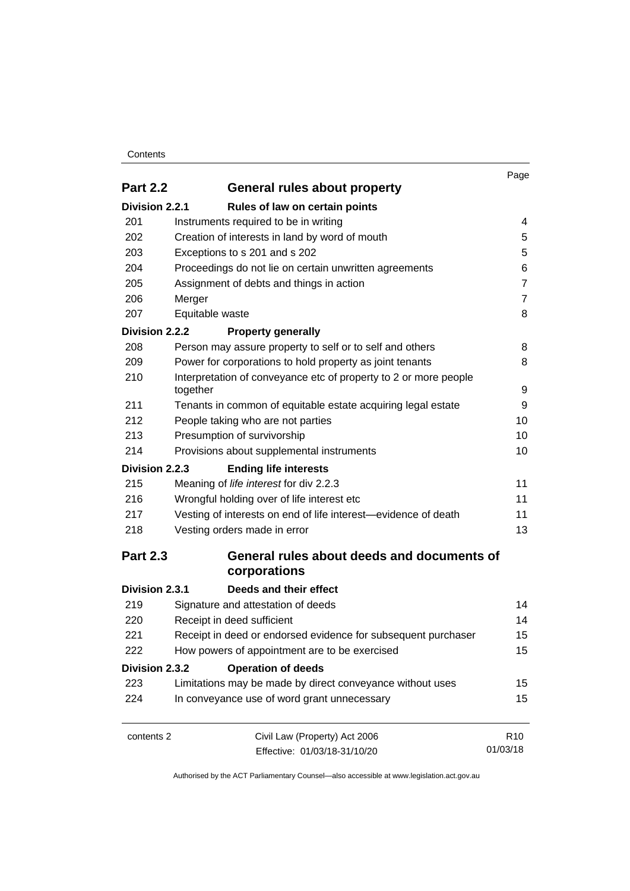| | | Page |
|---|---|---|
| **Part 2.2** | **General rules about property** | |
| **Division 2.2.1** | **Rules of law on certain points** | |
| 201 | Instruments required to be in writing | 4 |
| 202 | Creation of interests in land by word of mouth | 5 |
| 203 | Exceptions to s 201 and s 202 | 5 |
| 204 | Proceedings do not lie on certain unwritten agreements | 6 |
| 205 | Assignment of debts and things in action | 7 |
| 206 | Merger | 7 |
| 207 | Equitable waste | 8 |
| **Division 2.2.2** | **Property generally** | |
| 208 | Person may assure property to self or to self and others | 8 |
| 209 | Power for corporations to hold property as joint tenants | 8 |
| 210 | Interpretation of conveyance etc of property to 2 or more people together | 9 |
| 211 | Tenants in common of equitable estate acquiring legal estate | 9 |
| 212 | People taking who are not parties | 10 |
| 213 | Presumption of survivorship | 10 |
| 214 | Provisions about supplemental instruments | 10 |
| **Division 2.2.3** | **Ending life interests** | |
| 215 | Meaning of *life interest* for div 2.2.3 | 11 |
| 216 | Wrongful holding over of life interest etc | 11 |
| 217 | Vesting of interests on end of life interest—evidence of death | 11 |
| 218 | Vesting orders made in error | 13 |
| **Part 2.3** | **General rules about deeds and documents of corporations** | |
| **Division 2.3.1** | **Deeds and their effect** | |
| 219 | Signature and attestation of deeds | 14 |
| 220 | Receipt in deed sufficient | 14 |
| 221 | Receipt in deed or endorsed evidence for subsequent purchaser | 15 |
| 222 | How powers of appointment are to be exercised | 15 |
| **Division 2.3.2** | **Operation of deeds** | |
| 223 | Limitations may be made by direct conveyance without uses | 15 |
| 224 | In conveyance use of word grant unnecessary | 15 |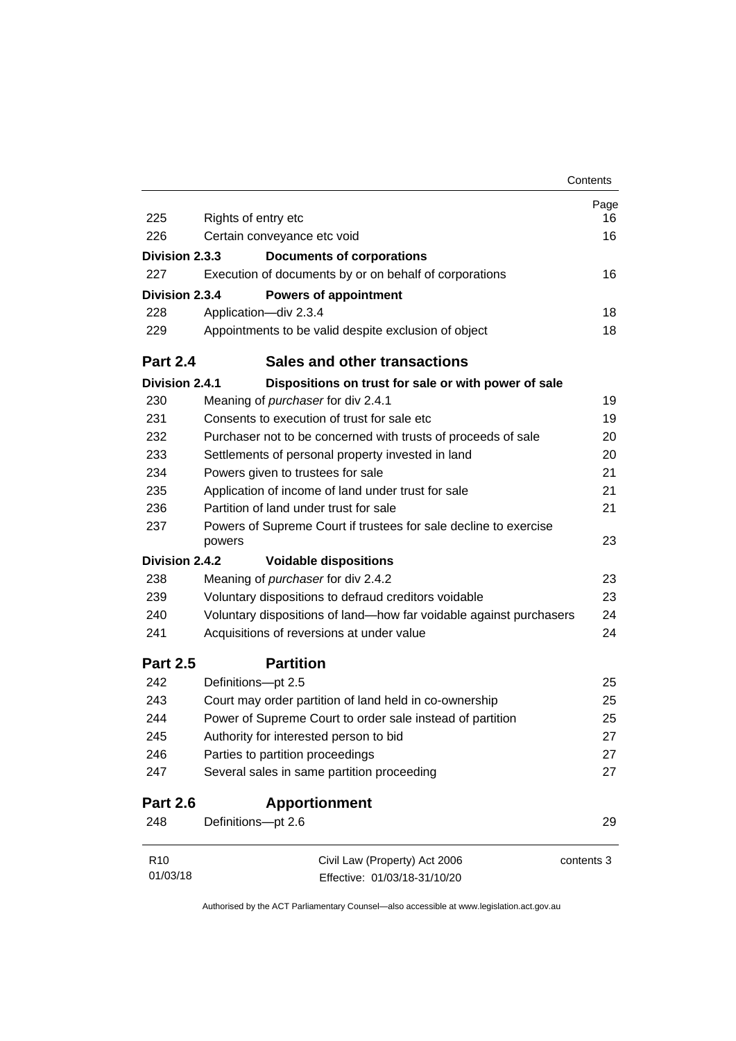| | | Page |
|---|---|---|
| 225 | Rights of entry etc | 16 |
| 226 | Certain conveyance etc void | 16 |
| **Division 2.3.3** | **Documents of corporations** | |
| 227 | Execution of documents by or on behalf of corporations | 16 |
| **Division 2.3.4** | **Powers of appointment** | |
| 228 | Application—div 2.3.4 | 18 |
| 229 | Appointments to be valid despite exclusion of object | 18 |
| **Part 2.4** | **Sales and other transactions** | |
| **Division 2.4.1** | **Dispositions on trust for sale or with power of sale** | |
| 230 | Meaning of *purchaser* for div 2.4.1 | 19 |
| 231 | Consents to execution of trust for sale etc | 19 |
| 232 | Purchaser not to be concerned with trusts of proceeds of sale | 20 |
| 233 | Settlements of personal property invested in land | 20 |
| 234 | Powers given to trustees for sale | 21 |
| 235 | Application of income of land under trust for sale | 21 |
| 236 | Partition of land under trust for sale | 21 |
| 237 | Powers of Supreme Court if trustees for sale decline to exercise powers | 23 |
| **Division 2.4.2** | **Voidable dispositions** | |
| 238 | Meaning of *purchaser* for div 2.4.2 | 23 |
| 239 | Voluntary dispositions to defraud creditors voidable | 23 |
| 240 | Voluntary dispositions of land—how far voidable against purchasers | 24 |
| 241 | Acquisitions of reversions at under value | 24 |
| **Part 2.5** | **Partition** | |
| 242 | Definitions—pt 2.5 | 25 |
| 243 | Court may order partition of land held in co-ownership | 25 |
| 244 | Power of Supreme Court to order sale instead of partition | 25 |
| 245 | Authority for interested person to bid | 27 |
| 246 | Parties to partition proceedings | 27 |
| 247 | Several sales in same partition proceeding | 27 |
| **Part 2.6** | **Apportionment** | |
| 248 | Definitions—pt 2.6 | 29 |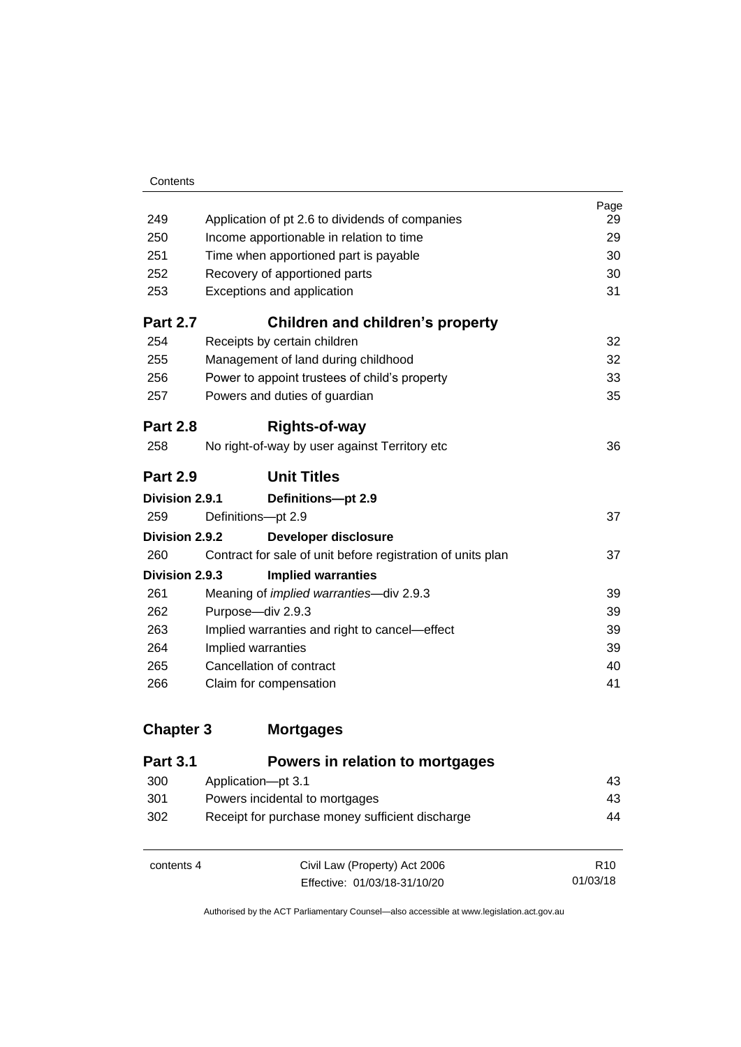| | | Page |
|---|---|---|
| 249 | Application of pt 2.6 to dividends of companies | 29 |
| 250 | Income apportionable in relation to time | 29 |
| 251 | Time when apportioned part is payable | 30 |
| 252 | Recovery of apportioned parts | 30 |
| 253 | Exceptions and application | 31 |
| **Part 2.7** | **Children and children's property** | |
| 254 | Receipts by certain children | 32 |
| 255 | Management of land during childhood | 32 |
| 256 | Power to appoint trustees of child's property | 33 |
| 257 | Powers and duties of guardian | 35 |
| **Part 2.8** | **Rights-of-way** | |
| 258 | No right-of-way by user against Territory etc | 36 |
| **Part 2.9** | **Unit Titles** | |
| **Division 2.9.1** | **Definitions—pt 2.9** | |
| 259 | Definitions—pt 2.9 | 37 |
| **Division 2.9.2** | **Developer disclosure** | |
| 260 | Contract for sale of unit before registration of units plan | 37 |
| **Division 2.9.3** | **Implied warranties** | |
| 261 | Meaning of *implied warranties*—div 2.9.3 | 39 |
| 262 | Purpose—div 2.9.3 | 39 |
| 263 | Implied warranties and right to cancel—effect | 39 |
| 264 | Implied warranties | 39 |
| 265 | Cancellation of contract | 40 |
| 266 | Claim for compensation | 41 |
| **Chapter 3** | **Mortgages** | |
| **Part 3.1** | **Powers in relation to mortgages** | |
| 300 | Application—pt 3.1 | 43 |
| 301 | Powers incidental to mortgages | 43 |
| 302 | Receipt for purchase money sufficient discharge | 44 |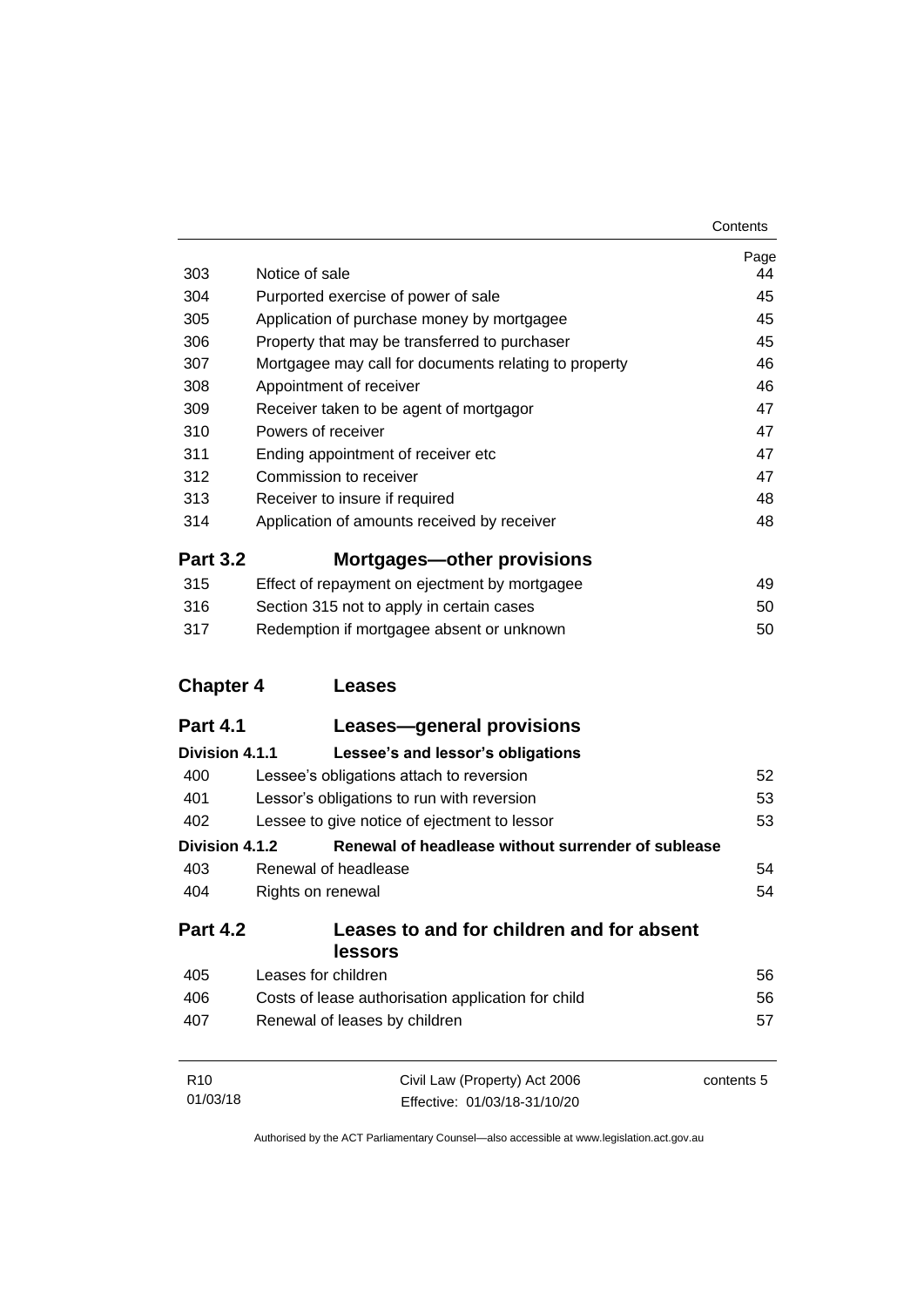| | | Page |
|---|---|---|
| 303 | Notice of sale | 44 |
| 304 | Purported exercise of power of sale | 45 |
| 305 | Application of purchase money by mortgagee | 45 |
| 306 | Property that may be transferred to purchaser | 45 |
| 307 | Mortgagee may call for documents relating to property | 46 |
| 308 | Appointment of receiver | 46 |
| 309 | Receiver taken to be agent of mortgagor | 47 |
| 310 | Powers of receiver | 47 |
| 311 | Ending appointment of receiver etc | 47 |
| 312 | Commission to receiver | 47 |
| 313 | Receiver to insure if required | 48 |
| 314 | Application of amounts received by receiver | 48 |

### Part 3.2 Mortgages—other provisions

| | | |
|---|---|---|
| 315 | Effect of repayment on ejectment by mortgagee | 49 |
| 316 | Section 315 not to apply in certain cases | 50 |
| 317 | Redemption if mortgagee absent or unknown | 50 |

## Chapter 4 Leases

### Part 4.1 Leases—general provisions

#### Division 4.1.1 Lessee's and lessor's obligations

| | | |
|---|---|---|
| 400 | Lessee's obligations attach to reversion | 52 |
| 401 | Lessor's obligations to run with reversion | 53 |
| 402 | Lessee to give notice of ejectment to lessor | 53 |

#### Division 4.1.2 Renewal of headlease without surrender of sublease

| | | |
|---|---|---|
| 403 | Renewal of headlease | 54 |
| 404 | Rights on renewal | 54 |

### Part 4.2 Leases to and for children and for absent lessors

| | | |
|---|---|---|
| 405 | Leases for children | 56 |
| 406 | Costs of lease authorisation application for child | 56 |
| 407 | Renewal of leases by children | 57 |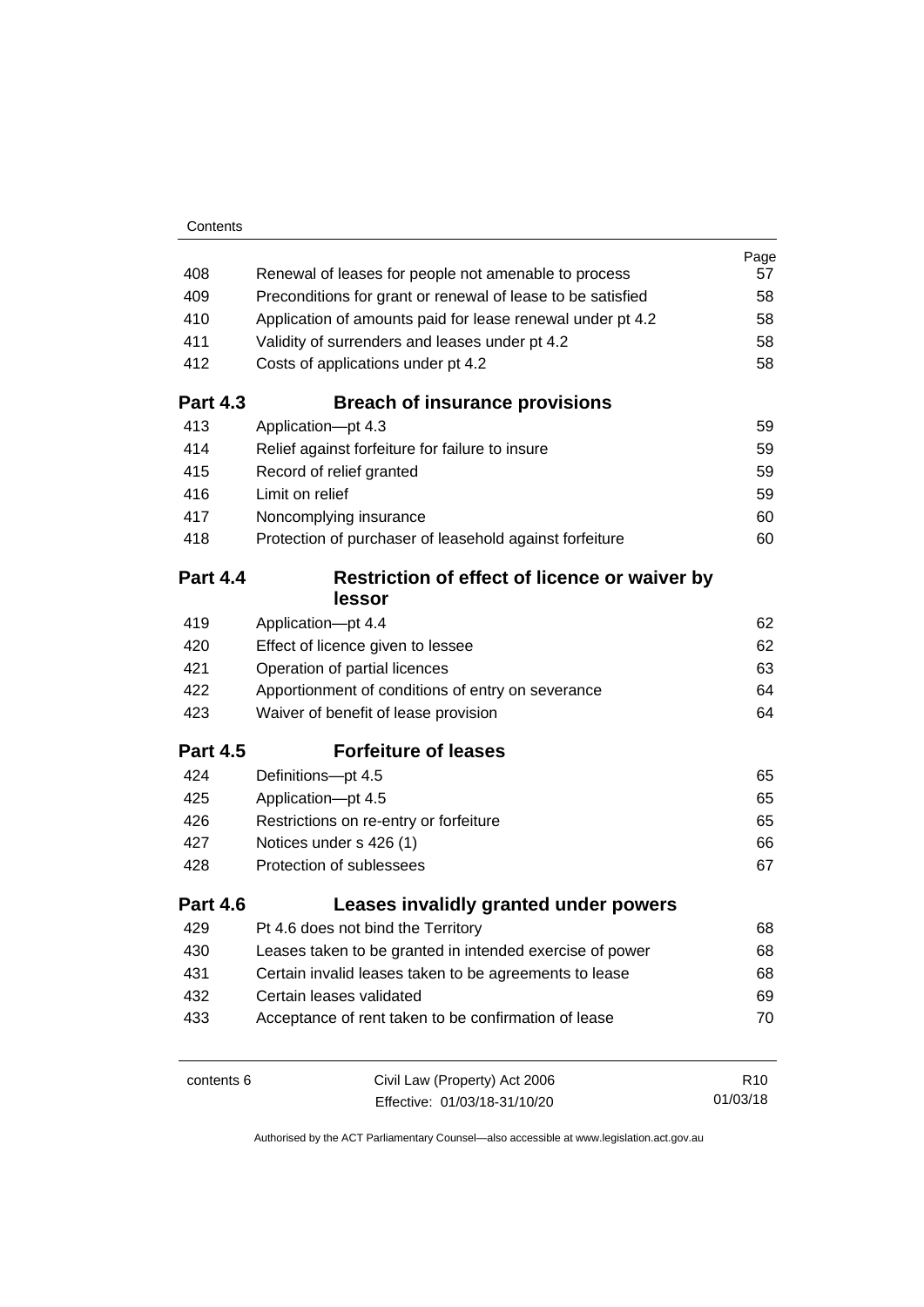| | | Page |
|---|---|---|
| 408 | Renewal of leases for people not amenable to process | 57 |
| 409 | Preconditions for grant or renewal of lease to be satisfied | 58 |
| 410 | Application of amounts paid for lease renewal under pt 4.2 | 58 |
| 411 | Validity of surrenders and leases under pt 4.2 | 58 |
| 412 | Costs of applications under pt 4.2 | 58 |

**Part 4.3 Breach of insurance provisions**

| | | |
|---|---|---|
| 413 | Application—pt 4.3 | 59 |
| 414 | Relief against forfeiture for failure to insure | 59 |
| 415 | Record of relief granted | 59 |
| 416 | Limit on relief | 59 |
| 417 | Noncomplying insurance | 60 |
| 418 | Protection of purchaser of leasehold against forfeiture | 60 |

**Part 4.4 Restriction of effect of licence or waiver by lessor**

| | | |
|---|---|---|
| 419 | Application—pt 4.4 | 62 |
| 420 | Effect of licence given to lessee | 62 |
| 421 | Operation of partial licences | 63 |
| 422 | Apportionment of conditions of entry on severance | 64 |
| 423 | Waiver of benefit of lease provision | 64 |

**Part 4.5 Forfeiture of leases**

| | | |
|---|---|---|
| 424 | Definitions—pt 4.5 | 65 |
| 425 | Application—pt 4.5 | 65 |
| 426 | Restrictions on re-entry or forfeiture | 65 |
| 427 | Notices under s 426 (1) | 66 |
| 428 | Protection of sublessees | 67 |

**Part 4.6 Leases invalidly granted under powers**

| | | |
|---|---|---|
| 429 | Pt 4.6 does not bind the Territory | 68 |
| 430 | Leases taken to be granted in intended exercise of power | 68 |
| 431 | Certain invalid leases taken to be agreements to lease | 68 |
| 432 | Certain leases validated | 69 |
| 433 | Acceptance of rent taken to be confirmation of lease | 70 |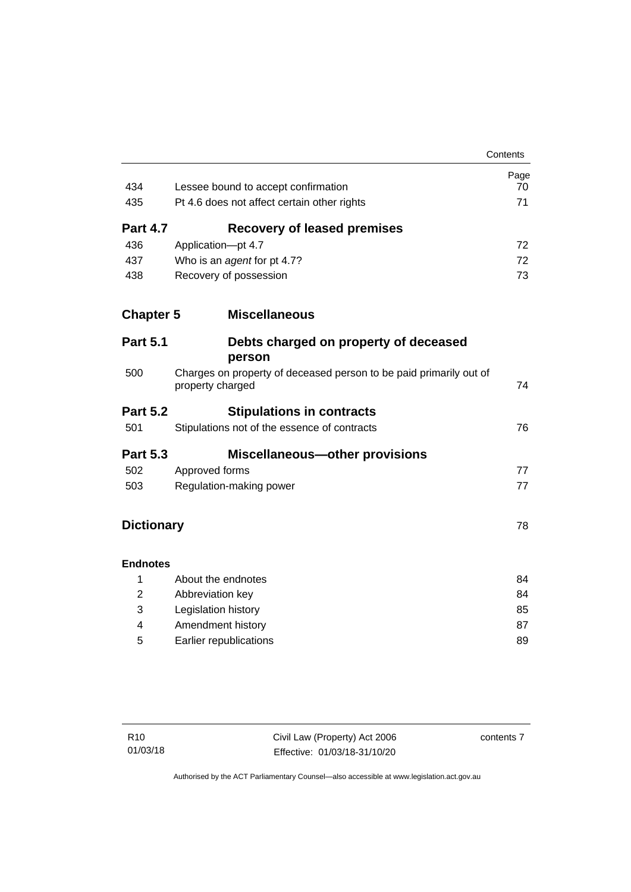| | | Page |
|---|---|---|
| 434 | Lessee bound to accept confirmation | 70 |
| 435 | Pt 4.6 does not affect certain other rights | 71 |

**Part 4.7 Recovery of leased premises**

| | | |
|---|---|---|
| 436 | Application—pt 4.7 | 72 |
| 437 | Who is an *agent* for pt 4.7? | 72 |
| 438 | Recovery of possession | 73 |

**Chapter 5 Miscellaneous**

**Part 5.1 Debts charged on property of deceased person**

| | | |
|---|---|---|
| 500 | Charges on property of deceased person to be paid primarily out of property charged | 74 |

**Part 5.2 Stipulations in contracts**

| | | |
|---|---|---|
| 501 | Stipulations not of the essence of contracts | 76 |

**Part 5.3 Miscellaneous—other provisions**

| | | |
|---|---|---|
| 502 | Approved forms | 77 |
| 503 | Regulation-making power | 77 |

**Dictionary** 78

**Endnotes**

| | | |
|---|---|---|
| 1 | About the endnotes | 84 |
| 2 | Abbreviation key | 84 |
| 3 | Legislation history | 85 |
| 4 | Amendment history | 87 |
| 5 | Earlier republications | 89 |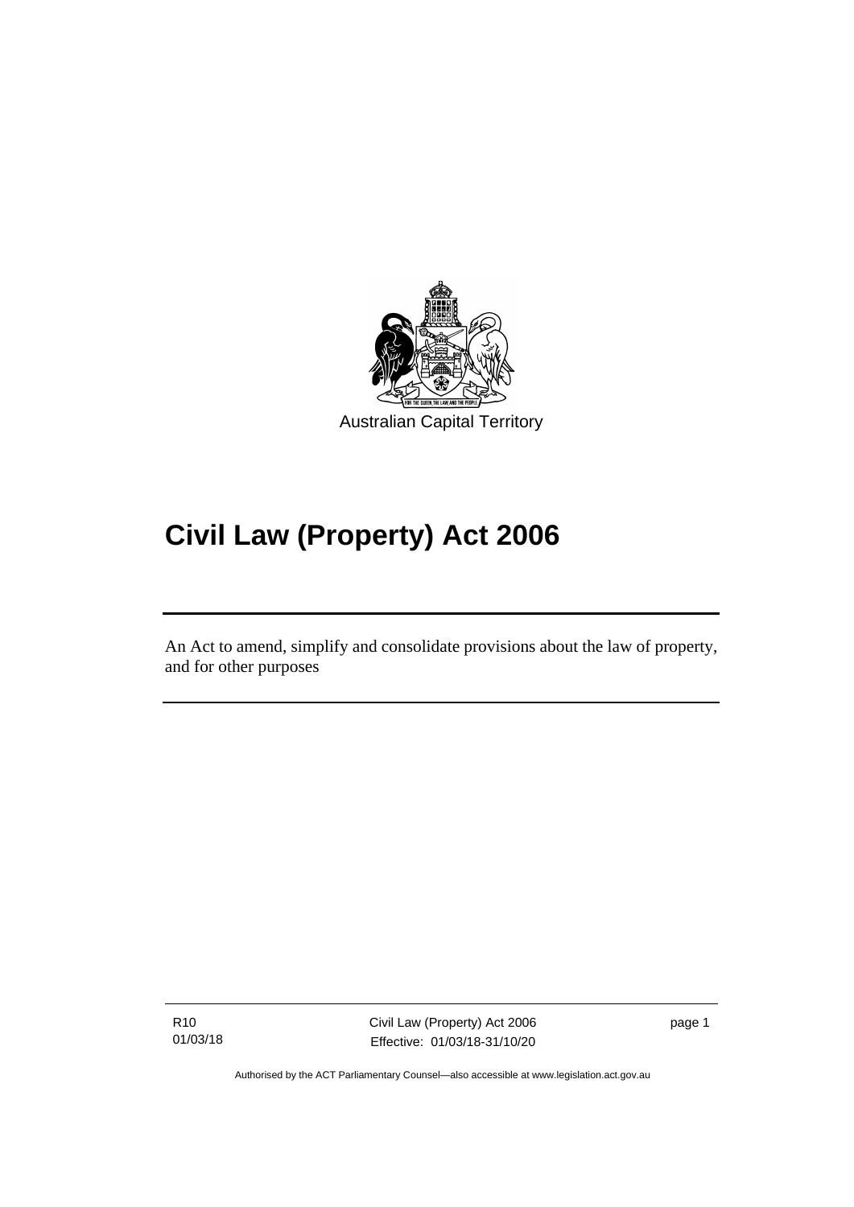Australian Capital Territory

# Civil Law (Property) Act 2006

An Act to amend, simplify and consolidate provisions about the law of property, and for other purposes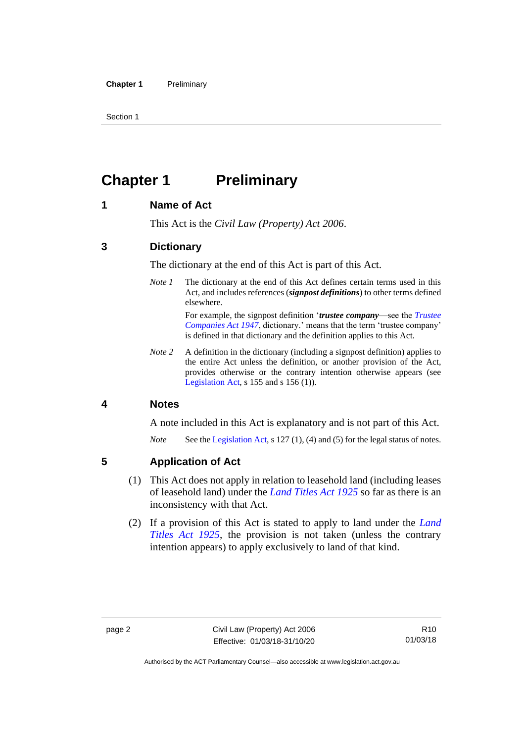# Chapter 1 Preliminary

## 1 Name of Act

This Act is the *Civil Law (Property) Act 2006*.

## 3 Dictionary

The dictionary at the end of this Act is part of this Act.

*Note 1* The dictionary at the end of this Act defines certain terms used in this Act, and includes references (***signpost definitions***) to other terms defined elsewhere.

For example, the signpost definition '***trustee company***—see the *Trustee Companies Act 1947*, dictionary.' means that the term 'trustee company' is defined in that dictionary and the definition applies to this Act.

*Note 2* A definition in the dictionary (including a signpost definition) applies to the entire Act unless the definition, or another provision of the Act, provides otherwise or the contrary intention otherwise appears (see Legislation Act, s 155 and s 156 (1)).

## 4 Notes

A note included in this Act is explanatory and is not part of this Act.

*Note* See the Legislation Act, s 127 (1), (4) and (5) for the legal status of notes.

## 5 Application of Act

(1) This Act does not apply in relation to leasehold land (including leases of leasehold land) under the *Land Titles Act 1925* so far as there is an inconsistency with that Act.

(2) If a provision of this Act is stated to apply to land under the *Land Titles Act 1925*, the provision is not taken (unless the contrary intention appears) to apply exclusively to land of that kind.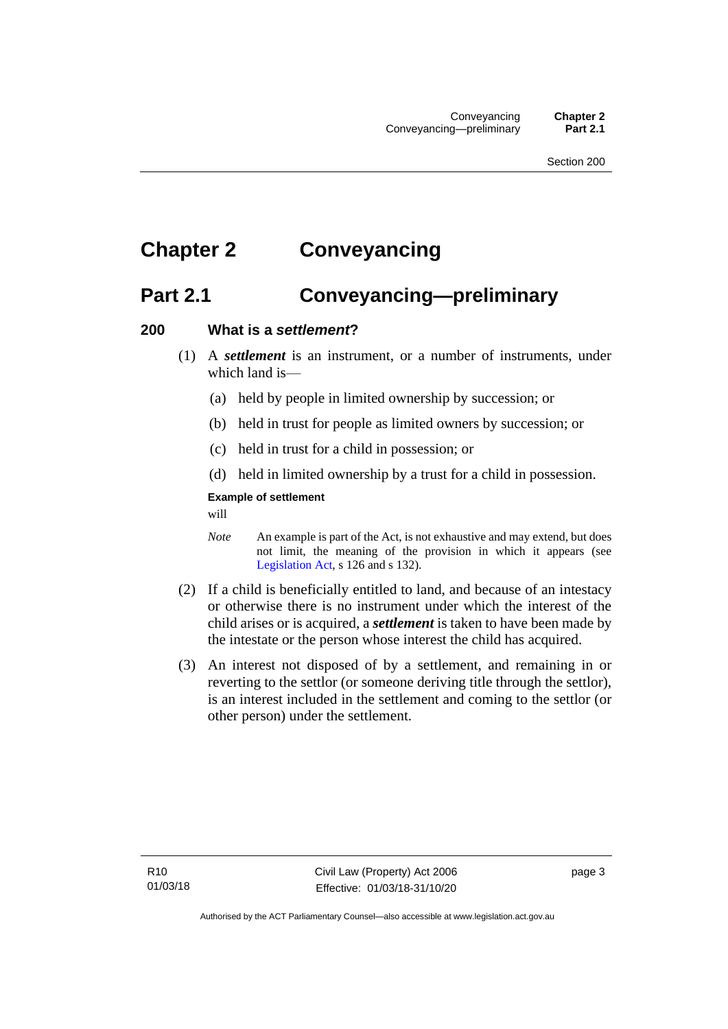# Chapter 2 Conveyancing

## Part 2.1 Conveyancing—preliminary

### 200 What is a *settlement*?

(1) A ***settlement*** is an instrument, or a number of instruments, under which land is—

(a) held by people in limited ownership by succession; or

(b) held in trust for people as limited owners by succession; or

(c) held in trust for a child in possession; or

(d) held in limited ownership by a trust for a child in possession.

**Example of settlement**

will

*Note* An example is part of the Act, is not exhaustive and may extend, but does not limit, the meaning of the provision in which it appears (see Legislation Act, s 126 and s 132).

(2) If a child is beneficially entitled to land, and because of an intestacy or otherwise there is no instrument under which the interest of the child arises or is acquired, a ***settlement*** is taken to have been made by the intestate or the person whose interest the child has acquired.

(3) An interest not disposed of by a settlement, and remaining in or reverting to the settlor (or someone deriving title through the settlor), is an interest included in the settlement and coming to the settlor (or other person) under the settlement.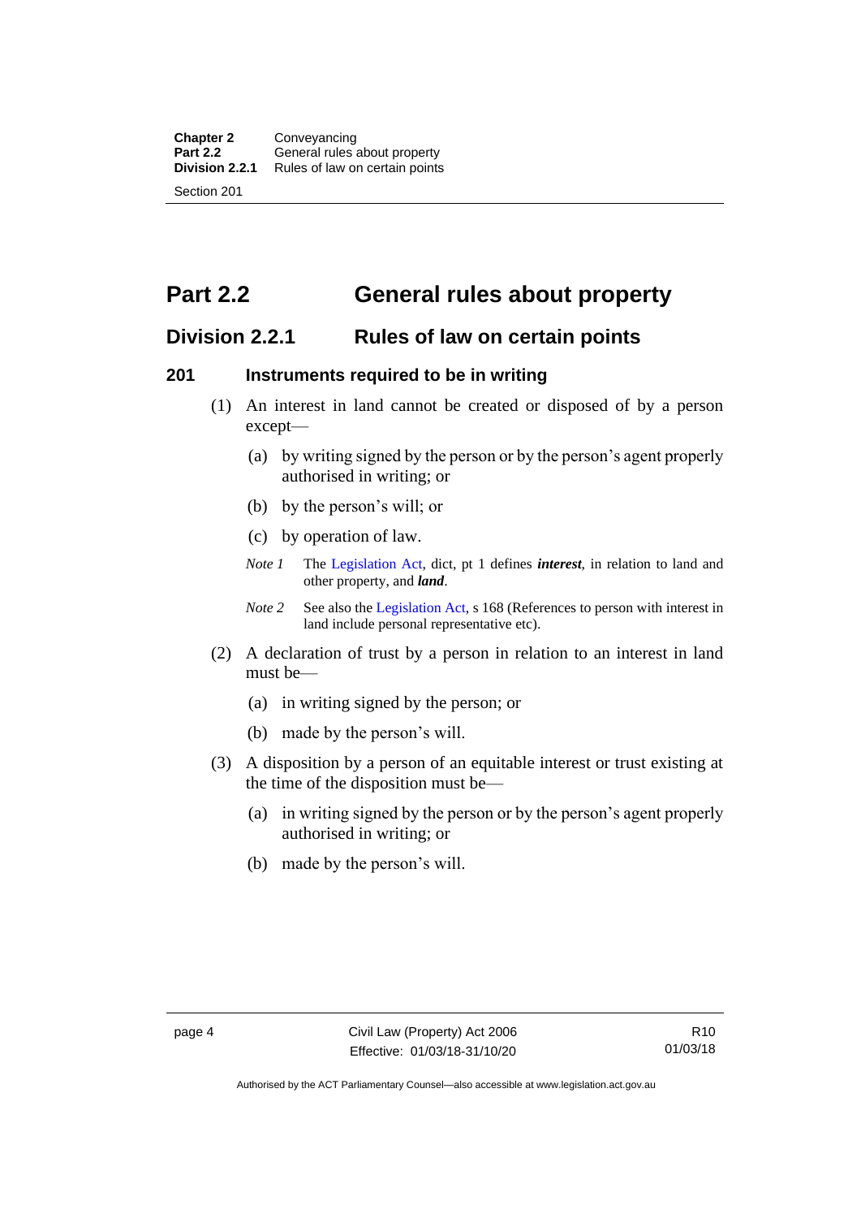# Part 2.2 General rules about property

## Division 2.2.1 Rules of law on certain points

### 201 Instruments required to be in writing

(1) An interest in land cannot be created or disposed of by a person except—

(a) by writing signed by the person or by the person's agent properly authorised in writing; or

(b) by the person's will; or

(c) by operation of law.

*Note 1* The Legislation Act, dict, pt 1 defines ***interest***, in relation to land and other property, and ***land***.

*Note 2* See also the Legislation Act, s 168 (References to person with interest in land include personal representative etc).

(2) A declaration of trust by a person in relation to an interest in land must be—

(a) in writing signed by the person; or

(b) made by the person's will.

(3) A disposition by a person of an equitable interest or trust existing at the time of the disposition must be—

(a) in writing signed by the person or by the person's agent properly authorised in writing; or

(b) made by the person's will.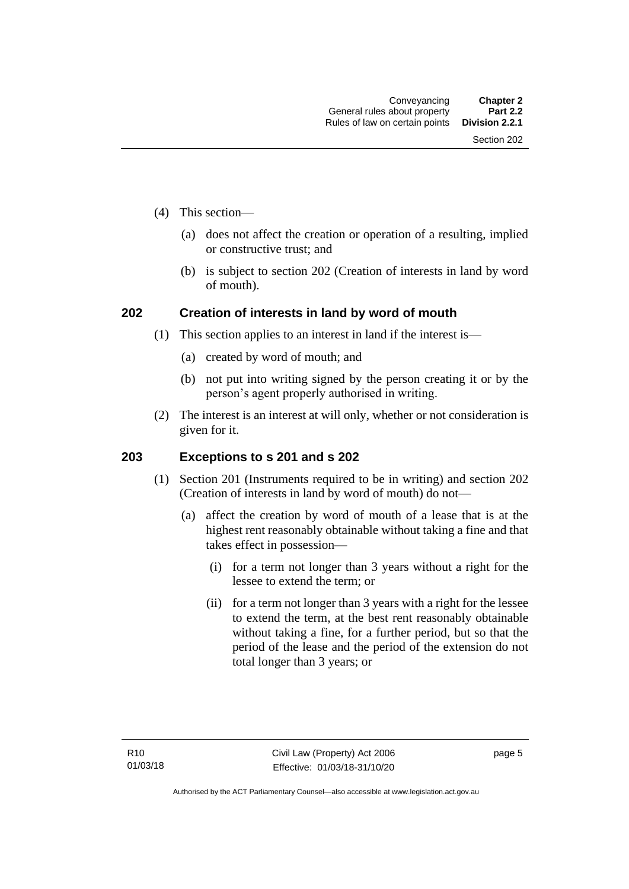(4) This section—

(a) does not affect the creation or operation of a resulting, implied or constructive trust; and

(b) is subject to section 202 (Creation of interests in land by word of mouth).

## 202 Creation of interests in land by word of mouth

(1) This section applies to an interest in land if the interest is—

(a) created by word of mouth; and

(b) not put into writing signed by the person creating it or by the person's agent properly authorised in writing.

(2) The interest is an interest at will only, whether or not consideration is given for it.

## 203 Exceptions to s 201 and s 202

(1) Section 201 (Instruments required to be in writing) and section 202 (Creation of interests in land by word of mouth) do not—

(a) affect the creation by word of mouth of a lease that is at the highest rent reasonably obtainable without taking a fine and that takes effect in possession—

(i) for a term not longer than 3 years without a right for the lessee to extend the term; or

(ii) for a term not longer than 3 years with a right for the lessee to extend the term, at the best rent reasonably obtainable without taking a fine, for a further period, but so that the period of the lease and the period of the extension do not total longer than 3 years; or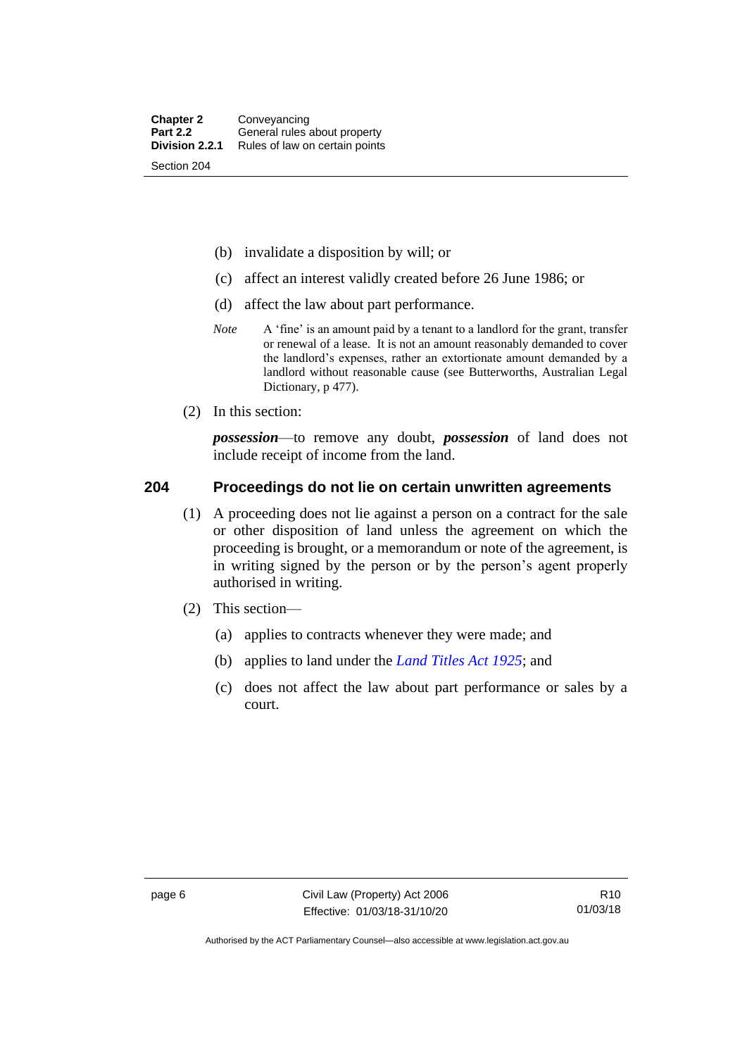(b) invalidate a disposition by will; or

(c) affect an interest validly created before 26 June 1986; or

(d) affect the law about part performance.

*Note* A 'fine' is an amount paid by a tenant to a landlord for the grant, transfer or renewal of a lease. It is not an amount reasonably demanded to cover the landlord's expenses, rather an extortionate amount demanded by a landlord without reasonable cause (see Butterworths, Australian Legal Dictionary, p 477).

(2) In this section:

***possession***—to remove any doubt, ***possession*** of land does not include receipt of income from the land.

## 204 Proceedings do not lie on certain unwritten agreements

(1) A proceeding does not lie against a person on a contract for the sale or other disposition of land unless the agreement on which the proceeding is brought, or a memorandum or note of the agreement, is in writing signed by the person or by the person's agent properly authorised in writing.

(2) This section—

(a) applies to contracts whenever they were made; and

(b) applies to land under the *Land Titles Act 1925*; and

(c) does not affect the law about part performance or sales by a court.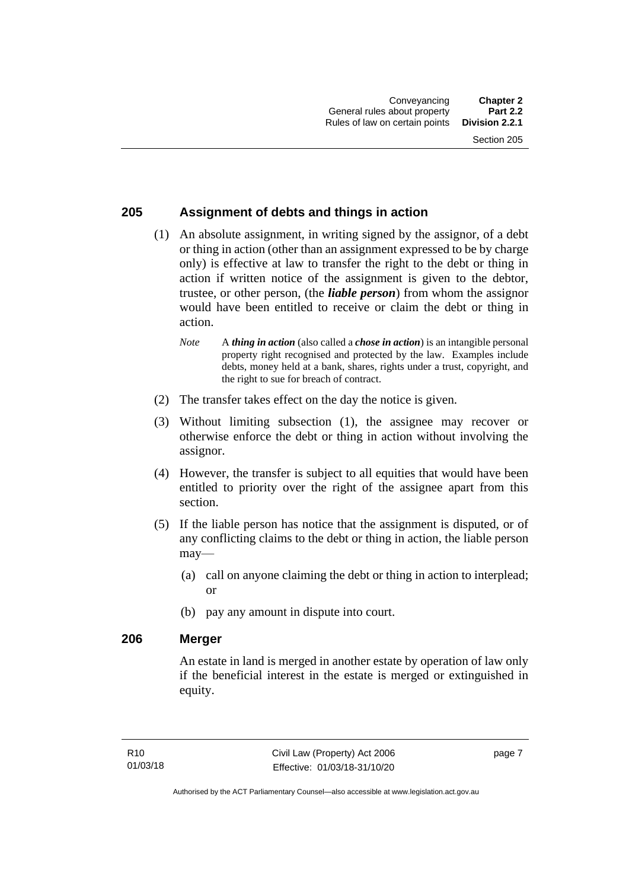## 205 Assignment of debts and things in action

(1) An absolute assignment, in writing signed by the assignor, of a debt or thing in action (other than an assignment expressed to be by charge only) is effective at law to transfer the right to the debt or thing in action if written notice of the assignment is given to the debtor, trustee, or other person, (the ***liable person***) from whom the assignor would have been entitled to receive or claim the debt or thing in action.

*Note* A ***thing in action*** (also called a ***chose in action***) is an intangible personal property right recognised and protected by the law. Examples include debts, money held at a bank, shares, rights under a trust, copyright, and the right to sue for breach of contract.

(2) The transfer takes effect on the day the notice is given.

(3) Without limiting subsection (1), the assignee may recover or otherwise enforce the debt or thing in action without involving the assignor.

(4) However, the transfer is subject to all equities that would have been entitled to priority over the right of the assignee apart from this section.

(5) If the liable person has notice that the assignment is disputed, or of any conflicting claims to the debt or thing in action, the liable person may—

(a) call on anyone claiming the debt or thing in action to interplead; or

(b) pay any amount in dispute into court.

## 206 Merger

An estate in land is merged in another estate by operation of law only if the beneficial interest in the estate is merged or extinguished in equity.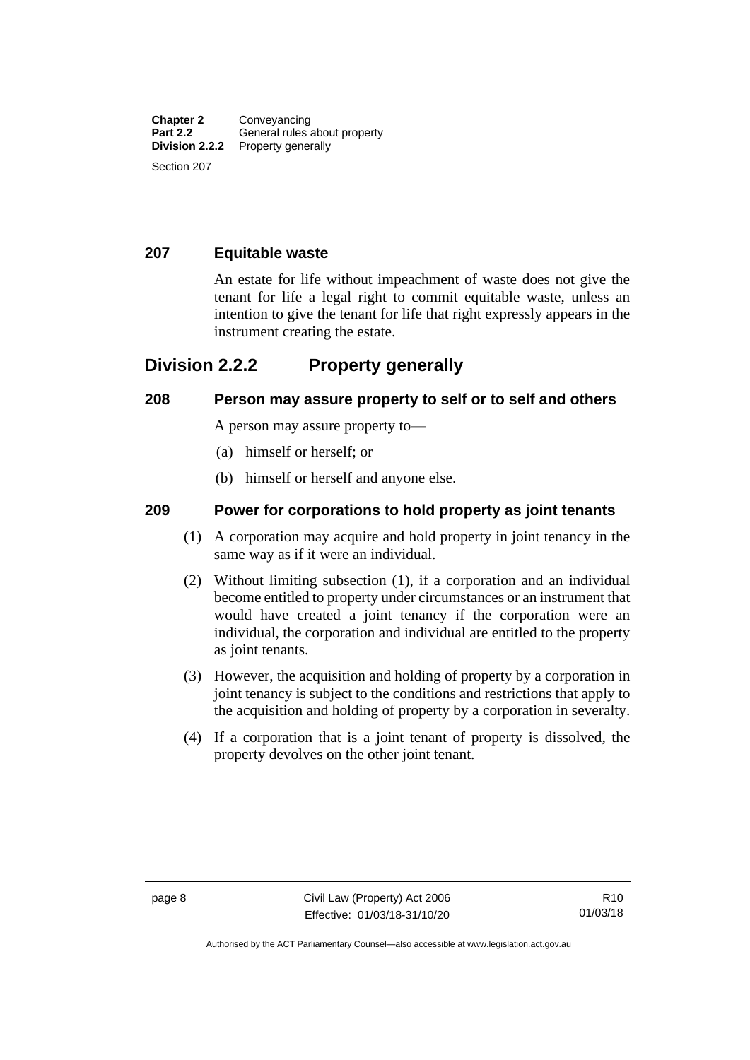### 207 Equitable waste

An estate for life without impeachment of waste does not give the tenant for life a legal right to commit equitable waste, unless an intention to give the tenant for life that right expressly appears in the instrument creating the estate.

## Division 2.2.2 Property generally

### 208 Person may assure property to self or to self and others

A person may assure property to—

(a) himself or herself; or

(b) himself or herself and anyone else.

### 209 Power for corporations to hold property as joint tenants

(1) A corporation may acquire and hold property in joint tenancy in the same way as if it were an individual.

(2) Without limiting subsection (1), if a corporation and an individual become entitled to property under circumstances or an instrument that would have created a joint tenancy if the corporation were an individual, the corporation and individual are entitled to the property as joint tenants.

(3) However, the acquisition and holding of property by a corporation in joint tenancy is subject to the conditions and restrictions that apply to the acquisition and holding of property by a corporation in severalty.

(4) If a corporation that is a joint tenant of property is dissolved, the property devolves on the other joint tenant.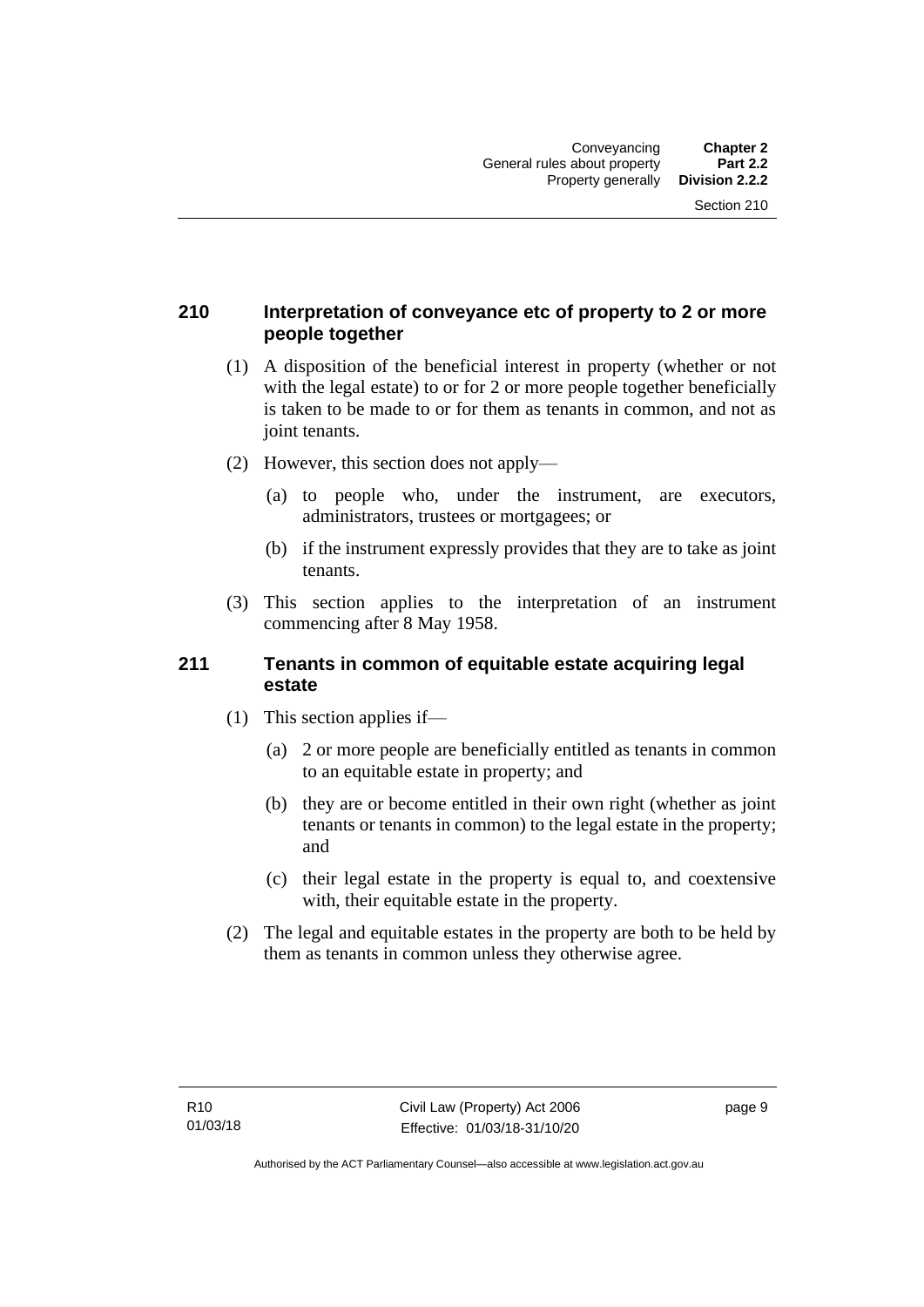## 210 Interpretation of conveyance etc of property to 2 or more people together

(1) A disposition of the beneficial interest in property (whether or not with the legal estate) to or for 2 or more people together beneficially is taken to be made to or for them as tenants in common, and not as joint tenants.

(2) However, this section does not apply—

(a) to people who, under the instrument, are executors, administrators, trustees or mortgagees; or

(b) if the instrument expressly provides that they are to take as joint tenants.

(3) This section applies to the interpretation of an instrument commencing after 8 May 1958.

## 211 Tenants in common of equitable estate acquiring legal estate

(1) This section applies if—

(a) 2 or more people are beneficially entitled as tenants in common to an equitable estate in property; and

(b) they are or become entitled in their own right (whether as joint tenants or tenants in common) to the legal estate in the property; and

(c) their legal estate in the property is equal to, and coextensive with, their equitable estate in the property.

(2) The legal and equitable estates in the property are both to be held by them as tenants in common unless they otherwise agree.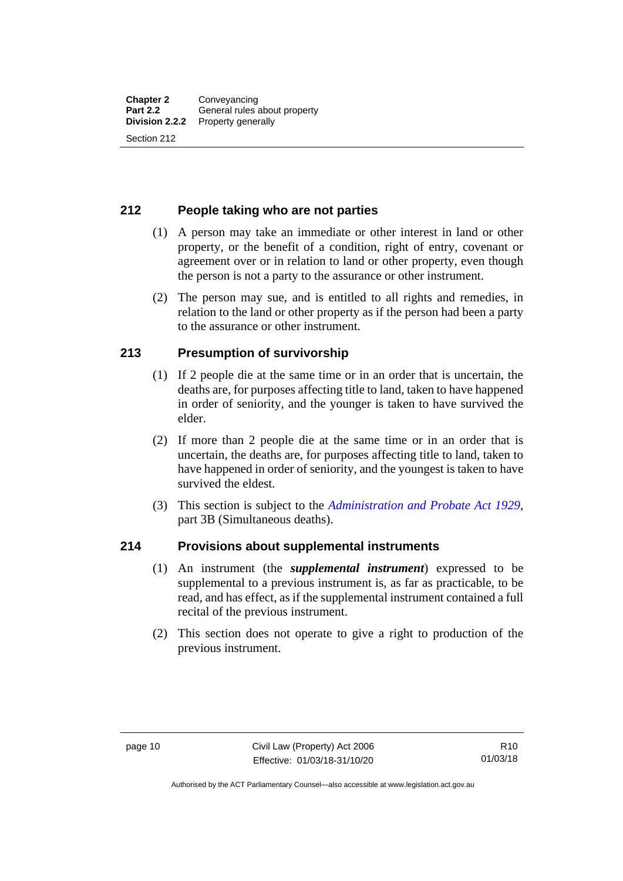## 212 People taking who are not parties

(1) A person may take an immediate or other interest in land or other property, or the benefit of a condition, right of entry, covenant or agreement over or in relation to land or other property, even though the person is not a party to the assurance or other instrument.

(2) The person may sue, and is entitled to all rights and remedies, in relation to the land or other property as if the person had been a party to the assurance or other instrument.

## 213 Presumption of survivorship

(1) If 2 people die at the same time or in an order that is uncertain, the deaths are, for purposes affecting title to land, taken to have happened in order of seniority, and the younger is taken to have survived the elder.

(2) If more than 2 people die at the same time or in an order that is uncertain, the deaths are, for purposes affecting title to land, taken to have happened in order of seniority, and the youngest is taken to have survived the eldest.

(3) This section is subject to the *Administration and Probate Act 1929*, part 3B (Simultaneous deaths).

## 214 Provisions about supplemental instruments

(1) An instrument (the ***supplemental instrument***) expressed to be supplemental to a previous instrument is, as far as practicable, to be read, and has effect, as if the supplemental instrument contained a full recital of the previous instrument.

(2) This section does not operate to give a right to production of the previous instrument.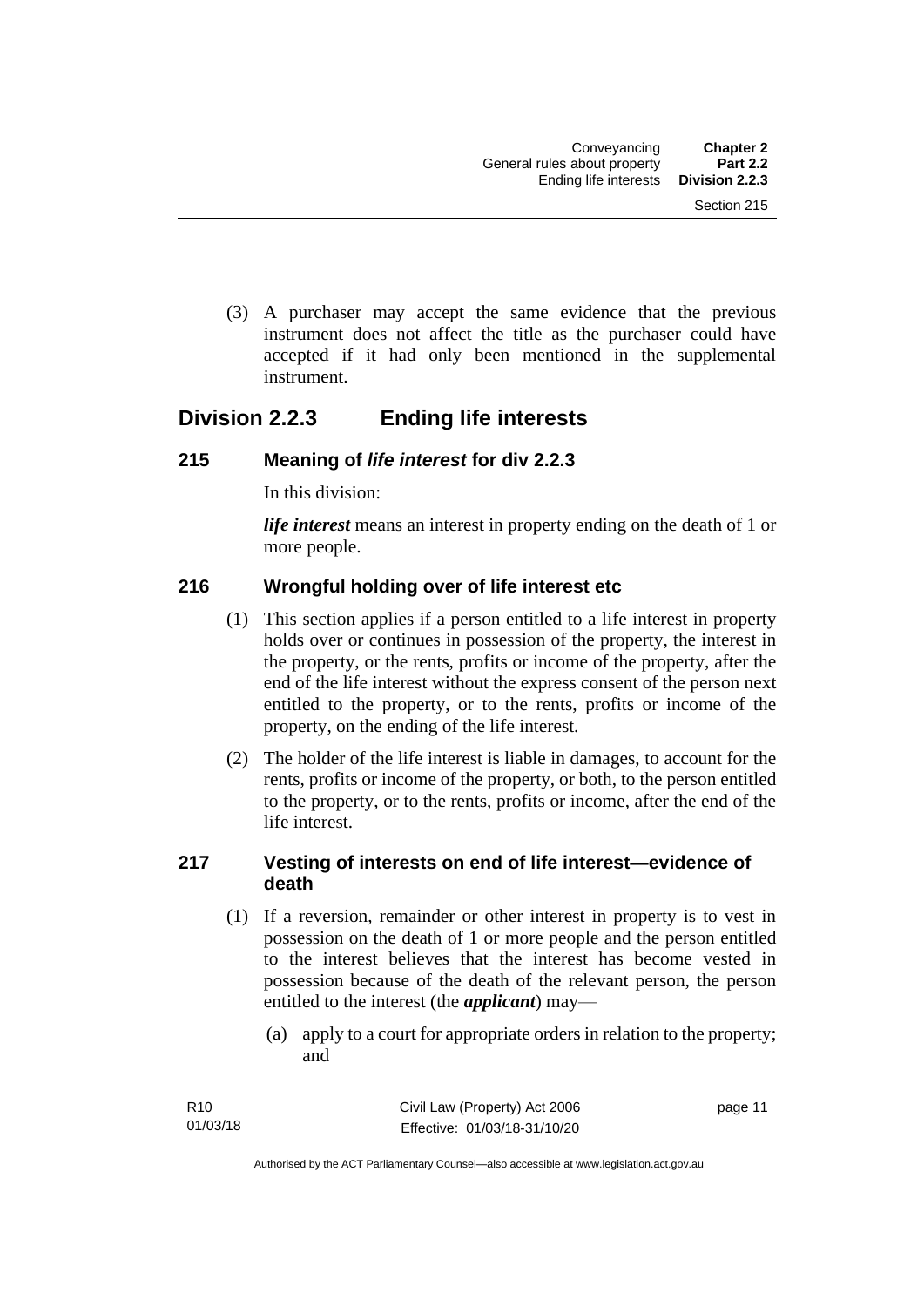(3) A purchaser may accept the same evidence that the previous instrument does not affect the title as the purchaser could have accepted if it had only been mentioned in the supplemental instrument.

## Division 2.2.3 Ending life interests

### 215 Meaning of *life interest* for div 2.2.3

In this division:

***life interest*** means an interest in property ending on the death of 1 or more people.

### 216 Wrongful holding over of life interest etc

(1) This section applies if a person entitled to a life interest in property holds over or continues in possession of the property, the interest in the property, or the rents, profits or income of the property, after the end of the life interest without the express consent of the person next entitled to the property, or to the rents, profits or income of the property, on the ending of the life interest.

(2) The holder of the life interest is liable in damages, to account for the rents, profits or income of the property, or both, to the person entitled to the property, or to the rents, profits or income, after the end of the life interest.

### 217 Vesting of interests on end of life interest—evidence of death

(1) If a reversion, remainder or other interest in property is to vest in possession on the death of 1 or more people and the person entitled to the interest believes that the interest has become vested in possession because of the death of the relevant person, the person entitled to the interest (the ***applicant***) may—

(a) apply to a court for appropriate orders in relation to the property; and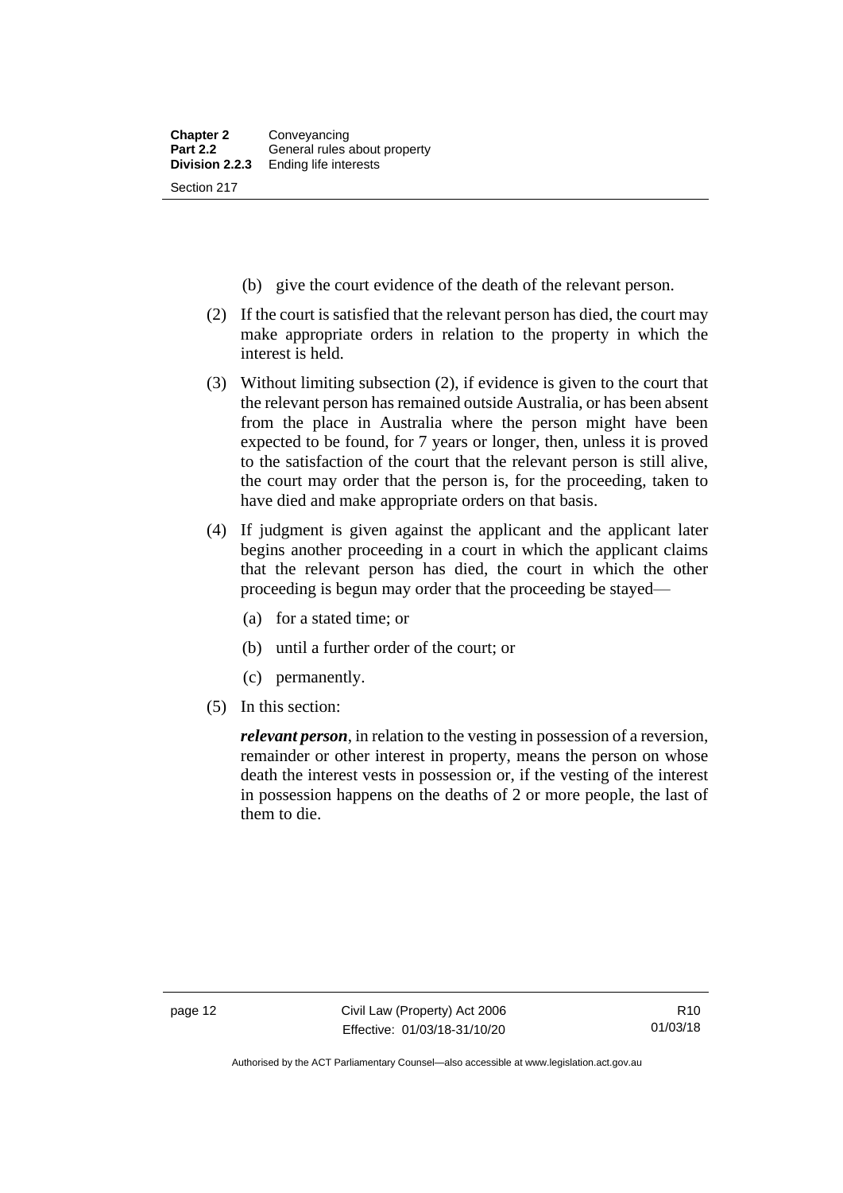(b) give the court evidence of the death of the relevant person.

(2) If the court is satisfied that the relevant person has died, the court may make appropriate orders in relation to the property in which the interest is held.

(3) Without limiting subsection (2), if evidence is given to the court that the relevant person has remained outside Australia, or has been absent from the place in Australia where the person might have been expected to be found, for 7 years or longer, then, unless it is proved to the satisfaction of the court that the relevant person is still alive, the court may order that the person is, for the proceeding, taken to have died and make appropriate orders on that basis.

(4) If judgment is given against the applicant and the applicant later begins another proceeding in a court in which the applicant claims that the relevant person has died, the court in which the other proceeding is begun may order that the proceeding be stayed—

(a) for a stated time; or

(b) until a further order of the court; or

(c) permanently.

(5) In this section:

***relevant person***, in relation to the vesting in possession of a reversion, remainder or other interest in property, means the person on whose death the interest vests in possession or, if the vesting of the interest in possession happens on the deaths of 2 or more people, the last of them to die.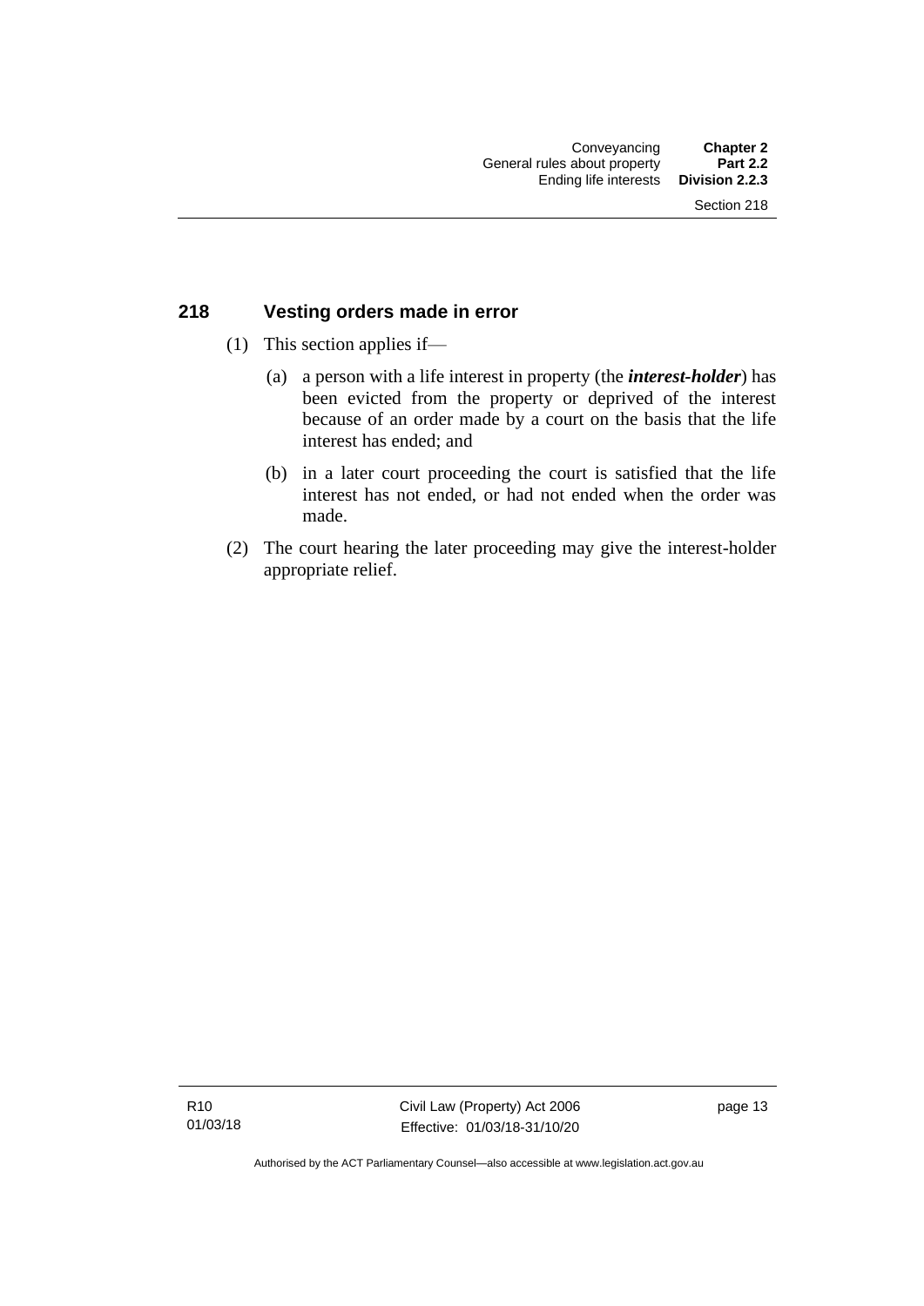## 218 Vesting orders made in error

(1) This section applies if—

(a) a person with a life interest in property (the ***interest-holder***) has been evicted from the property or deprived of the interest because of an order made by a court on the basis that the life interest has ended; and

(b) in a later court proceeding the court is satisfied that the life interest has not ended, or had not ended when the order was made.

(2) The court hearing the later proceeding may give the interest-holder appropriate relief.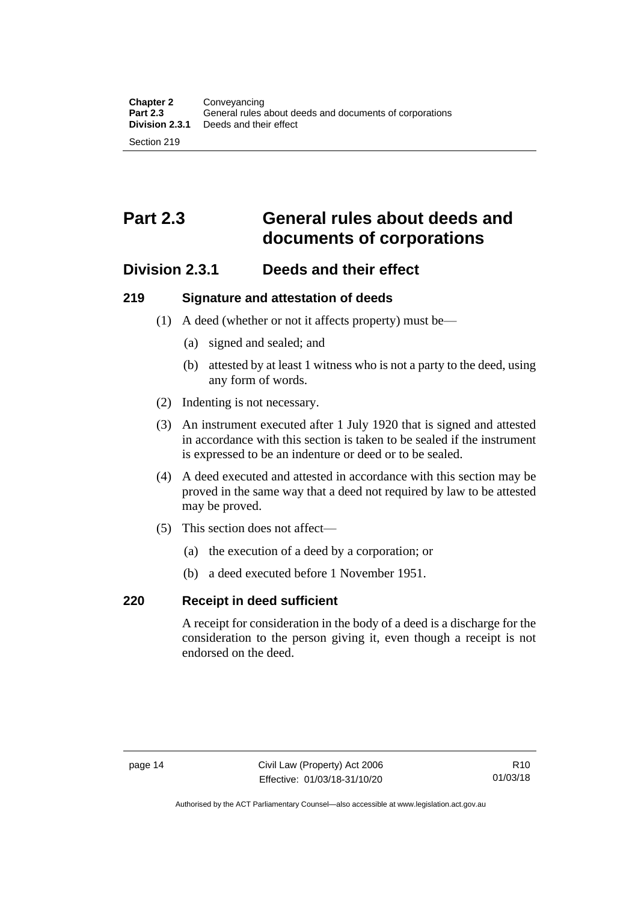# Part 2.3 General rules about deeds and documents of corporations

## Division 2.3.1 Deeds and their effect

### 219 Signature and attestation of deeds

(1) A deed (whether or not it affects property) must be—

(a) signed and sealed; and

(b) attested by at least 1 witness who is not a party to the deed, using any form of words.

(2) Indenting is not necessary.

(3) An instrument executed after 1 July 1920 that is signed and attested in accordance with this section is taken to be sealed if the instrument is expressed to be an indenture or deed or to be sealed.

(4) A deed executed and attested in accordance with this section may be proved in the same way that a deed not required by law to be attested may be proved.

(5) This section does not affect—

(a) the execution of a deed by a corporation; or

(b) a deed executed before 1 November 1951.

### 220 Receipt in deed sufficient

A receipt for consideration in the body of a deed is a discharge for the consideration to the person giving it, even though a receipt is not endorsed on the deed.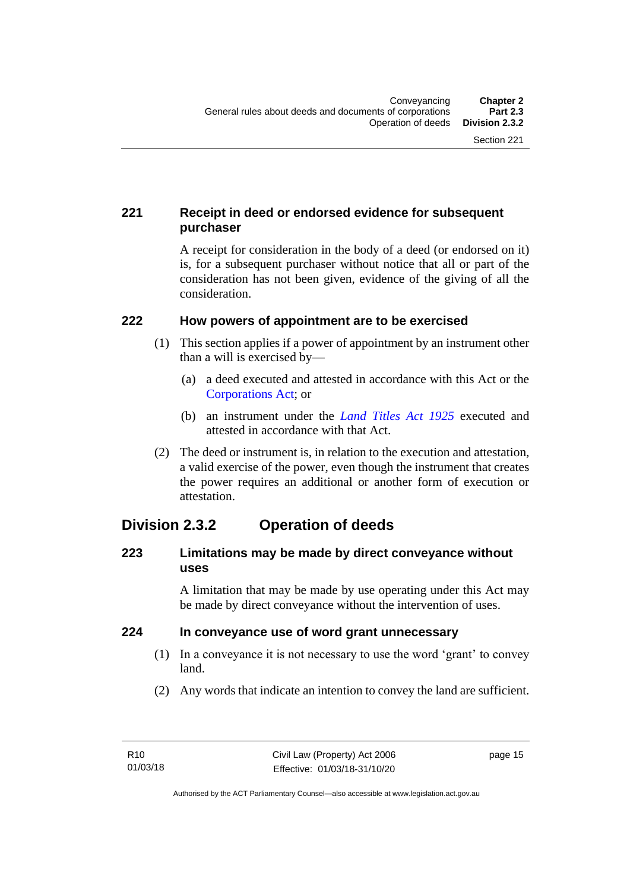### 221 Receipt in deed or endorsed evidence for subsequent purchaser

A receipt for consideration in the body of a deed (or endorsed on it) is, for a subsequent purchaser without notice that all or part of the consideration has not been given, evidence of the giving of all the consideration.

### 222 How powers of appointment are to be exercised

(1) This section applies if a power of appointment by an instrument other than a will is exercised by—

(a) a deed executed and attested in accordance with this Act or the Corporations Act; or

(b) an instrument under the *Land Titles Act 1925* executed and attested in accordance with that Act.

(2) The deed or instrument is, in relation to the execution and attestation, a valid exercise of the power, even though the instrument that creates the power requires an additional or another form of execution or attestation.

## Division 2.3.2 Operation of deeds

### 223 Limitations may be made by direct conveyance without uses

A limitation that may be made by use operating under this Act may be made by direct conveyance without the intervention of uses.

### 224 In conveyance use of word grant unnecessary

(1) In a conveyance it is not necessary to use the word 'grant' to convey land.

(2) Any words that indicate an intention to convey the land are sufficient.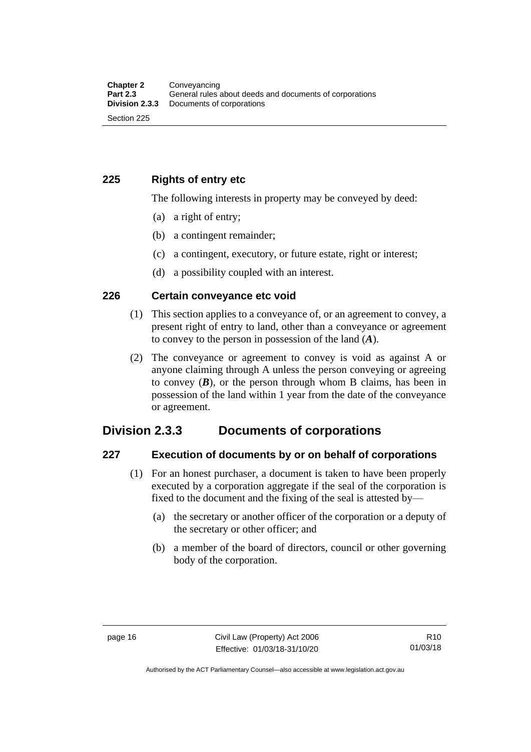### 225 Rights of entry etc

The following interests in property may be conveyed by deed:

(a) a right of entry;

(b) a contingent remainder;

(c) a contingent, executory, or future estate, right or interest;

(d) a possibility coupled with an interest.

### 226 Certain conveyance etc void

(1) This section applies to a conveyance of, or an agreement to convey, a present right of entry to land, other than a conveyance or agreement to convey to the person in possession of the land (***A***).

(2) The conveyance or agreement to convey is void as against A or anyone claiming through A unless the person conveying or agreeing to convey (***B***), or the person through whom B claims, has been in possession of the land within 1 year from the date of the conveyance or agreement.

## Division 2.3.3 Documents of corporations

### 227 Execution of documents by or on behalf of corporations

(1) For an honest purchaser, a document is taken to have been properly executed by a corporation aggregate if the seal of the corporation is fixed to the document and the fixing of the seal is attested by—

(a) the secretary or another officer of the corporation or a deputy of the secretary or other officer; and

(b) a member of the board of directors, council or other governing body of the corporation.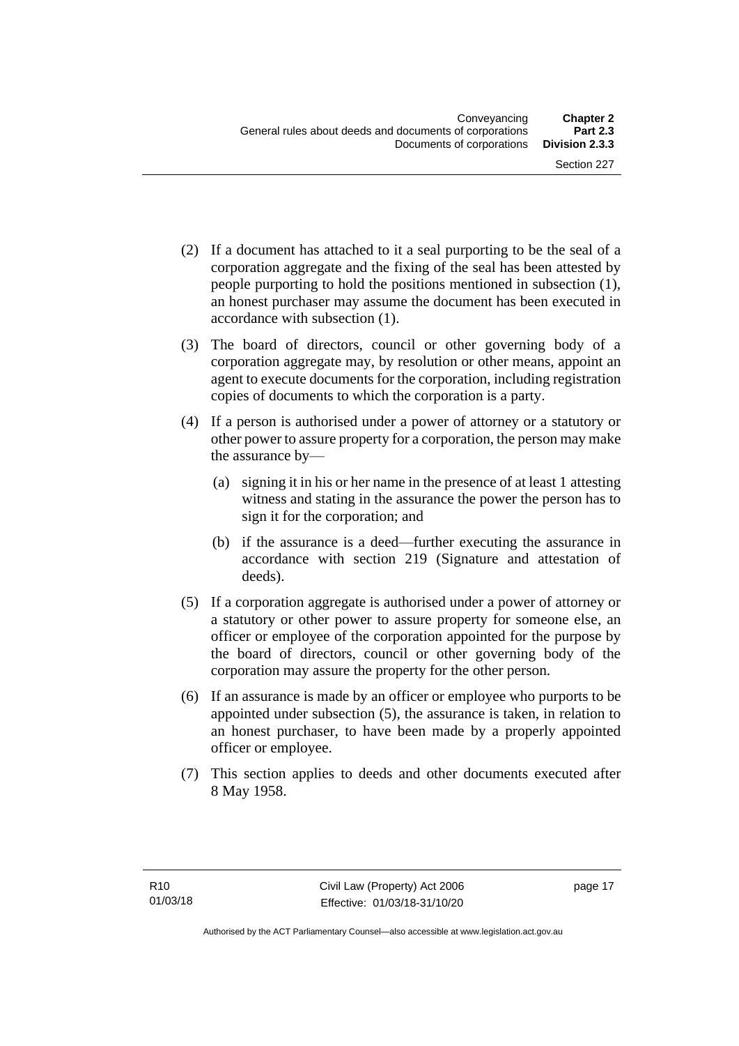(2) If a document has attached to it a seal purporting to be the seal of a corporation aggregate and the fixing of the seal has been attested by people purporting to hold the positions mentioned in subsection (1), an honest purchaser may assume the document has been executed in accordance with subsection (1).

(3) The board of directors, council or other governing body of a corporation aggregate may, by resolution or other means, appoint an agent to execute documents for the corporation, including registration copies of documents to which the corporation is a party.

(4) If a person is authorised under a power of attorney or a statutory or other power to assure property for a corporation, the person may make the assurance by—

   (a) signing it in his or her name in the presence of at least 1 attesting witness and stating in the assurance the power the person has to sign it for the corporation; and

   (b) if the assurance is a deed—further executing the assurance in accordance with section 219 (Signature and attestation of deeds).

(5) If a corporation aggregate is authorised under a power of attorney or a statutory or other power to assure property for someone else, an officer or employee of the corporation appointed for the purpose by the board of directors, council or other governing body of the corporation may assure the property for the other person.

(6) If an assurance is made by an officer or employee who purports to be appointed under subsection (5), the assurance is taken, in relation to an honest purchaser, to have been made by a properly appointed officer or employee.

(7) This section applies to deeds and other documents executed after 8 May 1958.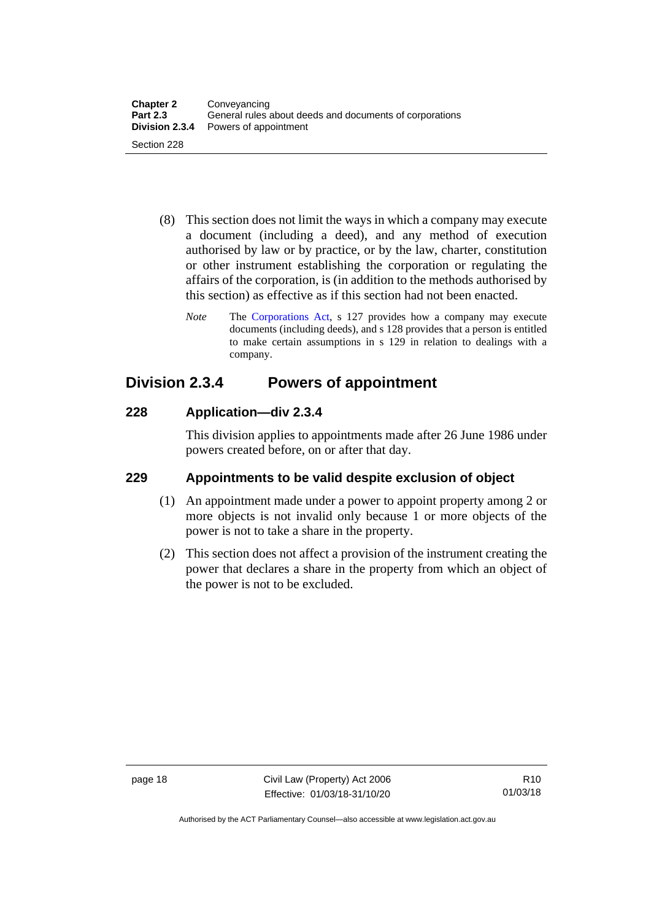(8) This section does not limit the ways in which a company may execute a document (including a deed), and any method of execution authorised by law or by practice, or by the law, charter, constitution or other instrument establishing the corporation or regulating the affairs of the corporation, is (in addition to the methods authorised by this section) as effective as if this section had not been enacted.

*Note* The Corporations Act, s 127 provides how a company may execute documents (including deeds), and s 128 provides that a person is entitled to make certain assumptions in s 129 in relation to dealings with a company.

## Division 2.3.4 Powers of appointment

### 228 Application—div 2.3.4

This division applies to appointments made after 26 June 1986 under powers created before, on or after that day.

### 229 Appointments to be valid despite exclusion of object

(1) An appointment made under a power to appoint property among 2 or more objects is not invalid only because 1 or more objects of the power is not to take a share in the property.

(2) This section does not affect a provision of the instrument creating the power that declares a share in the property from which an object of the power is not to be excluded.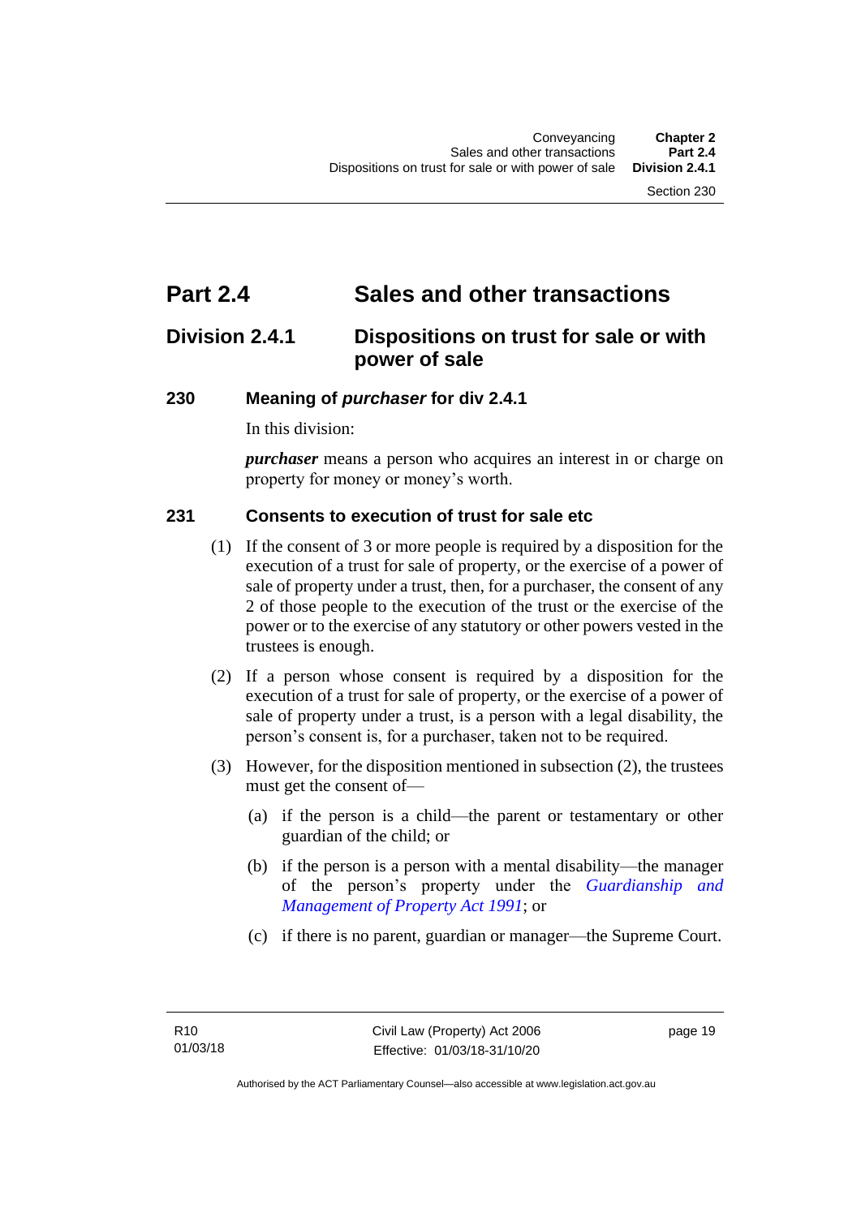# Part 2.4 Sales and other transactions

## Division 2.4.1 Dispositions on trust for sale or with power of sale

### 230 Meaning of *purchaser* for div 2.4.1

In this division:

***purchaser*** means a person who acquires an interest in or charge on property for money or money's worth.

### 231 Consents to execution of trust for sale etc

(1) If the consent of 3 or more people is required by a disposition for the execution of a trust for sale of property, or the exercise of a power of sale of property under a trust, then, for a purchaser, the consent of any 2 of those people to the execution of the trust or the exercise of the power or to the exercise of any statutory or other powers vested in the trustees is enough.

(2) If a person whose consent is required by a disposition for the execution of a trust for sale of property, or the exercise of a power of sale of property under a trust, is a person with a legal disability, the person's consent is, for a purchaser, taken not to be required.

(3) However, for the disposition mentioned in subsection (2), the trustees must get the consent of—

(a) if the person is a child—the parent or testamentary or other guardian of the child; or

(b) if the person is a person with a mental disability—the manager of the person's property under the *Guardianship and Management of Property Act 1991*; or

(c) if there is no parent, guardian or manager—the Supreme Court.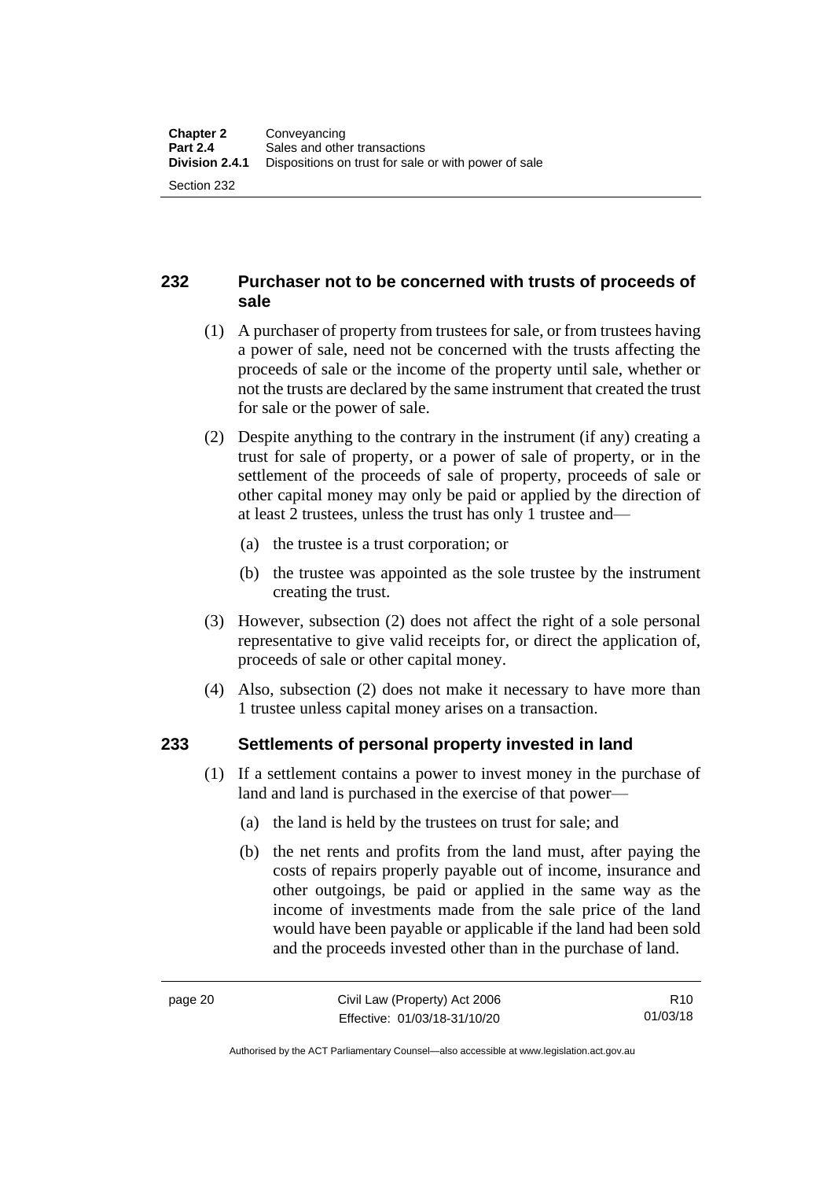## 232 Purchaser not to be concerned with trusts of proceeds of sale

(1) A purchaser of property from trustees for sale, or from trustees having a power of sale, need not be concerned with the trusts affecting the proceeds of sale or the income of the property until sale, whether or not the trusts are declared by the same instrument that created the trust for sale or the power of sale.

(2) Despite anything to the contrary in the instrument (if any) creating a trust for sale of property, or a power of sale of property, or in the settlement of the proceeds of sale of property, proceeds of sale or other capital money may only be paid or applied by the direction of at least 2 trustees, unless the trust has only 1 trustee and—

(a) the trustee is a trust corporation; or

(b) the trustee was appointed as the sole trustee by the instrument creating the trust.

(3) However, subsection (2) does not affect the right of a sole personal representative to give valid receipts for, or direct the application of, proceeds of sale or other capital money.

(4) Also, subsection (2) does not make it necessary to have more than 1 trustee unless capital money arises on a transaction.

## 233 Settlements of personal property invested in land

(1) If a settlement contains a power to invest money in the purchase of land and land is purchased in the exercise of that power—

(a) the land is held by the trustees on trust for sale; and

(b) the net rents and profits from the land must, after paying the costs of repairs properly payable out of income, insurance and other outgoings, be paid or applied in the same way as the income of investments made from the sale price of the land would have been payable or applicable if the land had been sold and the proceeds invested other than in the purchase of land.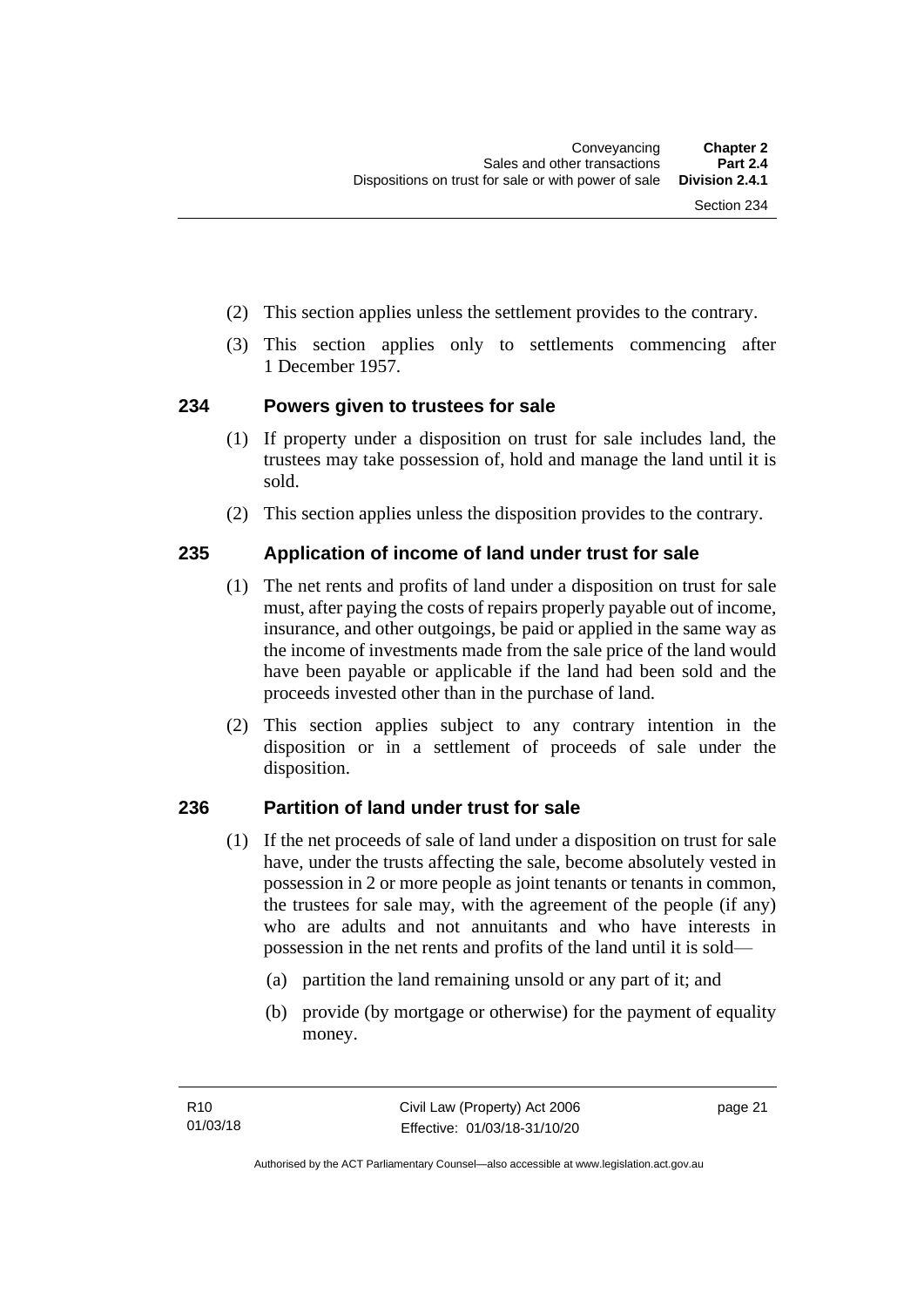(2) This section applies unless the settlement provides to the contrary.

(3) This section applies only to settlements commencing after 1 December 1957.

## 234 Powers given to trustees for sale

(1) If property under a disposition on trust for sale includes land, the trustees may take possession of, hold and manage the land until it is sold.

(2) This section applies unless the disposition provides to the contrary.

## 235 Application of income of land under trust for sale

(1) The net rents and profits of land under a disposition on trust for sale must, after paying the costs of repairs properly payable out of income, insurance, and other outgoings, be paid or applied in the same way as the income of investments made from the sale price of the land would have been payable or applicable if the land had been sold and the proceeds invested other than in the purchase of land.

(2) This section applies subject to any contrary intention in the disposition or in a settlement of proceeds of sale under the disposition.

## 236 Partition of land under trust for sale

(1) If the net proceeds of sale of land under a disposition on trust for sale have, under the trusts affecting the sale, become absolutely vested in possession in 2 or more people as joint tenants or tenants in common, the trustees for sale may, with the agreement of the people (if any) who are adults and not annuitants and who have interests in possession in the net rents and profits of the land until it is sold—

(a) partition the land remaining unsold or any part of it; and

(b) provide (by mortgage or otherwise) for the payment of equality money.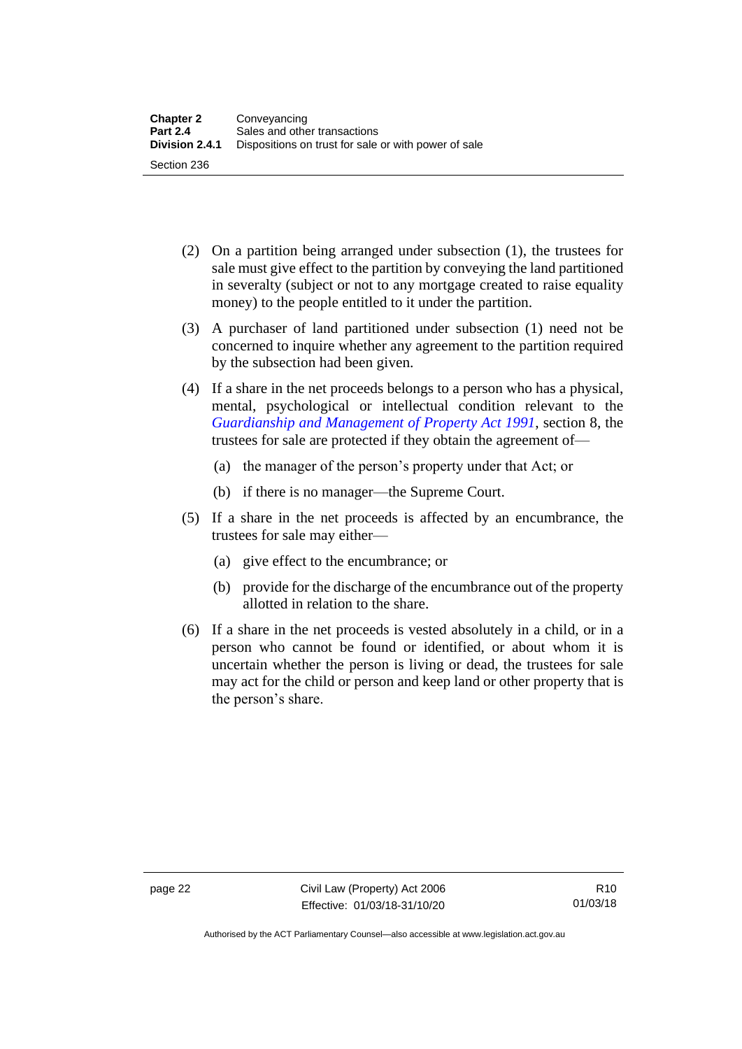(2) On a partition being arranged under subsection (1), the trustees for sale must give effect to the partition by conveying the land partitioned in severalty (subject or not to any mortgage created to raise equality money) to the people entitled to it under the partition.

(3) A purchaser of land partitioned under subsection (1) need not be concerned to inquire whether any agreement to the partition required by the subsection had been given.

(4) If a share in the net proceeds belongs to a person who has a physical, mental, psychological or intellectual condition relevant to the *Guardianship and Management of Property Act 1991*, section 8, the trustees for sale are protected if they obtain the agreement of—

(a) the manager of the person's property under that Act; or

(b) if there is no manager—the Supreme Court.

(5) If a share in the net proceeds is affected by an encumbrance, the trustees for sale may either—

(a) give effect to the encumbrance; or

(b) provide for the discharge of the encumbrance out of the property allotted in relation to the share.

(6) If a share in the net proceeds is vested absolutely in a child, or in a person who cannot be found or identified, or about whom it is uncertain whether the person is living or dead, the trustees for sale may act for the child or person and keep land or other property that is the person's share.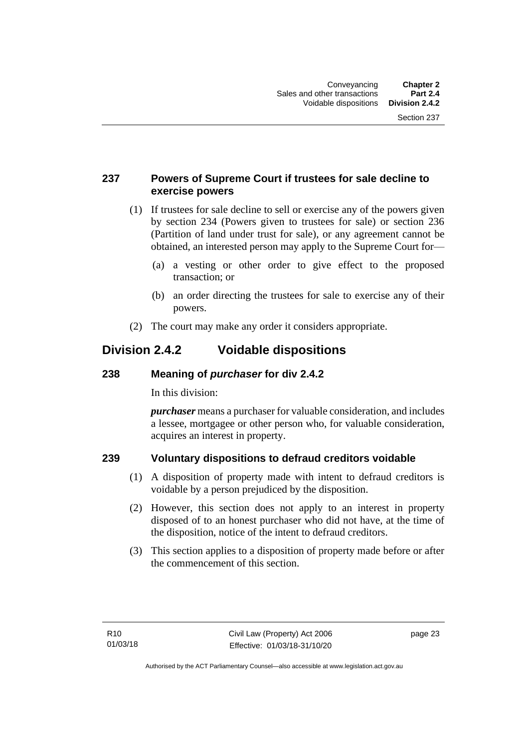### 237 Powers of Supreme Court if trustees for sale decline to exercise powers

(1) If trustees for sale decline to sell or exercise any of the powers given by section 234 (Powers given to trustees for sale) or section 236 (Partition of land under trust for sale), or any agreement cannot be obtained, an interested person may apply to the Supreme Court for—

(a) a vesting or other order to give effect to the proposed transaction; or

(b) an order directing the trustees for sale to exercise any of their powers.

(2) The court may make any order it considers appropriate.

## Division 2.4.2 Voidable dispositions

### 238 Meaning of *purchaser* for div 2.4.2

In this division:

***purchaser*** means a purchaser for valuable consideration, and includes a lessee, mortgagee or other person who, for valuable consideration, acquires an interest in property.

### 239 Voluntary dispositions to defraud creditors voidable

(1) A disposition of property made with intent to defraud creditors is voidable by a person prejudiced by the disposition.

(2) However, this section does not apply to an interest in property disposed of to an honest purchaser who did not have, at the time of the disposition, notice of the intent to defraud creditors.

(3) This section applies to a disposition of property made before or after the commencement of this section.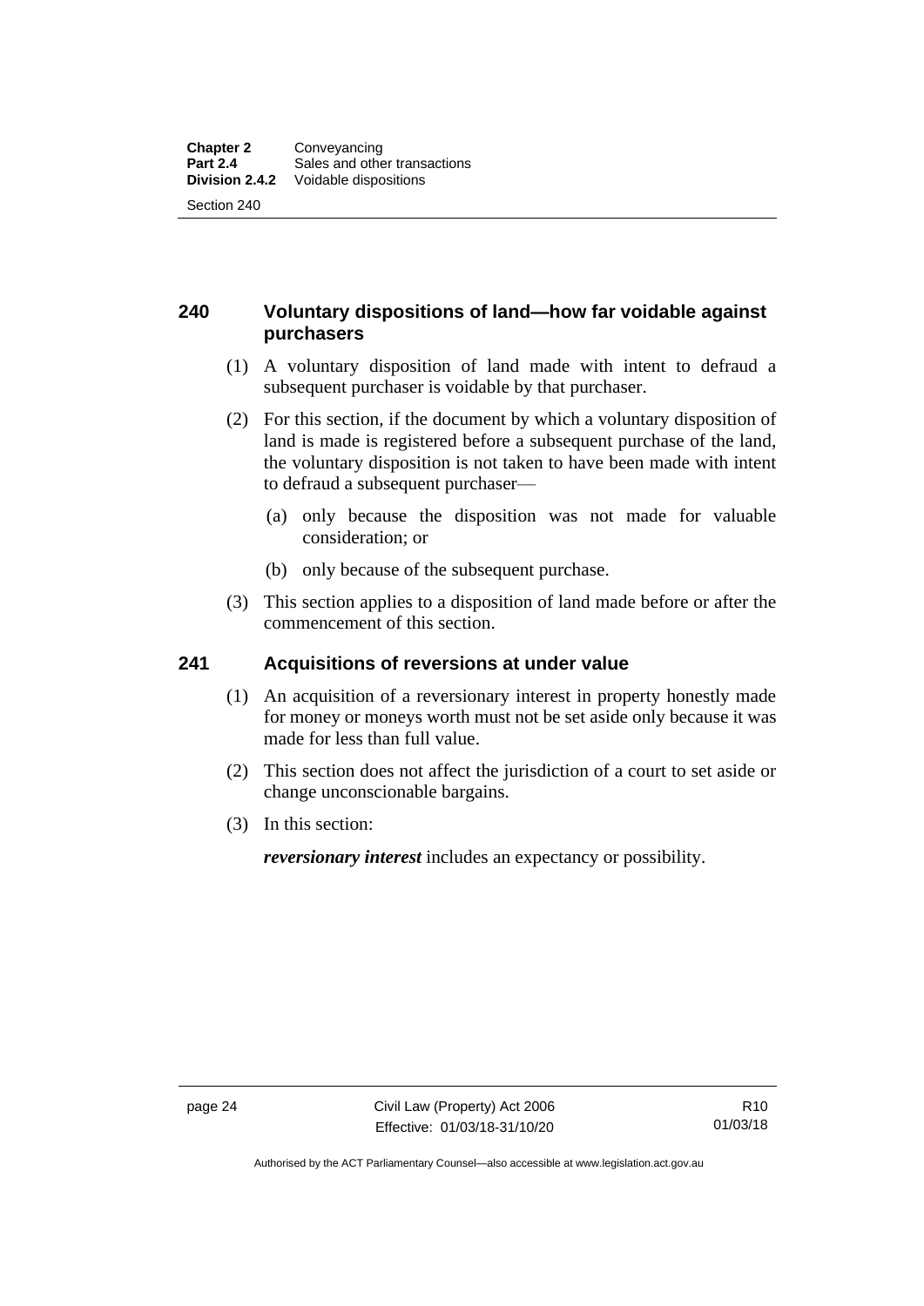## 240 Voluntary dispositions of land—how far voidable against purchasers

(1) A voluntary disposition of land made with intent to defraud a subsequent purchaser is voidable by that purchaser.

(2) For this section, if the document by which a voluntary disposition of land is made is registered before a subsequent purchase of the land, the voluntary disposition is not taken to have been made with intent to defraud a subsequent purchaser—

(a) only because the disposition was not made for valuable consideration; or

(b) only because of the subsequent purchase.

(3) This section applies to a disposition of land made before or after the commencement of this section.

## 241 Acquisitions of reversions at under value

(1) An acquisition of a reversionary interest in property honestly made for money or moneys worth must not be set aside only because it was made for less than full value.

(2) This section does not affect the jurisdiction of a court to set aside or change unconscionable bargains.

(3) In this section:

***reversionary interest*** includes an expectancy or possibility.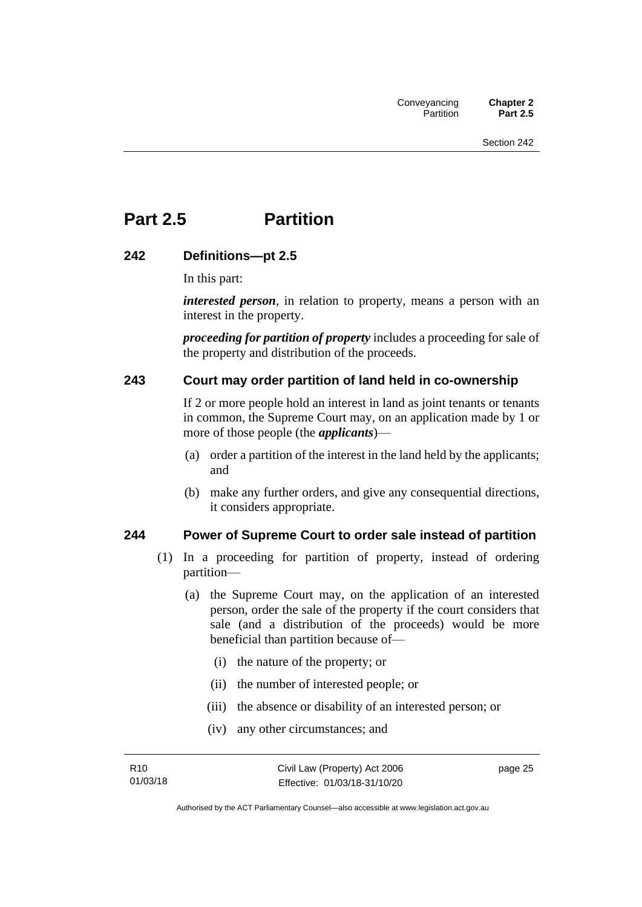# Part 2.5 Partition

## 242 Definitions—pt 2.5

In this part:

***interested person***, in relation to property, means a person with an interest in the property.

***proceeding for partition of property*** includes a proceeding for sale of the property and distribution of the proceeds.

## 243 Court may order partition of land held in co-ownership

If 2 or more people hold an interest in land as joint tenants or tenants in common, the Supreme Court may, on an application made by 1 or more of those people (the ***applicants***)—

(a) order a partition of the interest in the land held by the applicants; and

(b) make any further orders, and give any consequential directions, it considers appropriate.

## 244 Power of Supreme Court to order sale instead of partition

(1) In a proceeding for partition of property, instead of ordering partition—

(a) the Supreme Court may, on the application of an interested person, order the sale of the property if the court considers that sale (and a distribution of the proceeds) would be more beneficial than partition because of—

(i) the nature of the property; or

(ii) the number of interested people; or

(iii) the absence or disability of an interested person; or

(iv) any other circumstances; and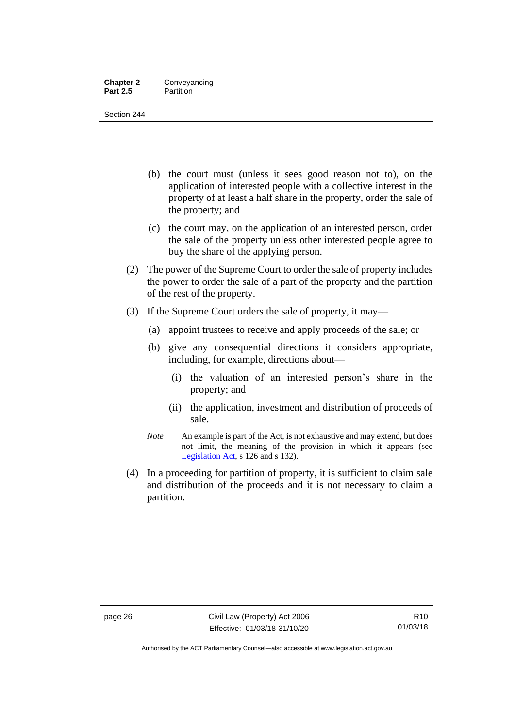(b) the court must (unless it sees good reason not to), on the application of interested people with a collective interest in the property of at least a half share in the property, order the sale of the property; and

(c) the court may, on the application of an interested person, order the sale of the property unless other interested people agree to buy the share of the applying person.

(2) The power of the Supreme Court to order the sale of property includes the power to order the sale of a part of the property and the partition of the rest of the property.

(3) If the Supreme Court orders the sale of property, it may—

(a) appoint trustees to receive and apply proceeds of the sale; or

(b) give any consequential directions it considers appropriate, including, for example, directions about—

(i) the valuation of an interested person's share in the property; and

(ii) the application, investment and distribution of proceeds of sale.

*Note* An example is part of the Act, is not exhaustive and may extend, but does not limit, the meaning of the provision in which it appears (see Legislation Act, s 126 and s 132).

(4) In a proceeding for partition of property, it is sufficient to claim sale and distribution of the proceeds and it is not necessary to claim a partition.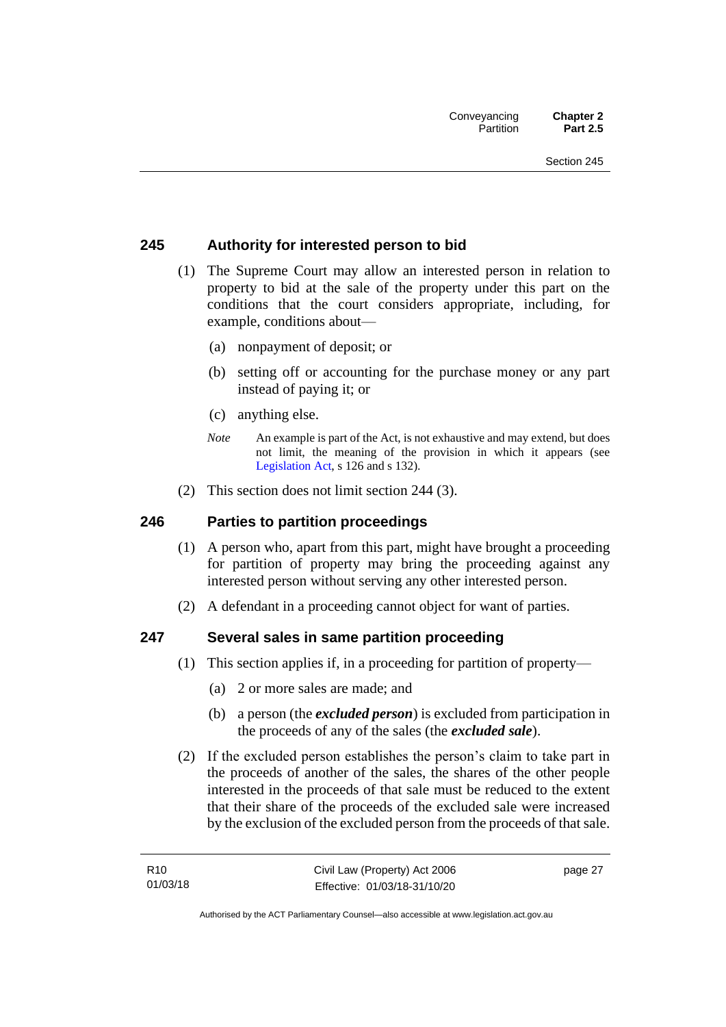## 245 Authority for interested person to bid

(1) The Supreme Court may allow an interested person in relation to property to bid at the sale of the property under this part on the conditions that the court considers appropriate, including, for example, conditions about—

(a) nonpayment of deposit; or

(b) setting off or accounting for the purchase money or any part instead of paying it; or

(c) anything else.

*Note* An example is part of the Act, is not exhaustive and may extend, but does not limit, the meaning of the provision in which it appears (see Legislation Act, s 126 and s 132).

(2) This section does not limit section 244 (3).

## 246 Parties to partition proceedings

(1) A person who, apart from this part, might have brought a proceeding for partition of property may bring the proceeding against any interested person without serving any other interested person.

(2) A defendant in a proceeding cannot object for want of parties.

## 247 Several sales in same partition proceeding

(1) This section applies if, in a proceeding for partition of property—

(a) 2 or more sales are made; and

(b) a person (the ***excluded person***) is excluded from participation in the proceeds of any of the sales (the ***excluded sale***).

(2) If the excluded person establishes the person's claim to take part in the proceeds of another of the sales, the shares of the other people interested in the proceeds of that sale must be reduced to the extent that their share of the proceeds of the excluded sale were increased by the exclusion of the excluded person from the proceeds of that sale.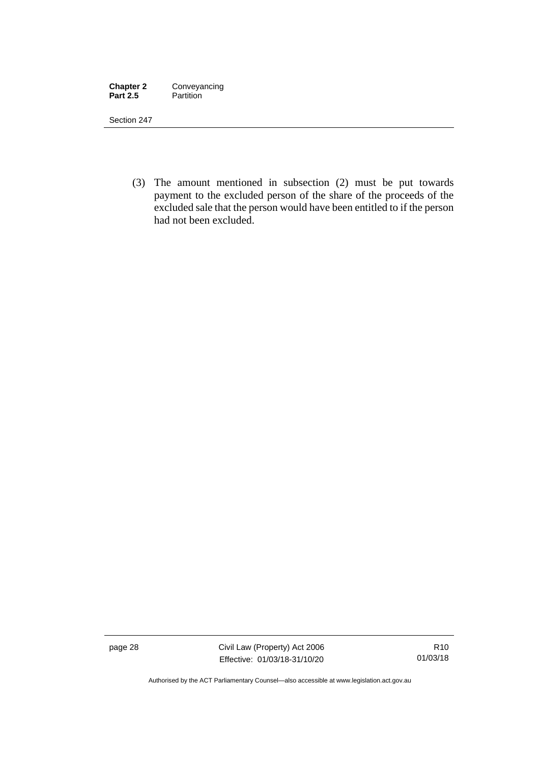(3) The amount mentioned in subsection (2) must be put towards payment to the excluded person of the share of the proceeds of the excluded sale that the person would have been entitled to if the person had not been excluded.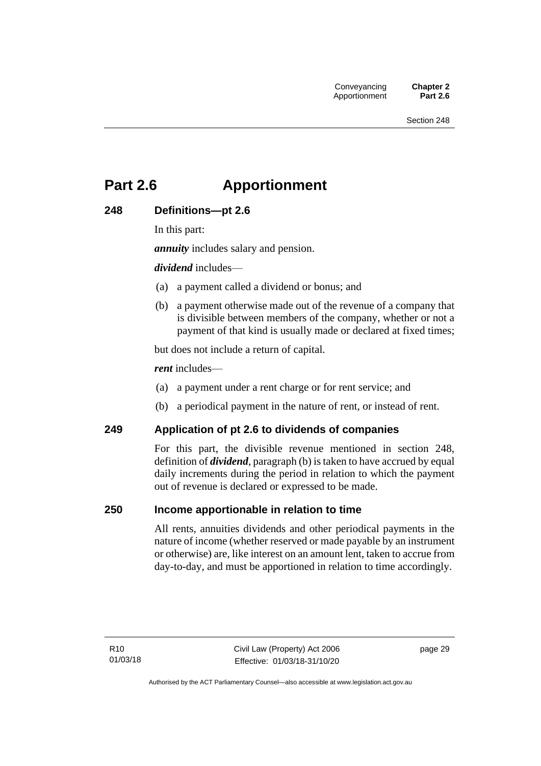# Part 2.6 Apportionment

## 248 Definitions—pt 2.6

In this part:

***annuity*** includes salary and pension.

***dividend*** includes—

(a) a payment called a dividend or bonus; and

(b) a payment otherwise made out of the revenue of a company that is divisible between members of the company, whether or not a payment of that kind is usually made or declared at fixed times;

but does not include a return of capital.

***rent*** includes—

(a) a payment under a rent charge or for rent service; and

(b) a periodical payment in the nature of rent, or instead of rent.

## 249 Application of pt 2.6 to dividends of companies

For this part, the divisible revenue mentioned in section 248, definition of ***dividend***, paragraph (b) is taken to have accrued by equal daily increments during the period in relation to which the payment out of revenue is declared or expressed to be made.

## 250 Income apportionable in relation to time

All rents, annuities dividends and other periodical payments in the nature of income (whether reserved or made payable by an instrument or otherwise) are, like interest on an amount lent, taken to accrue from day-to-day, and must be apportioned in relation to time accordingly.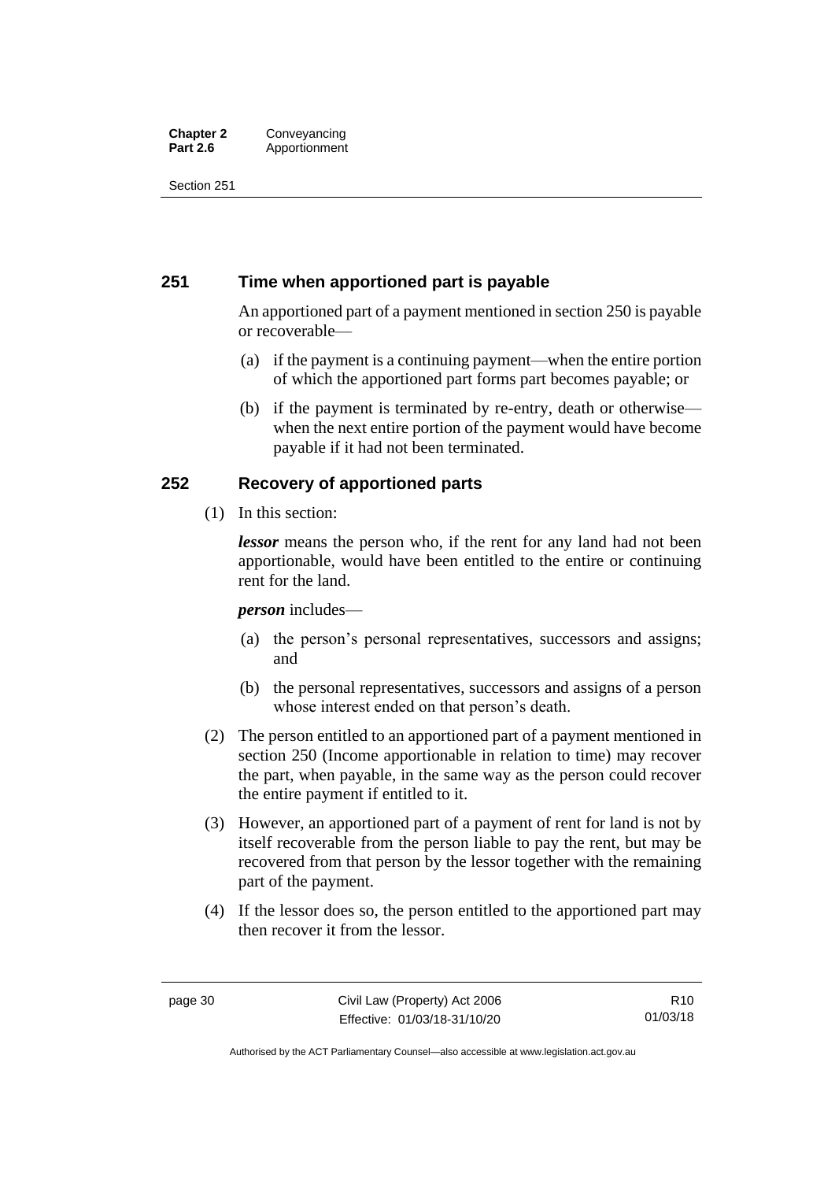## 251 Time when apportioned part is payable

An apportioned part of a payment mentioned in section 250 is payable or recoverable—

(a) if the payment is a continuing payment—when the entire portion of which the apportioned part forms part becomes payable; or

(b) if the payment is terminated by re-entry, death or otherwise—when the next entire portion of the payment would have become payable if it had not been terminated.

## 252 Recovery of apportioned parts

(1) In this section:

***lessor*** means the person who, if the rent for any land had not been apportionable, would have been entitled to the entire or continuing rent for the land.

***person*** includes—

(a) the person's personal representatives, successors and assigns; and

(b) the personal representatives, successors and assigns of a person whose interest ended on that person's death.

(2) The person entitled to an apportioned part of a payment mentioned in section 250 (Income apportionable in relation to time) may recover the part, when payable, in the same way as the person could recover the entire payment if entitled to it.

(3) However, an apportioned part of a payment of rent for land is not by itself recoverable from the person liable to pay the rent, but may be recovered from that person by the lessor together with the remaining part of the payment.

(4) If the lessor does so, the person entitled to the apportioned part may then recover it from the lessor.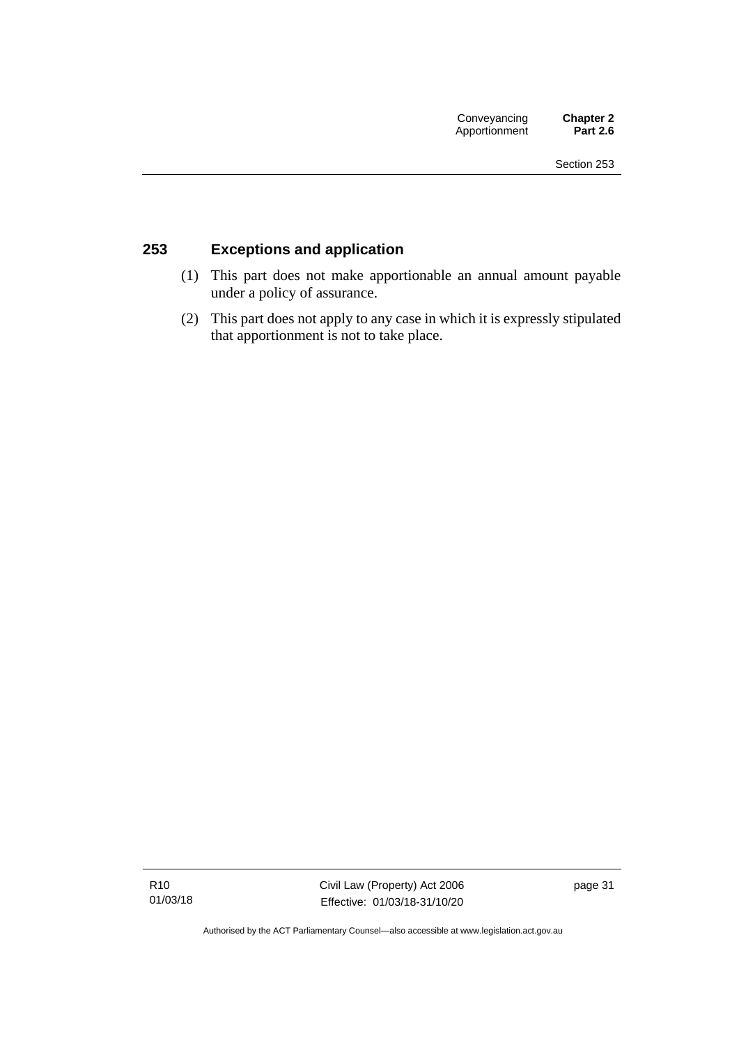## 253 Exceptions and application

(1) This part does not make apportionable an annual amount payable under a policy of assurance.

(2) This part does not apply to any case in which it is expressly stipulated that apportionment is not to take place.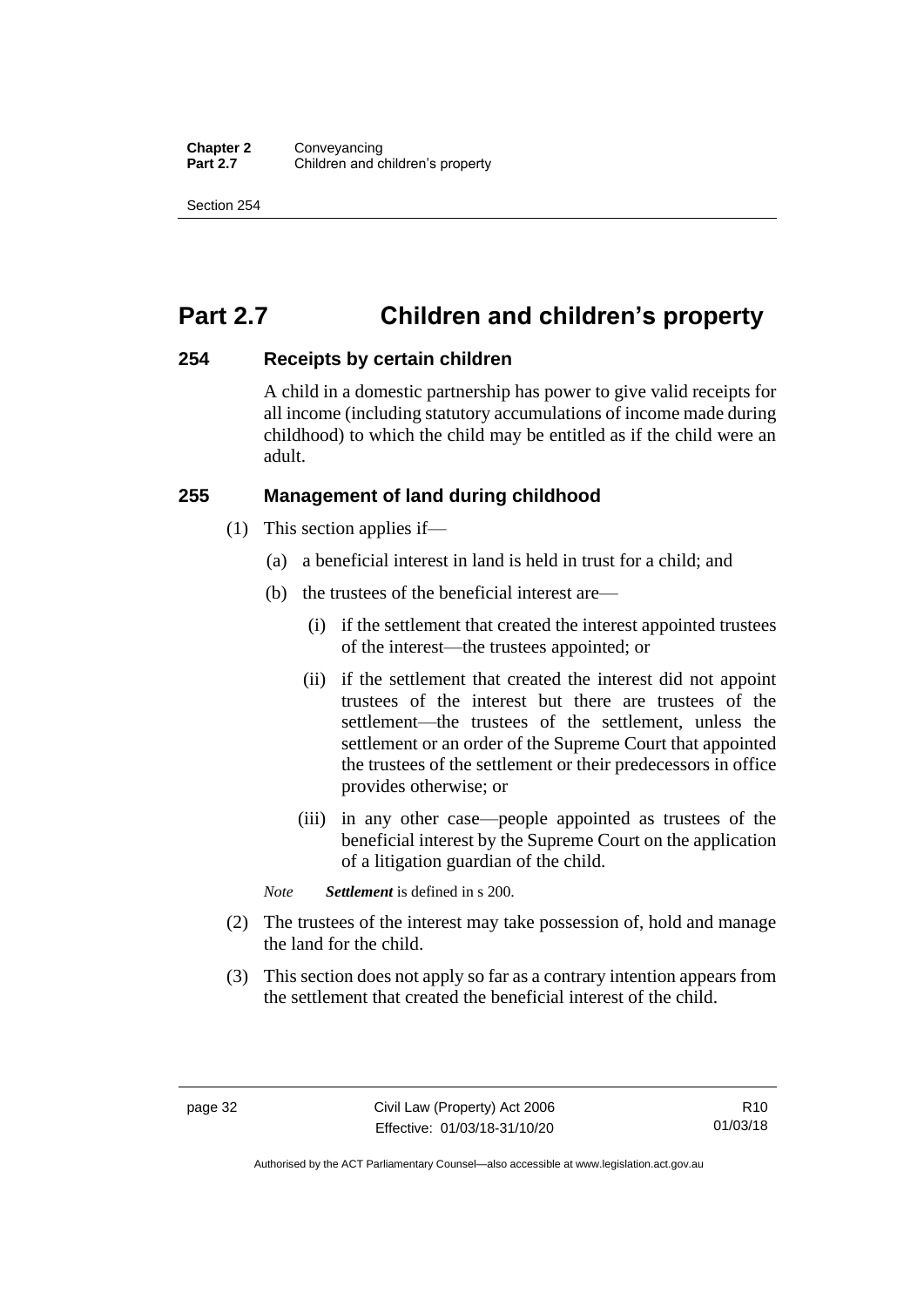# Part 2.7 Children and children's property

## 254 Receipts by certain children

A child in a domestic partnership has power to give valid receipts for all income (including statutory accumulations of income made during childhood) to which the child may be entitled as if the child were an adult.

## 255 Management of land during childhood

(1) This section applies if—

(a) a beneficial interest in land is held in trust for a child; and

(b) the trustees of the beneficial interest are—

(i) if the settlement that created the interest appointed trustees of the interest—the trustees appointed; or

(ii) if the settlement that created the interest did not appoint trustees of the interest but there are trustees of the settlement—the trustees of the settlement, unless the settlement or an order of the Supreme Court that appointed the trustees of the settlement or their predecessors in office provides otherwise; or

(iii) in any other case—people appointed as trustees of the beneficial interest by the Supreme Court on the application of a litigation guardian of the child.

*Note* ***Settlement*** is defined in s 200.

(2) The trustees of the interest may take possession of, hold and manage the land for the child.

(3) This section does not apply so far as a contrary intention appears from the settlement that created the beneficial interest of the child.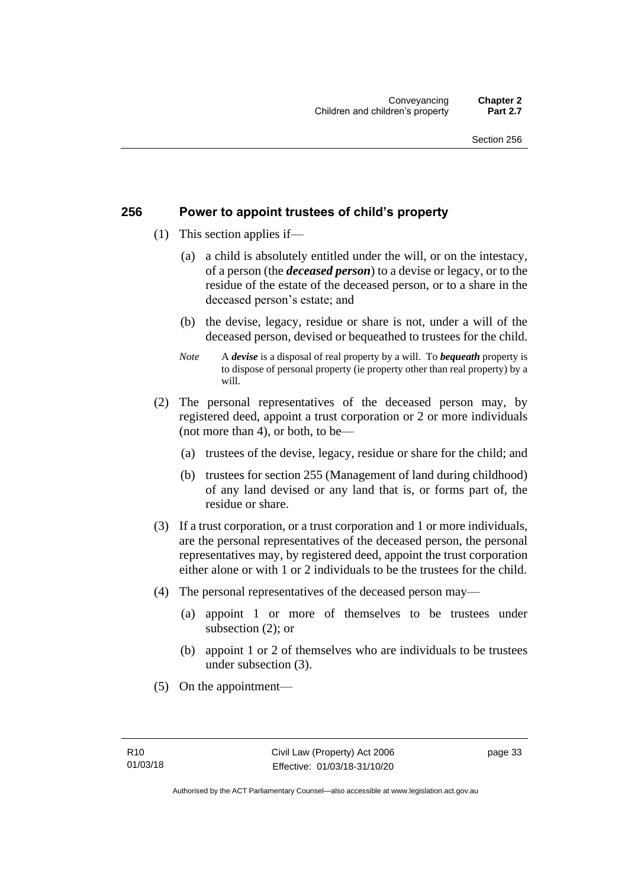## 256 Power to appoint trustees of child's property

(1) This section applies if—

(a) a child is absolutely entitled under the will, or on the intestacy, of a person (the ***deceased person***) to a devise or legacy, or to the residue of the estate of the deceased person, or to a share in the deceased person's estate; and

(b) the devise, legacy, residue or share is not, under a will of the deceased person, devised or bequeathed to trustees for the child.

*Note* A ***devise*** is a disposal of real property by a will. To ***bequeath*** property is to dispose of personal property (ie property other than real property) by a will.

(2) The personal representatives of the deceased person may, by registered deed, appoint a trust corporation or 2 or more individuals (not more than 4), or both, to be—

(a) trustees of the devise, legacy, residue or share for the child; and

(b) trustees for section 255 (Management of land during childhood) of any land devised or any land that is, or forms part of, the residue or share.

(3) If a trust corporation, or a trust corporation and 1 or more individuals, are the personal representatives of the deceased person, the personal representatives may, by registered deed, appoint the trust corporation either alone or with 1 or 2 individuals to be the trustees for the child.

(4) The personal representatives of the deceased person may—

(a) appoint 1 or more of themselves to be trustees under subsection (2); or

(b) appoint 1 or 2 of themselves who are individuals to be trustees under subsection (3).

(5) On the appointment—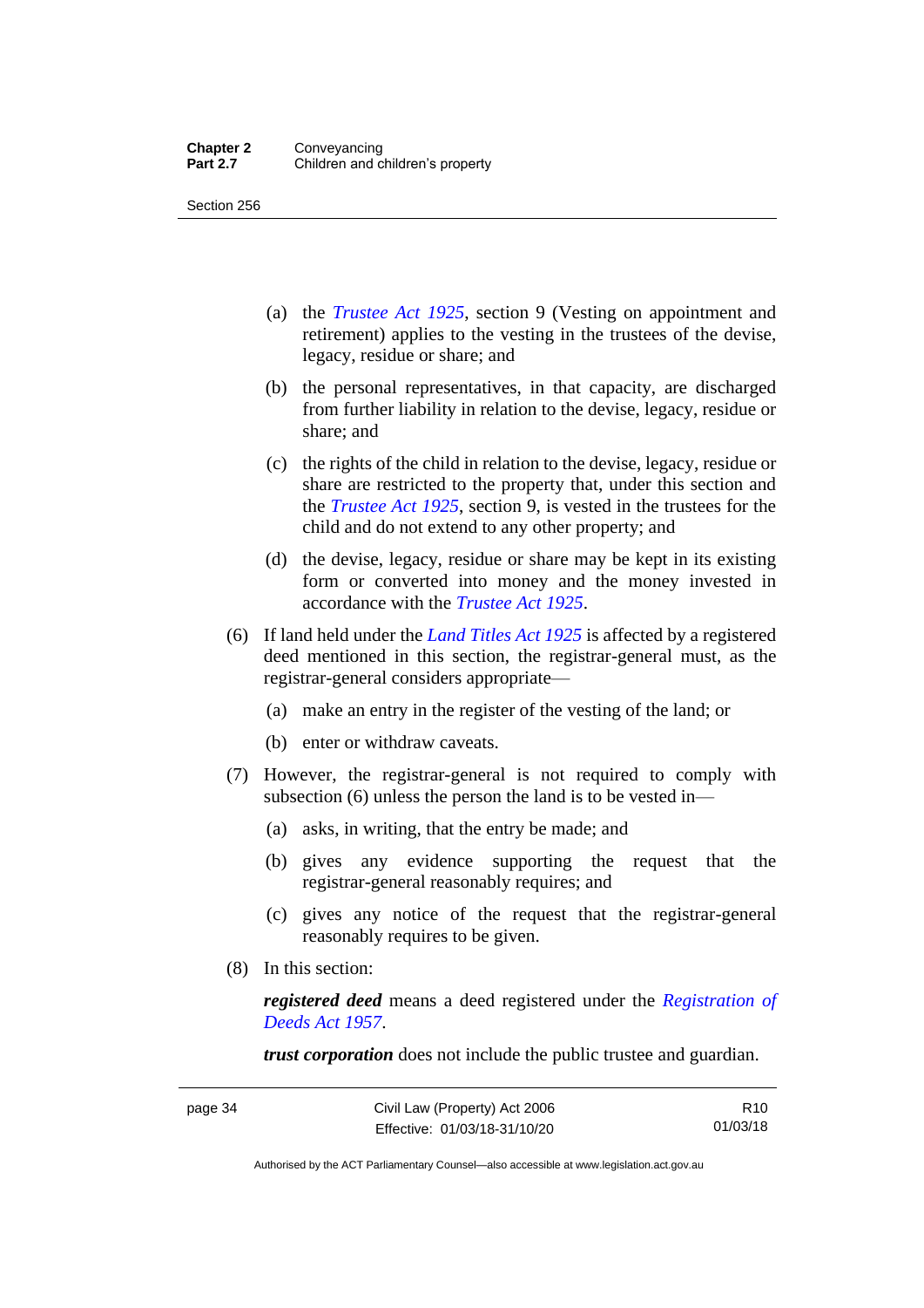(a) the *Trustee Act 1925*, section 9 (Vesting on appointment and retirement) applies to the vesting in the trustees of the devise, legacy, residue or share; and

(b) the personal representatives, in that capacity, are discharged from further liability in relation to the devise, legacy, residue or share; and

(c) the rights of the child in relation to the devise, legacy, residue or share are restricted to the property that, under this section and the *Trustee Act 1925*, section 9, is vested in the trustees for the child and do not extend to any other property; and

(d) the devise, legacy, residue or share may be kept in its existing form or converted into money and the money invested in accordance with the *Trustee Act 1925*.

(6) If land held under the *Land Titles Act 1925* is affected by a registered deed mentioned in this section, the registrar-general must, as the registrar-general considers appropriate—

(a) make an entry in the register of the vesting of the land; or

(b) enter or withdraw caveats.

(7) However, the registrar-general is not required to comply with subsection (6) unless the person the land is to be vested in—

(a) asks, in writing, that the entry be made; and

(b) gives any evidence supporting the request that the registrar-general reasonably requires; and

(c) gives any notice of the request that the registrar-general reasonably requires to be given.

(8) In this section:

***registered deed*** means a deed registered under the *Registration of Deeds Act 1957*.

***trust corporation*** does not include the public trustee and guardian.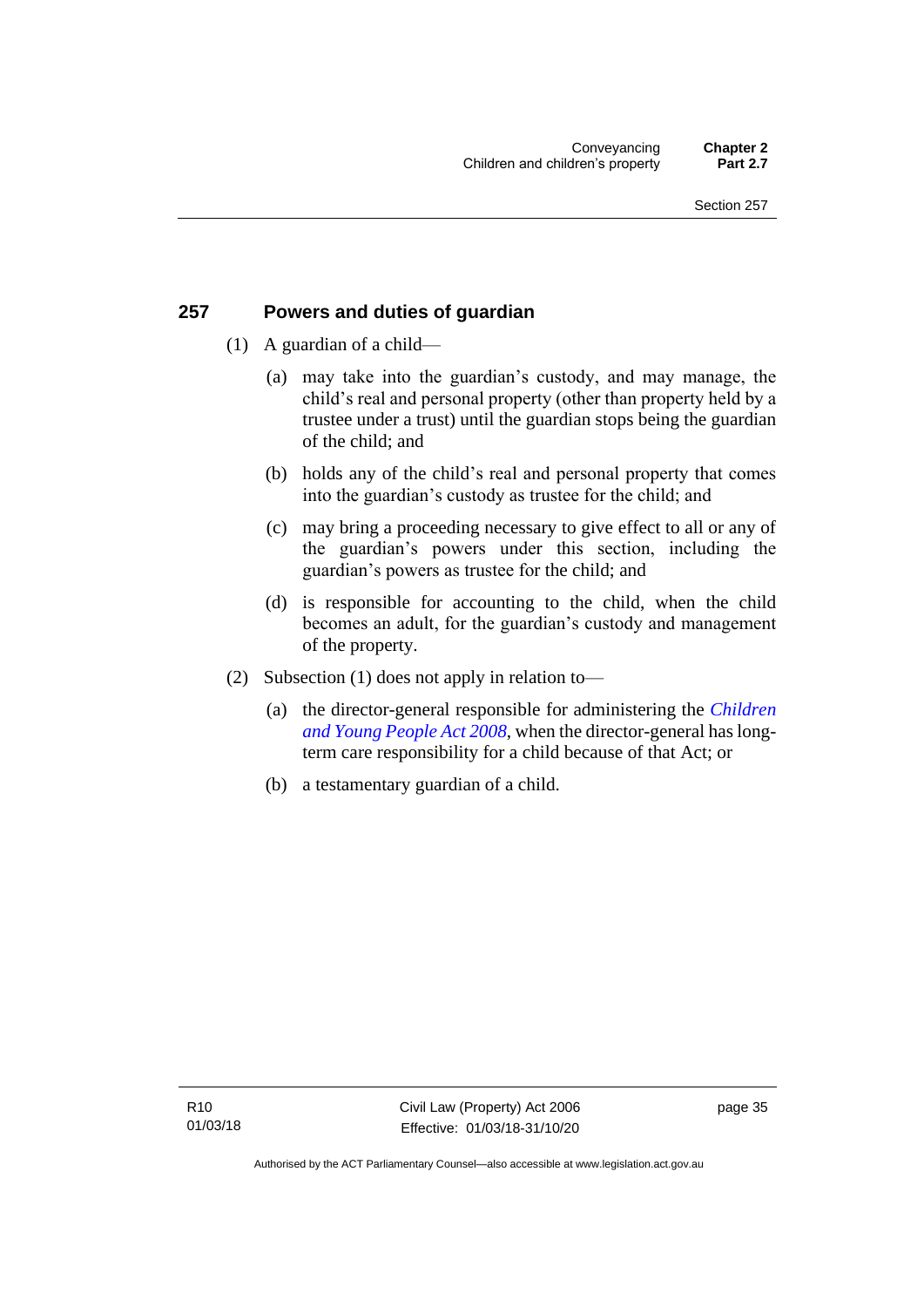## 257 Powers and duties of guardian

(1) A guardian of a child—

(a) may take into the guardian's custody, and may manage, the child's real and personal property (other than property held by a trustee under a trust) until the guardian stops being the guardian of the child; and

(b) holds any of the child's real and personal property that comes into the guardian's custody as trustee for the child; and

(c) may bring a proceeding necessary to give effect to all or any of the guardian's powers under this section, including the guardian's powers as trustee for the child; and

(d) is responsible for accounting to the child, when the child becomes an adult, for the guardian's custody and management of the property.

(2) Subsection (1) does not apply in relation to—

(a) the director-general responsible for administering the *Children and Young People Act 2008*, when the director-general has long-term care responsibility for a child because of that Act; or

(b) a testamentary guardian of a child.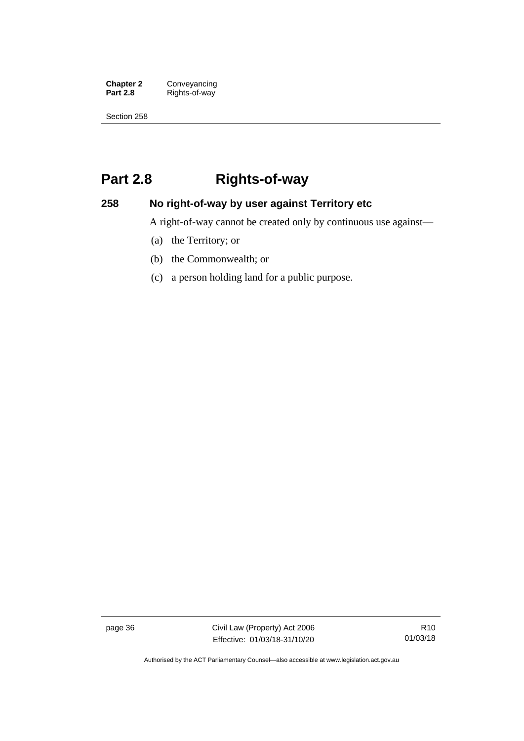# Part 2.8 Rights-of-way

## 258 No right-of-way by user against Territory etc

A right-of-way cannot be created only by continuous use against—

(a) the Territory; or

(b) the Commonwealth; or

(c) a person holding land for a public purpose.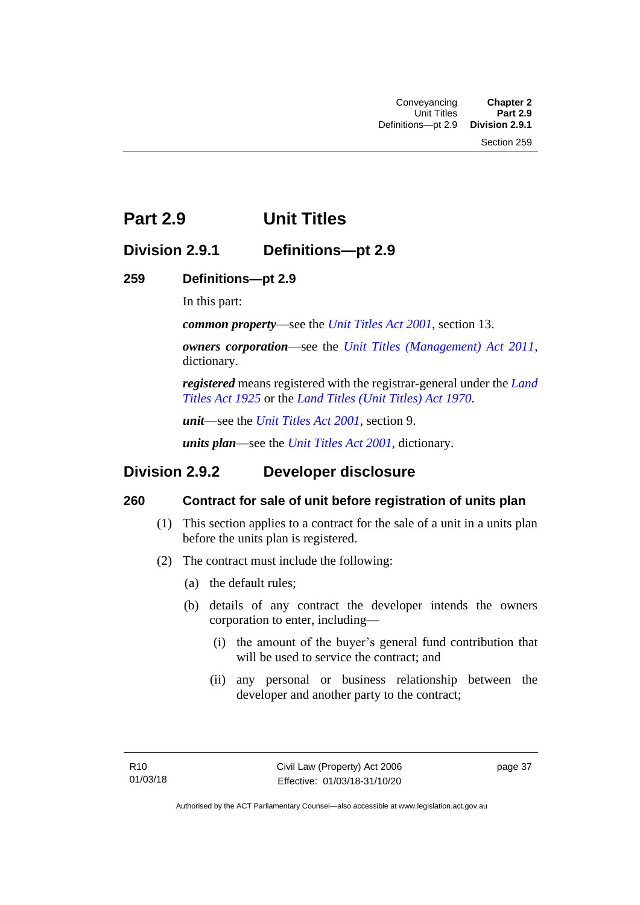# Part 2.9 Unit Titles

## Division 2.9.1 Definitions—pt 2.9

### 259 Definitions—pt 2.9

In this part:

***common property***—see the *Unit Titles Act 2001*, section 13.

***owners corporation***—see the *Unit Titles (Management) Act 2011*, dictionary.

***registered*** means registered with the registrar-general under the *Land Titles Act 1925* or the *Land Titles (Unit Titles) Act 1970*.

***unit***—see the *Unit Titles Act 2001*, section 9.

***units plan***—see the *Unit Titles Act 2001*, dictionary.

## Division 2.9.2 Developer disclosure

### 260 Contract for sale of unit before registration of units plan

(1) This section applies to a contract for the sale of a unit in a units plan before the units plan is registered.

(2) The contract must include the following:

(a) the default rules;

(b) details of any contract the developer intends the owners corporation to enter, including—

(i) the amount of the buyer's general fund contribution that will be used to service the contract; and

(ii) any personal or business relationship between the developer and another party to the contract;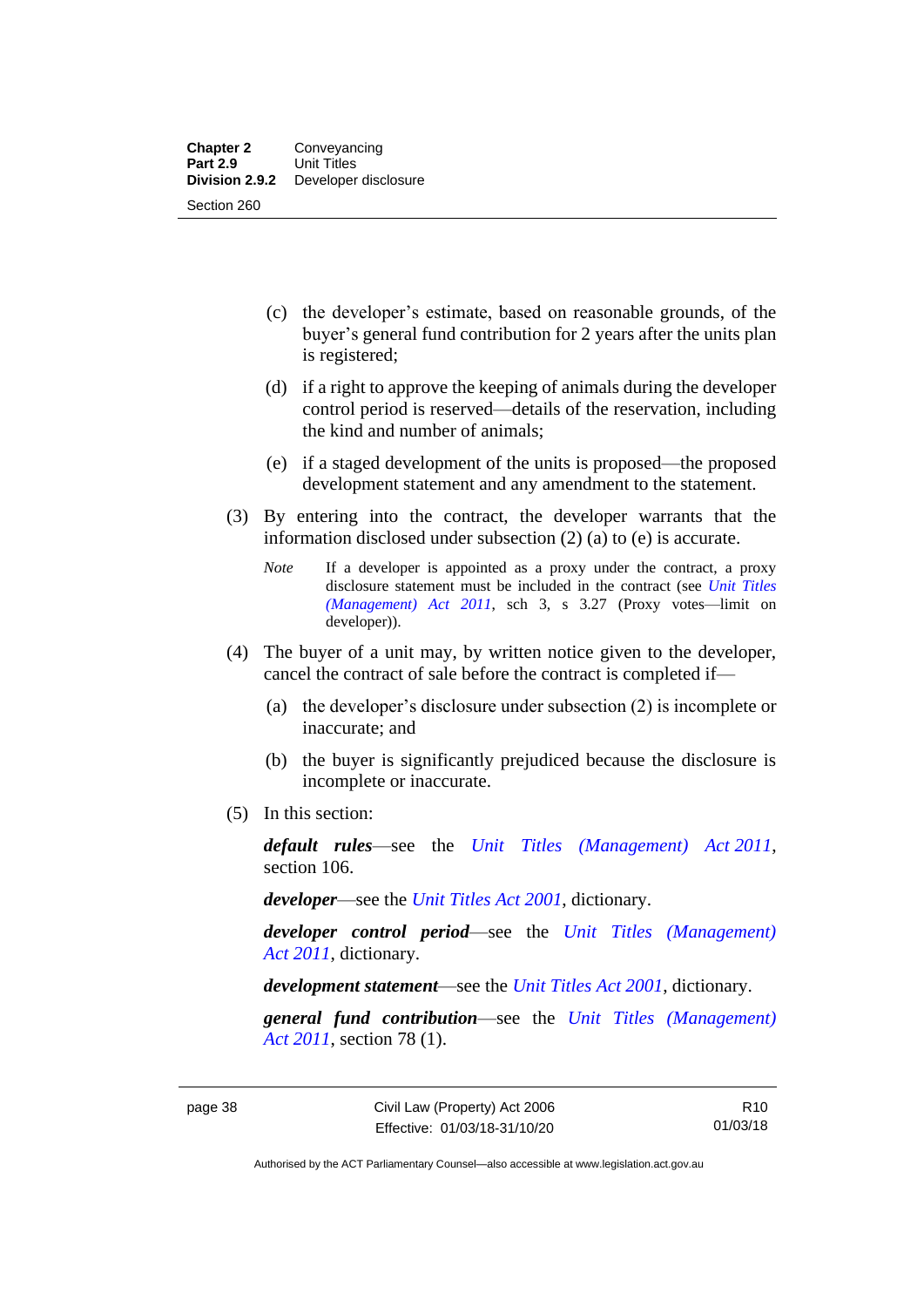(c) the developer's estimate, based on reasonable grounds, of the buyer's general fund contribution for 2 years after the units plan is registered;

(d) if a right to approve the keeping of animals during the developer control period is reserved—details of the reservation, including the kind and number of animals;

(e) if a staged development of the units is proposed—the proposed development statement and any amendment to the statement.

(3) By entering into the contract, the developer warrants that the information disclosed under subsection (2) (a) to (e) is accurate.

*Note* If a developer is appointed as a proxy under the contract, a proxy disclosure statement must be included in the contract (see *Unit Titles (Management) Act 2011*, sch 3, s 3.27 (Proxy votes—limit on developer)).

(4) The buyer of a unit may, by written notice given to the developer, cancel the contract of sale before the contract is completed if—

(a) the developer's disclosure under subsection (2) is incomplete or inaccurate; and

(b) the buyer is significantly prejudiced because the disclosure is incomplete or inaccurate.

(5) In this section:

***default rules***—see the *Unit Titles (Management) Act 2011*, section 106.

***developer***—see the *Unit Titles Act 2001*, dictionary.

***developer control period***—see the *Unit Titles (Management) Act 2011*, dictionary.

***development statement***—see the *Unit Titles Act 2001*, dictionary.

***general fund contribution***—see the *Unit Titles (Management) Act 2011*, section 78 (1).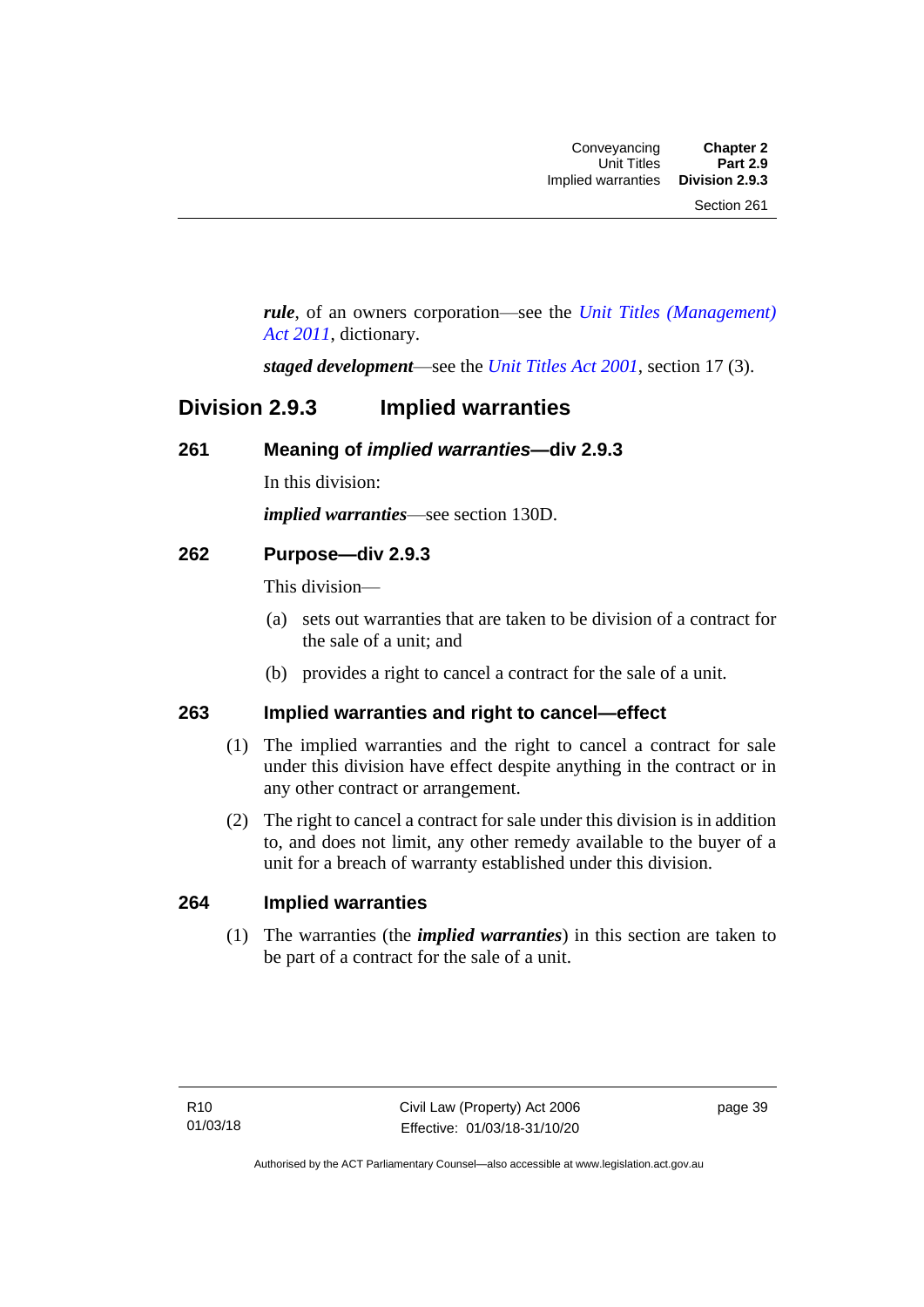***rule***, of an owners corporation—see the *Unit Titles (Management) Act 2011*, dictionary.

***staged development***—see the *Unit Titles Act 2001*, section 17 (3).

## Division 2.9.3 Implied warranties

### 261 Meaning of *implied warranties*—div 2.9.3

In this division:

***implied warranties***—see section 130D.

### 262 Purpose—div 2.9.3

This division—

(a) sets out warranties that are taken to be division of a contract for the sale of a unit; and

(b) provides a right to cancel a contract for the sale of a unit.

### 263 Implied warranties and right to cancel—effect

(1) The implied warranties and the right to cancel a contract for sale under this division have effect despite anything in the contract or in any other contract or arrangement.

(2) The right to cancel a contract for sale under this division is in addition to, and does not limit, any other remedy available to the buyer of a unit for a breach of warranty established under this division.

### 264 Implied warranties

(1) The warranties (the ***implied warranties***) in this section are taken to be part of a contract for the sale of a unit.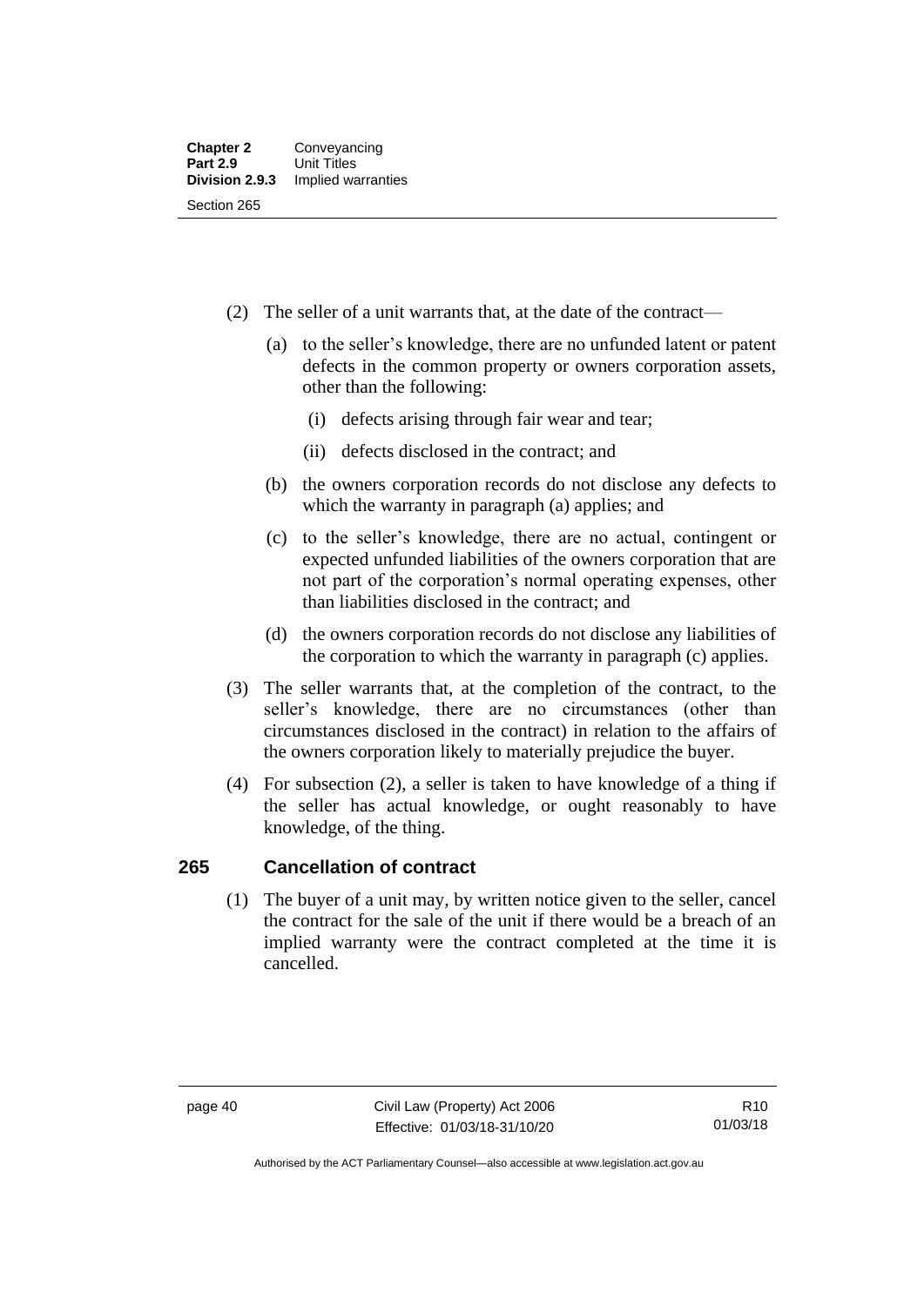(2) The seller of a unit warrants that, at the date of the contract—

(a) to the seller's knowledge, there are no unfunded latent or patent defects in the common property or owners corporation assets, other than the following:

(i) defects arising through fair wear and tear;

(ii) defects disclosed in the contract; and

(b) the owners corporation records do not disclose any defects to which the warranty in paragraph (a) applies; and

(c) to the seller's knowledge, there are no actual, contingent or expected unfunded liabilities of the owners corporation that are not part of the corporation's normal operating expenses, other than liabilities disclosed in the contract; and

(d) the owners corporation records do not disclose any liabilities of the corporation to which the warranty in paragraph (c) applies.

(3) The seller warrants that, at the completion of the contract, to the seller's knowledge, there are no circumstances (other than circumstances disclosed in the contract) in relation to the affairs of the owners corporation likely to materially prejudice the buyer.

(4) For subsection (2), a seller is taken to have knowledge of a thing if the seller has actual knowledge, or ought reasonably to have knowledge, of the thing.

## 265 Cancellation of contract

(1) The buyer of a unit may, by written notice given to the seller, cancel the contract for the sale of the unit if there would be a breach of an implied warranty were the contract completed at the time it is cancelled.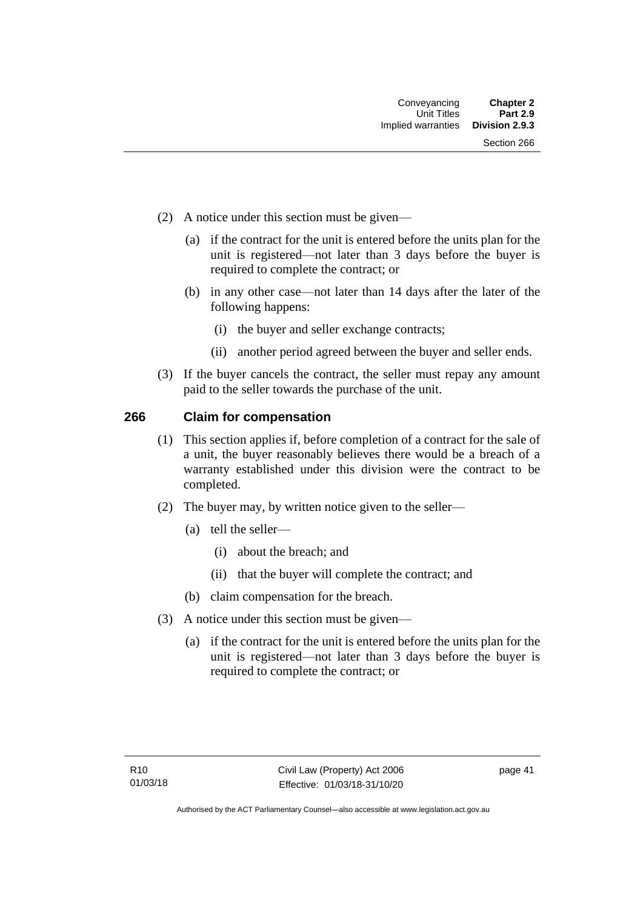(2) A notice under this section must be given—

(a) if the contract for the unit is entered before the units plan for the unit is registered—not later than 3 days before the buyer is required to complete the contract; or

(b) in any other case—not later than 14 days after the later of the following happens:

(i) the buyer and seller exchange contracts;

(ii) another period agreed between the buyer and seller ends.

(3) If the buyer cancels the contract, the seller must repay any amount paid to the seller towards the purchase of the unit.

## 266 Claim for compensation

(1) This section applies if, before completion of a contract for the sale of a unit, the buyer reasonably believes there would be a breach of a warranty established under this division were the contract to be completed.

(2) The buyer may, by written notice given to the seller—

(a) tell the seller—

(i) about the breach; and

(ii) that the buyer will complete the contract; and

(b) claim compensation for the breach.

(3) A notice under this section must be given—

(a) if the contract for the unit is entered before the units plan for the unit is registered—not later than 3 days before the buyer is required to complete the contract; or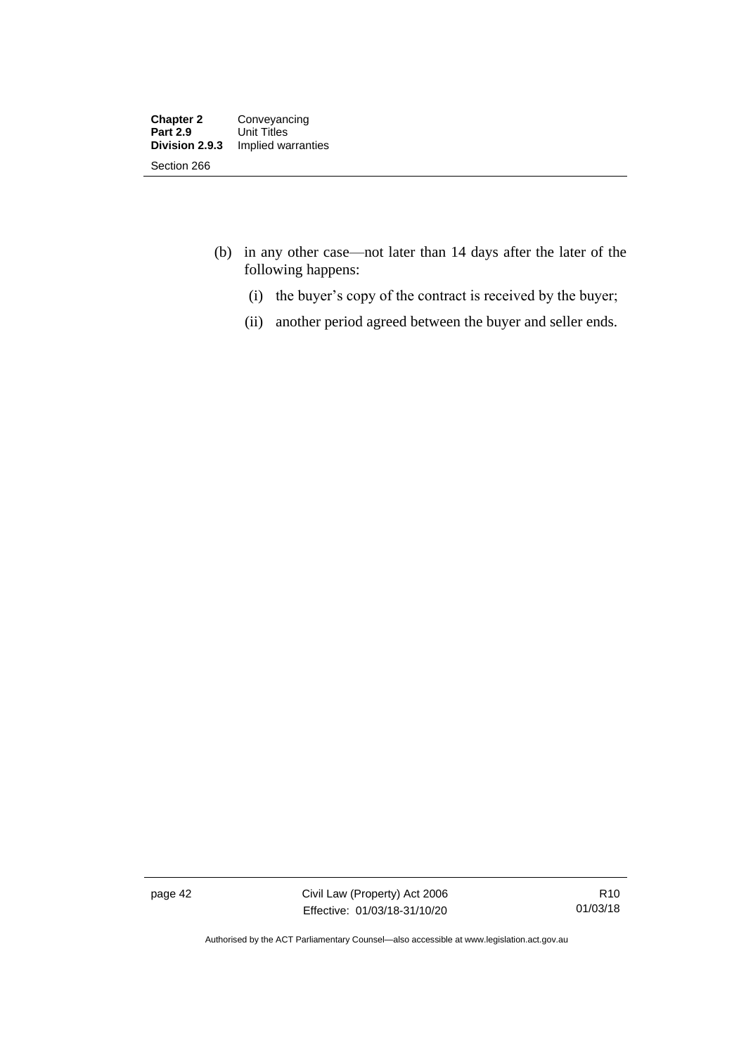(b) in any other case—not later than 14 days after the later of the following happens:

   (i) the buyer's copy of the contract is received by the buyer;

   (ii) another period agreed between the buyer and seller ends.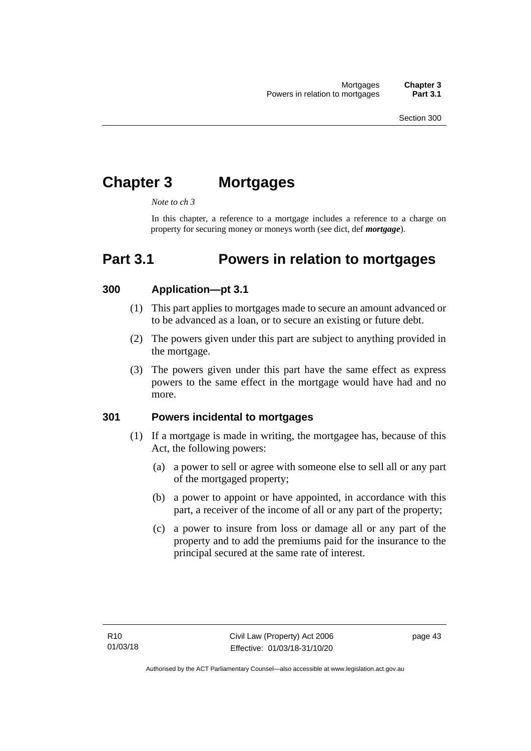# Chapter 3 Mortgages

*Note to ch 3*

In this chapter, a reference to a mortgage includes a reference to a charge on property for securing money or moneys worth (see dict, def ***mortgage***).

## Part 3.1 Powers in relation to mortgages

### 300 Application—pt 3.1

(1) This part applies to mortgages made to secure an amount advanced or to be advanced as a loan, or to secure an existing or future debt.

(2) The powers given under this part are subject to anything provided in the mortgage.

(3) The powers given under this part have the same effect as express powers to the same effect in the mortgage would have had and no more.

### 301 Powers incidental to mortgages

(1) If a mortgage is made in writing, the mortgagee has, because of this Act, the following powers:

(a) a power to sell or agree with someone else to sell all or any part of the mortgaged property;

(b) a power to appoint or have appointed, in accordance with this part, a receiver of the income of all or any part of the property;

(c) a power to insure from loss or damage all or any part of the property and to add the premiums paid for the insurance to the principal secured at the same rate of interest.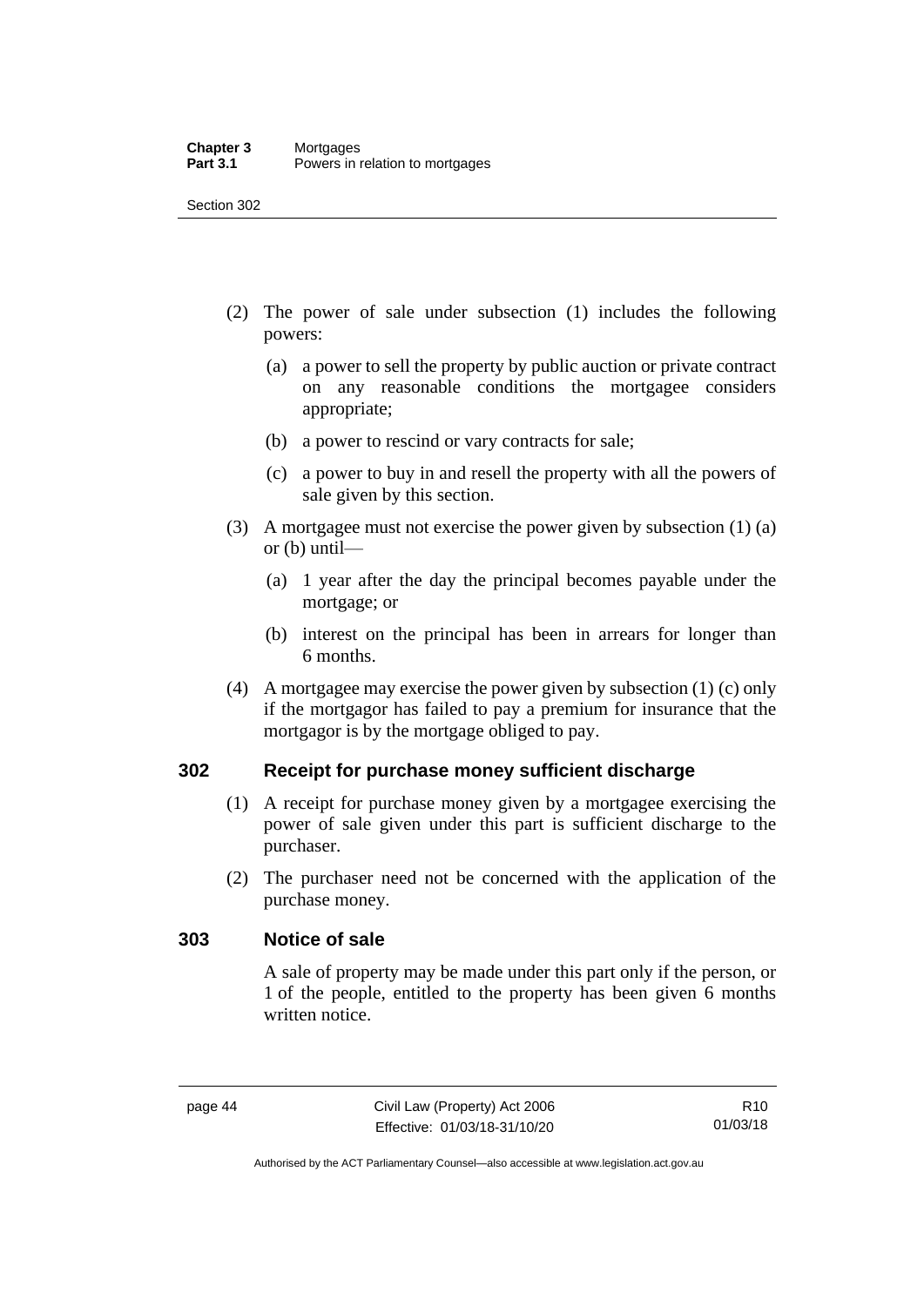(2) The power of sale under subsection (1) includes the following powers:

(a) a power to sell the property by public auction or private contract on any reasonable conditions the mortgagee considers appropriate;

(b) a power to rescind or vary contracts for sale;

(c) a power to buy in and resell the property with all the powers of sale given by this section.

(3) A mortgagee must not exercise the power given by subsection (1) (a) or (b) until—

(a) 1 year after the day the principal becomes payable under the mortgage; or

(b) interest on the principal has been in arrears for longer than 6 months.

(4) A mortgagee may exercise the power given by subsection (1) (c) only if the mortgagor has failed to pay a premium for insurance that the mortgagor is by the mortgage obliged to pay.

## 302 Receipt for purchase money sufficient discharge

(1) A receipt for purchase money given by a mortgagee exercising the power of sale given under this part is sufficient discharge to the purchaser.

(2) The purchaser need not be concerned with the application of the purchase money.

## 303 Notice of sale

A sale of property may be made under this part only if the person, or 1 of the people, entitled to the property has been given 6 months written notice.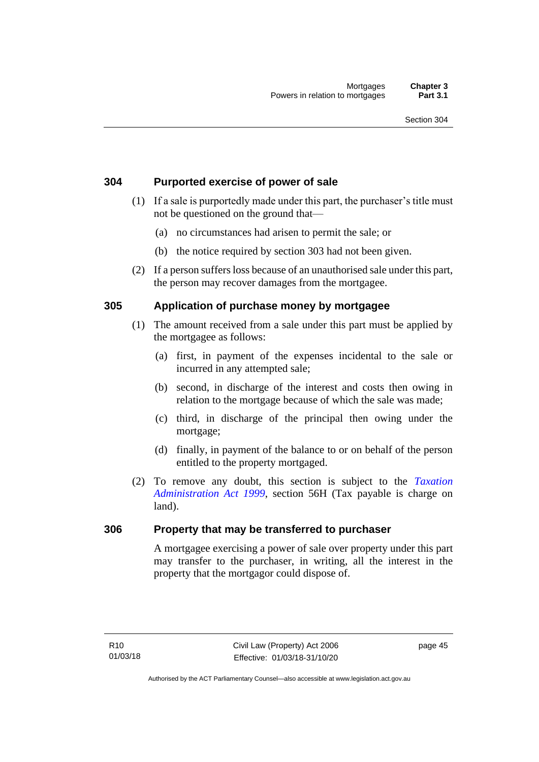### 304 Purported exercise of power of sale

(1) If a sale is purportedly made under this part, the purchaser's title must not be questioned on the ground that—

(a) no circumstances had arisen to permit the sale; or

(b) the notice required by section 303 had not been given.

(2) If a person suffers loss because of an unauthorised sale under this part, the person may recover damages from the mortgagee.

### 305 Application of purchase money by mortgagee

(1) The amount received from a sale under this part must be applied by the mortgagee as follows:

(a) first, in payment of the expenses incidental to the sale or incurred in any attempted sale;

(b) second, in discharge of the interest and costs then owing in relation to the mortgage because of which the sale was made;

(c) third, in discharge of the principal then owing under the mortgage;

(d) finally, in payment of the balance to or on behalf of the person entitled to the property mortgaged.

(2) To remove any doubt, this section is subject to the *Taxation Administration Act 1999*, section 56H (Tax payable is charge on land).

### 306 Property that may be transferred to purchaser

A mortgagee exercising a power of sale over property under this part may transfer to the purchaser, in writing, all the interest in the property that the mortgagor could dispose of.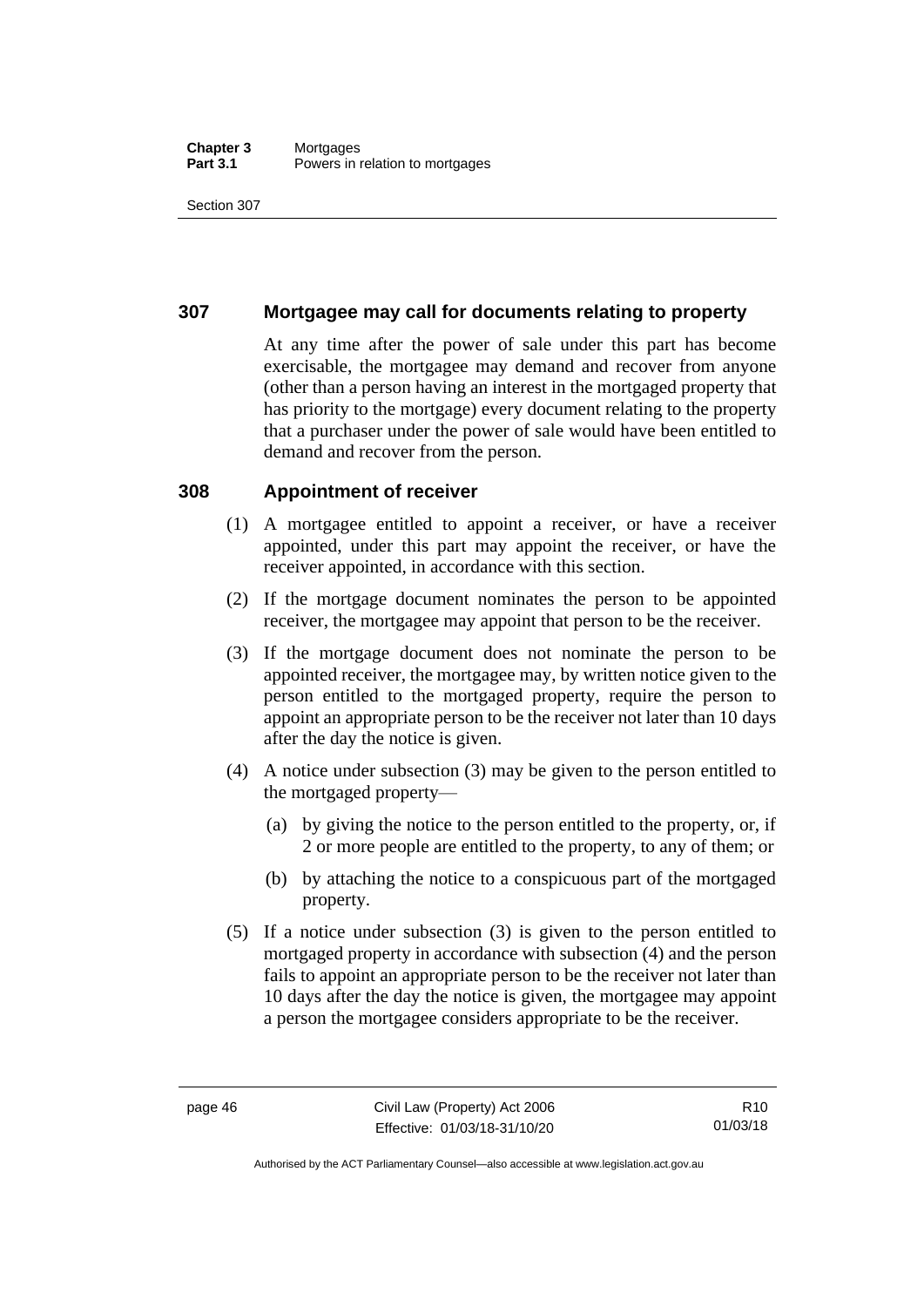## 307 Mortgagee may call for documents relating to property

At any time after the power of sale under this part has become exercisable, the mortgagee may demand and recover from anyone (other than a person having an interest in the mortgaged property that has priority to the mortgage) every document relating to the property that a purchaser under the power of sale would have been entitled to demand and recover from the person.

## 308 Appointment of receiver

(1) A mortgagee entitled to appoint a receiver, or have a receiver appointed, under this part may appoint the receiver, or have the receiver appointed, in accordance with this section.

(2) If the mortgage document nominates the person to be appointed receiver, the mortgagee may appoint that person to be the receiver.

(3) If the mortgage document does not nominate the person to be appointed receiver, the mortgagee may, by written notice given to the person entitled to the mortgaged property, require the person to appoint an appropriate person to be the receiver not later than 10 days after the day the notice is given.

(4) A notice under subsection (3) may be given to the person entitled to the mortgaged property—

(a) by giving the notice to the person entitled to the property, or, if 2 or more people are entitled to the property, to any of them; or

(b) by attaching the notice to a conspicuous part of the mortgaged property.

(5) If a notice under subsection (3) is given to the person entitled to mortgaged property in accordance with subsection (4) and the person fails to appoint an appropriate person to be the receiver not later than 10 days after the day the notice is given, the mortgagee may appoint a person the mortgagee considers appropriate to be the receiver.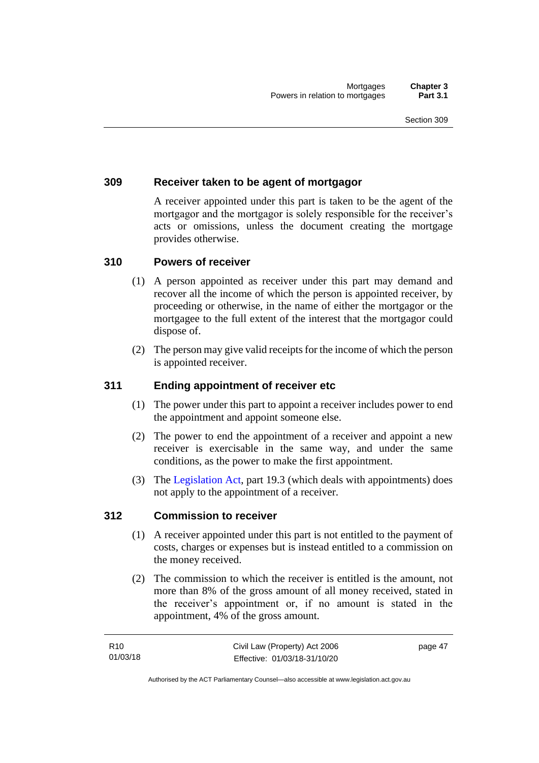### 309 Receiver taken to be agent of mortgagor

A receiver appointed under this part is taken to be the agent of the mortgagor and the mortgagor is solely responsible for the receiver's acts or omissions, unless the document creating the mortgage provides otherwise.

### 310 Powers of receiver

(1) A person appointed as receiver under this part may demand and recover all the income of which the person is appointed receiver, by proceeding or otherwise, in the name of either the mortgagor or the mortgagee to the full extent of the interest that the mortgagor could dispose of.

(2) The person may give valid receipts for the income of which the person is appointed receiver.

### 311 Ending appointment of receiver etc

(1) The power under this part to appoint a receiver includes power to end the appointment and appoint someone else.

(2) The power to end the appointment of a receiver and appoint a new receiver is exercisable in the same way, and under the same conditions, as the power to make the first appointment.

(3) The Legislation Act, part 19.3 (which deals with appointments) does not apply to the appointment of a receiver.

### 312 Commission to receiver

(1) A receiver appointed under this part is not entitled to the payment of costs, charges or expenses but is instead entitled to a commission on the money received.

(2) The commission to which the receiver is entitled is the amount, not more than 8% of the gross amount of all money received, stated in the receiver's appointment or, if no amount is stated in the appointment, 4% of the gross amount.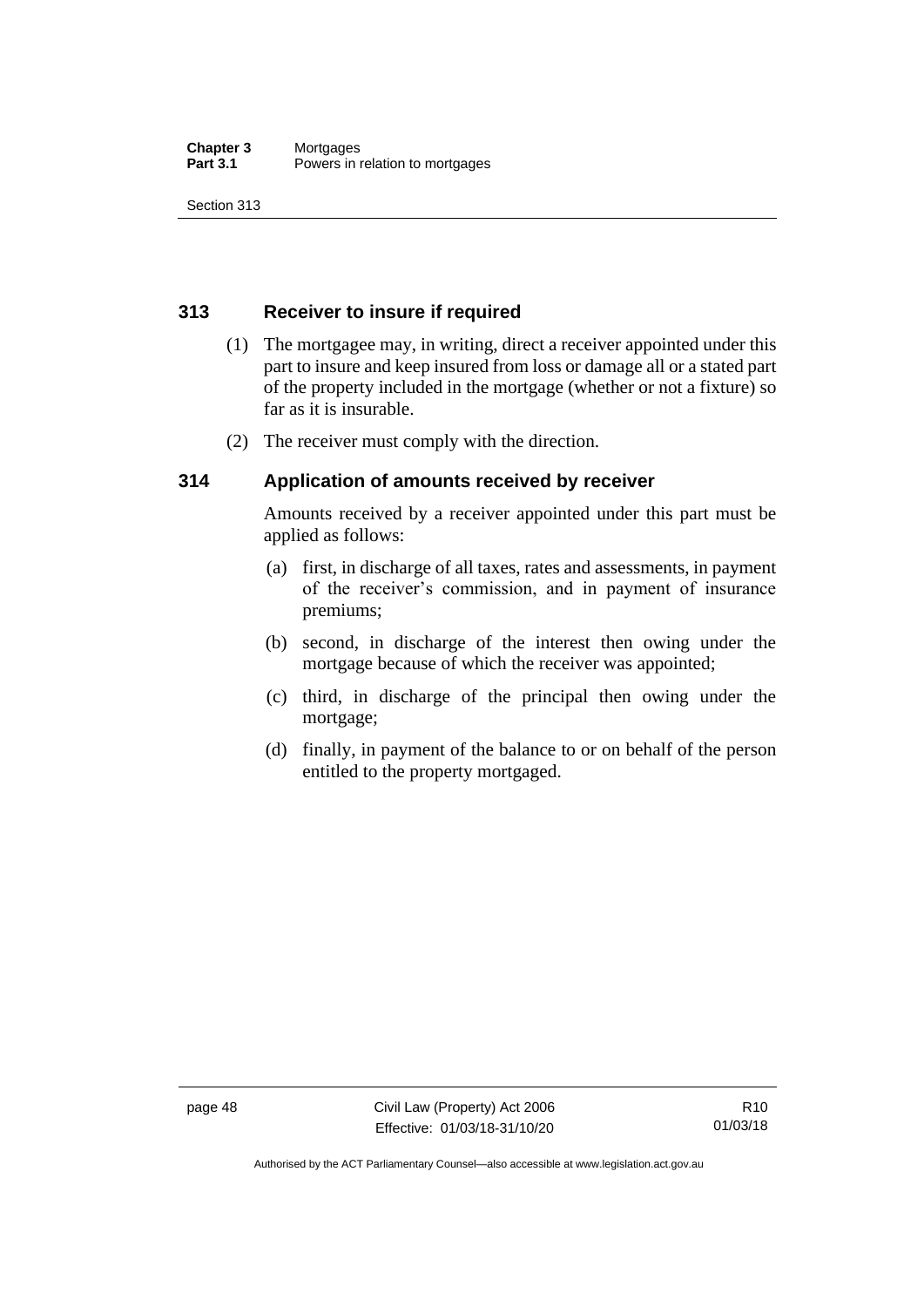## 313 Receiver to insure if required

(1) The mortgagee may, in writing, direct a receiver appointed under this part to insure and keep insured from loss or damage all or a stated part of the property included in the mortgage (whether or not a fixture) so far as it is insurable.

(2) The receiver must comply with the direction.

## 314 Application of amounts received by receiver

Amounts received by a receiver appointed under this part must be applied as follows:

(a) first, in discharge of all taxes, rates and assessments, in payment of the receiver's commission, and in payment of insurance premiums;

(b) second, in discharge of the interest then owing under the mortgage because of which the receiver was appointed;

(c) third, in discharge of the principal then owing under the mortgage;

(d) finally, in payment of the balance to or on behalf of the person entitled to the property mortgaged.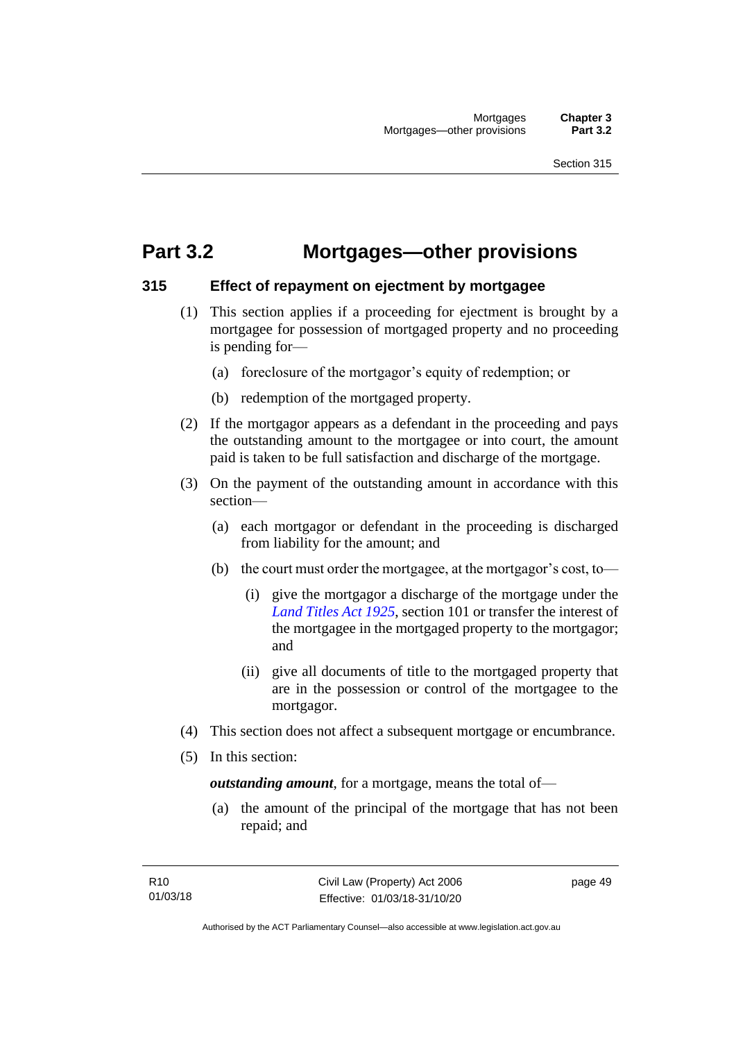# Part 3.2 Mortgages—other provisions

## 315 Effect of repayment on ejectment by mortgagee

(1) This section applies if a proceeding for ejectment is brought by a mortgagee for possession of mortgaged property and no proceeding is pending for—

(a) foreclosure of the mortgagor's equity of redemption; or

(b) redemption of the mortgaged property.

(2) If the mortgagor appears as a defendant in the proceeding and pays the outstanding amount to the mortgagee or into court, the amount paid is taken to be full satisfaction and discharge of the mortgage.

(3) On the payment of the outstanding amount in accordance with this section—

(a) each mortgagor or defendant in the proceeding is discharged from liability for the amount; and

(b) the court must order the mortgagee, at the mortgagor's cost, to—

(i) give the mortgagor a discharge of the mortgage under the *Land Titles Act 1925*, section 101 or transfer the interest of the mortgagee in the mortgaged property to the mortgagor; and

(ii) give all documents of title to the mortgaged property that are in the possession or control of the mortgagee to the mortgagor.

(4) This section does not affect a subsequent mortgage or encumbrance.

(5) In this section:

***outstanding amount***, for a mortgage, means the total of—

(a) the amount of the principal of the mortgage that has not been repaid; and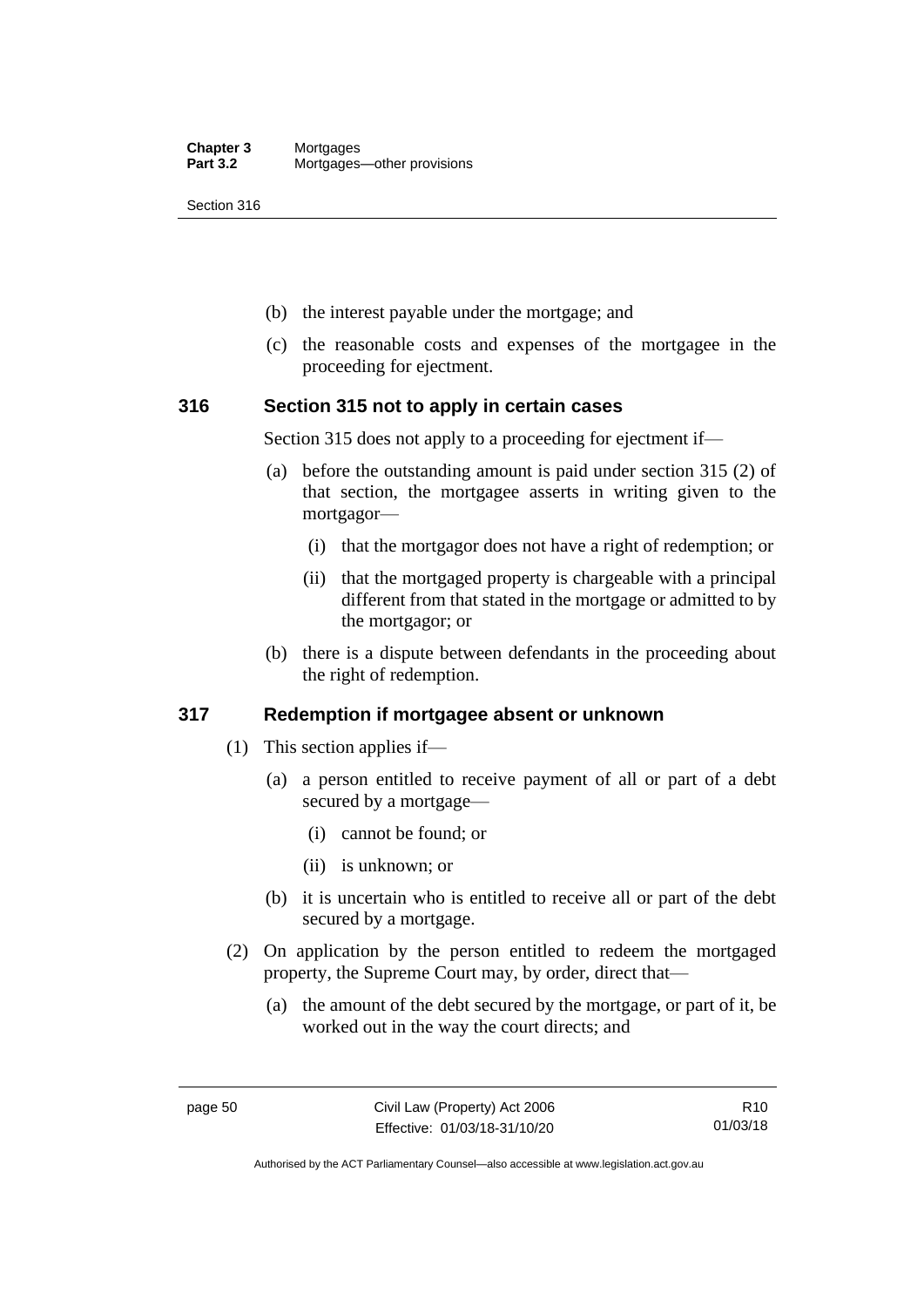(b) the interest payable under the mortgage; and

(c) the reasonable costs and expenses of the mortgagee in the proceeding for ejectment.

### 316 Section 315 not to apply in certain cases

Section 315 does not apply to a proceeding for ejectment if—

(a) before the outstanding amount is paid under section 315 (2) of that section, the mortgagee asserts in writing given to the mortgagor—

(i) that the mortgagor does not have a right of redemption; or

(ii) that the mortgaged property is chargeable with a principal different from that stated in the mortgage or admitted to by the mortgagor; or

(b) there is a dispute between defendants in the proceeding about the right of redemption.

### 317 Redemption if mortgagee absent or unknown

(1) This section applies if—

(a) a person entitled to receive payment of all or part of a debt secured by a mortgage—

(i) cannot be found; or

(ii) is unknown; or

(b) it is uncertain who is entitled to receive all or part of the debt secured by a mortgage.

(2) On application by the person entitled to redeem the mortgaged property, the Supreme Court may, by order, direct that—

(a) the amount of the debt secured by the mortgage, or part of it, be worked out in the way the court directs; and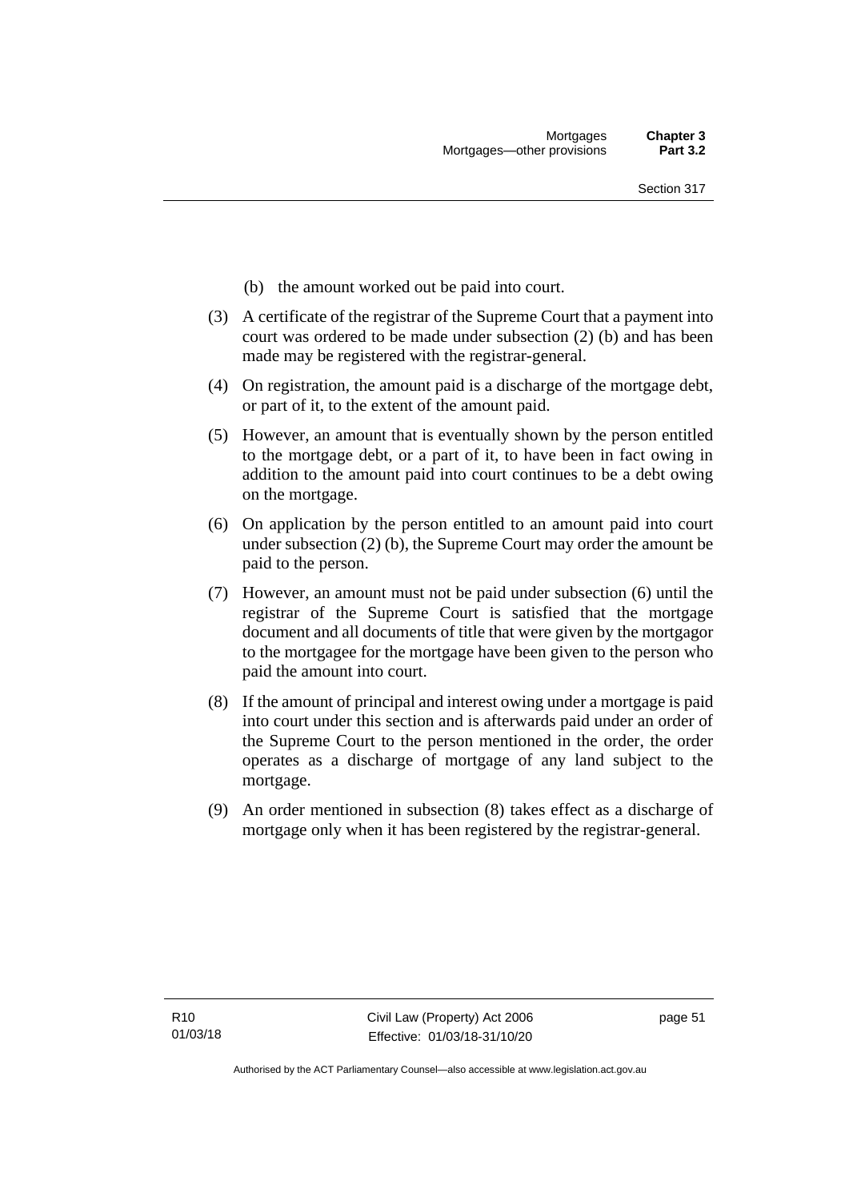(b) the amount worked out be paid into court.

(3) A certificate of the registrar of the Supreme Court that a payment into court was ordered to be made under subsection (2) (b) and has been made may be registered with the registrar-general.

(4) On registration, the amount paid is a discharge of the mortgage debt, or part of it, to the extent of the amount paid.

(5) However, an amount that is eventually shown by the person entitled to the mortgage debt, or a part of it, to have been in fact owing in addition to the amount paid into court continues to be a debt owing on the mortgage.

(6) On application by the person entitled to an amount paid into court under subsection (2) (b), the Supreme Court may order the amount be paid to the person.

(7) However, an amount must not be paid under subsection (6) until the registrar of the Supreme Court is satisfied that the mortgage document and all documents of title that were given by the mortgagor to the mortgagee for the mortgage have been given to the person who paid the amount into court.

(8) If the amount of principal and interest owing under a mortgage is paid into court under this section and is afterwards paid under an order of the Supreme Court to the person mentioned in the order, the order operates as a discharge of mortgage of any land subject to the mortgage.

(9) An order mentioned in subsection (8) takes effect as a discharge of mortgage only when it has been registered by the registrar-general.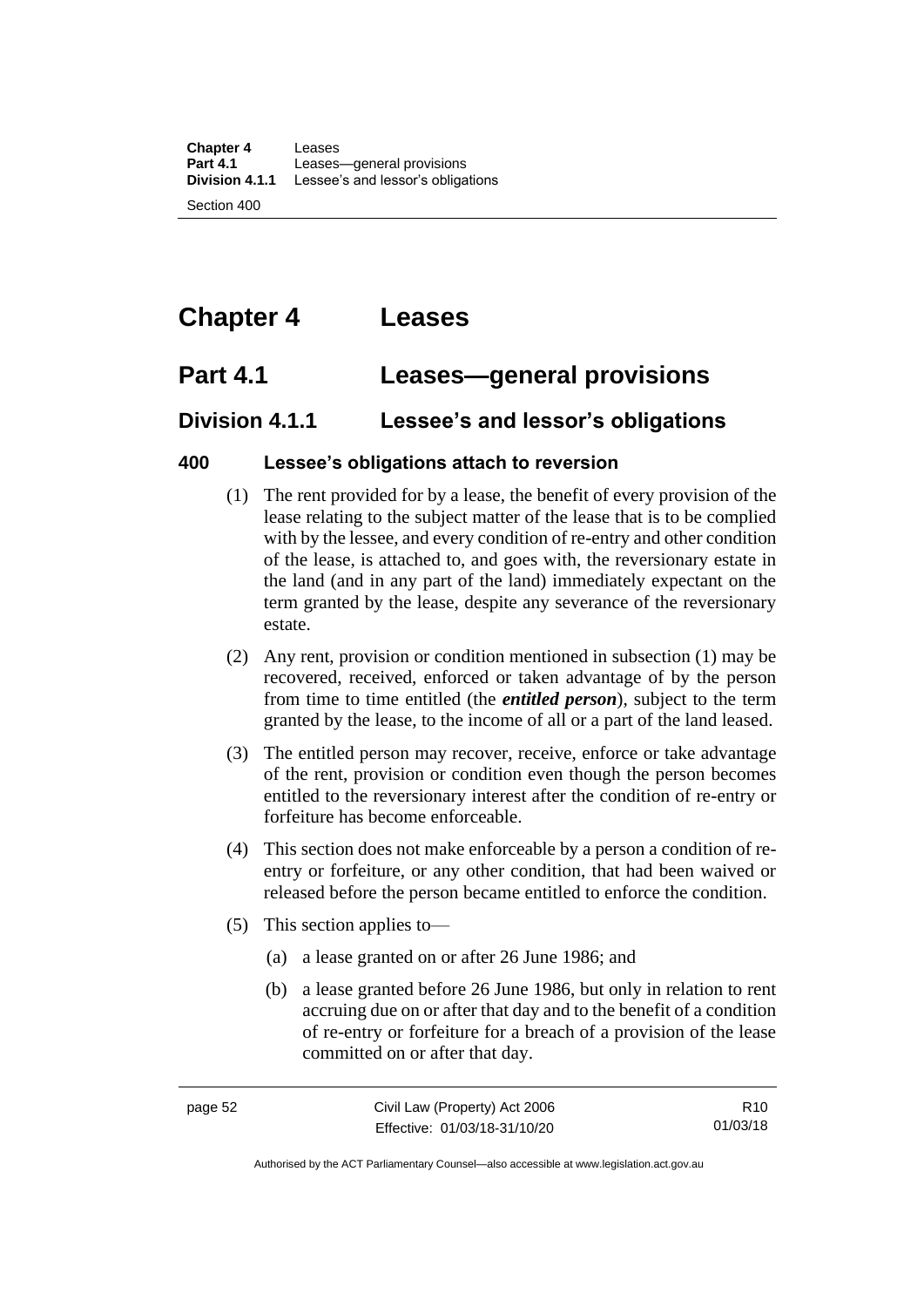# Chapter 4 Leases

## Part 4.1 Leases—general provisions

### Division 4.1.1 Lessee's and lessor's obligations

#### 400 Lessee's obligations attach to reversion

(1) The rent provided for by a lease, the benefit of every provision of the lease relating to the subject matter of the lease that is to be complied with by the lessee, and every condition of re-entry and other condition of the lease, is attached to, and goes with, the reversionary estate in the land (and in any part of the land) immediately expectant on the term granted by the lease, despite any severance of the reversionary estate.

(2) Any rent, provision or condition mentioned in subsection (1) may be recovered, received, enforced or taken advantage of by the person from time to time entitled (the ***entitled person***), subject to the term granted by the lease, to the income of all or a part of the land leased.

(3) The entitled person may recover, receive, enforce or take advantage of the rent, provision or condition even though the person becomes entitled to the reversionary interest after the condition of re-entry or forfeiture has become enforceable.

(4) This section does not make enforceable by a person a condition of re-entry or forfeiture, or any other condition, that had been waived or released before the person became entitled to enforce the condition.

(5) This section applies to—

- (a) a lease granted on or after 26 June 1986; and
- (b) a lease granted before 26 June 1986, but only in relation to rent accruing due on or after that day and to the benefit of a condition of re-entry or forfeiture for a breach of a provision of the lease committed on or after that day.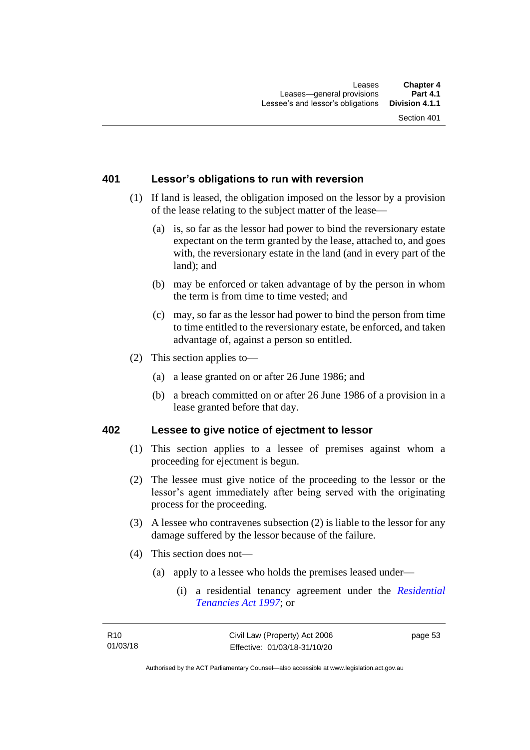## 401 Lessor's obligations to run with reversion

(1) If land is leased, the obligation imposed on the lessor by a provision of the lease relating to the subject matter of the lease—

(a) is, so far as the lessor had power to bind the reversionary estate expectant on the term granted by the lease, attached to, and goes with, the reversionary estate in the land (and in every part of the land); and

(b) may be enforced or taken advantage of by the person in whom the term is from time to time vested; and

(c) may, so far as the lessor had power to bind the person from time to time entitled to the reversionary estate, be enforced, and taken advantage of, against a person so entitled.

(2) This section applies to—

(a) a lease granted on or after 26 June 1986; and

(b) a breach committed on or after 26 June 1986 of a provision in a lease granted before that day.

## 402 Lessee to give notice of ejectment to lessor

(1) This section applies to a lessee of premises against whom a proceeding for ejectment is begun.

(2) The lessee must give notice of the proceeding to the lessor or the lessor's agent immediately after being served with the originating process for the proceeding.

(3) A lessee who contravenes subsection (2) is liable to the lessor for any damage suffered by the lessor because of the failure.

(4) This section does not—

(a) apply to a lessee who holds the premises leased under—

(i) a residential tenancy agreement under the *Residential Tenancies Act 1997*; or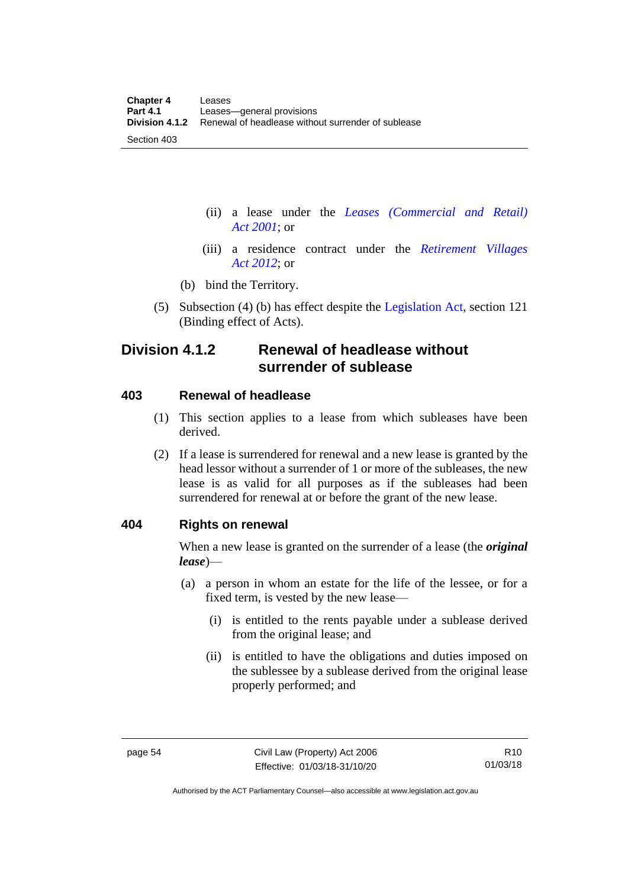(ii) a lease under the *Leases (Commercial and Retail) Act 2001*; or

(iii) a residence contract under the *Retirement Villages Act 2012*; or

(b) bind the Territory.

(5) Subsection (4) (b) has effect despite the Legislation Act, section 121 (Binding effect of Acts).

## Division 4.1.2 Renewal of headlease without surrender of sublease

### 403 Renewal of headlease

(1) This section applies to a lease from which subleases have been derived.

(2) If a lease is surrendered for renewal and a new lease is granted by the head lessor without a surrender of 1 or more of the subleases, the new lease is as valid for all purposes as if the subleases had been surrendered for renewal at or before the grant of the new lease.

### 404 Rights on renewal

When a new lease is granted on the surrender of a lease (the ***original lease***)—

(a) a person in whom an estate for the life of the lessee, or for a fixed term, is vested by the new lease—

(i) is entitled to the rents payable under a sublease derived from the original lease; and

(ii) is entitled to have the obligations and duties imposed on the sublessee by a sublease derived from the original lease properly performed; and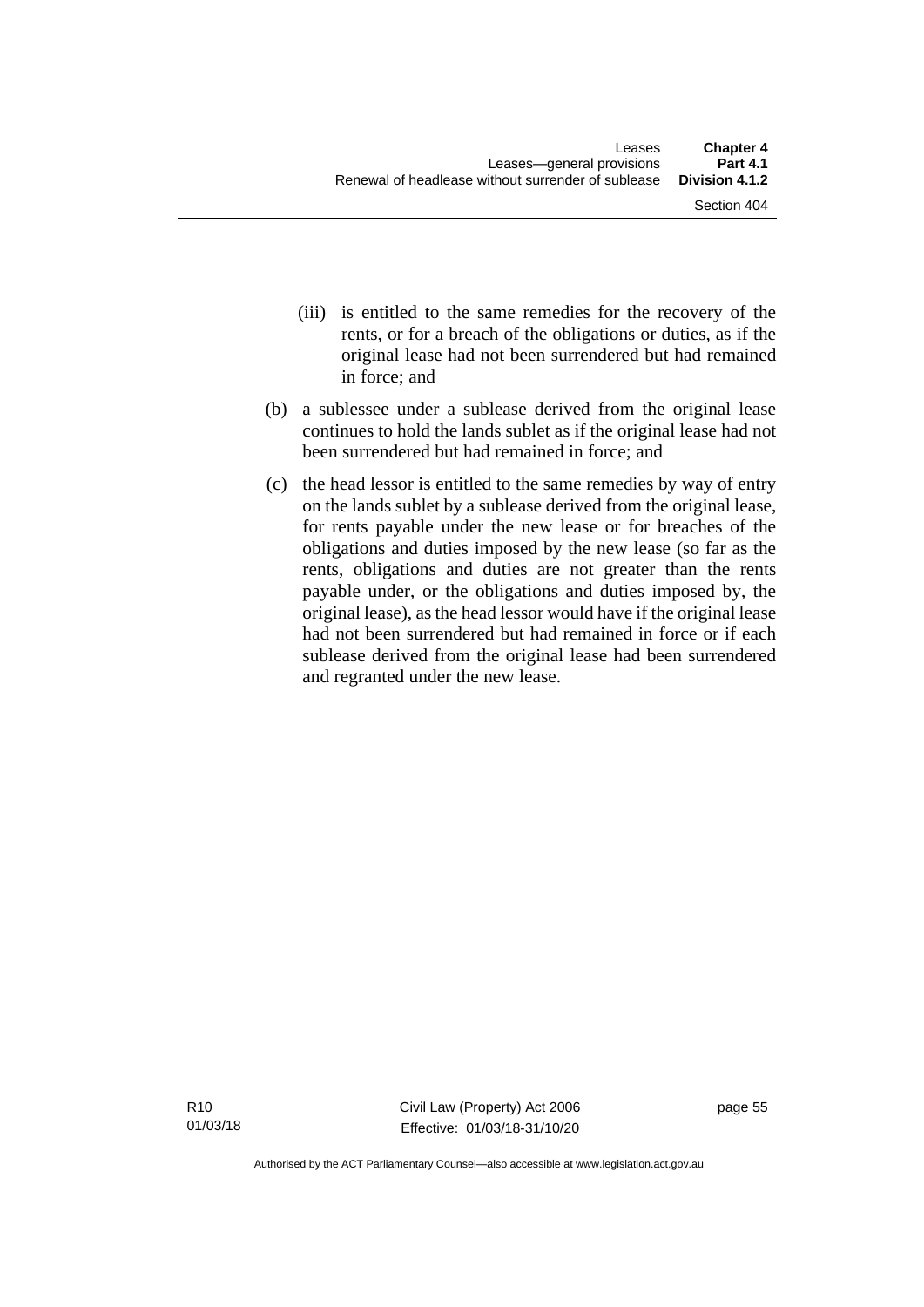(iii) is entitled to the same remedies for the recovery of the rents, or for a breach of the obligations or duties, as if the original lease had not been surrendered but had remained in force; and

(b) a sublessee under a sublease derived from the original lease continues to hold the lands sublet as if the original lease had not been surrendered but had remained in force; and

(c) the head lessor is entitled to the same remedies by way of entry on the lands sublet by a sublease derived from the original lease, for rents payable under the new lease or for breaches of the obligations and duties imposed by the new lease (so far as the rents, obligations and duties are not greater than the rents payable under, or the obligations and duties imposed by, the original lease), as the head lessor would have if the original lease had not been surrendered but had remained in force or if each sublease derived from the original lease had been surrendered and regranted under the new lease.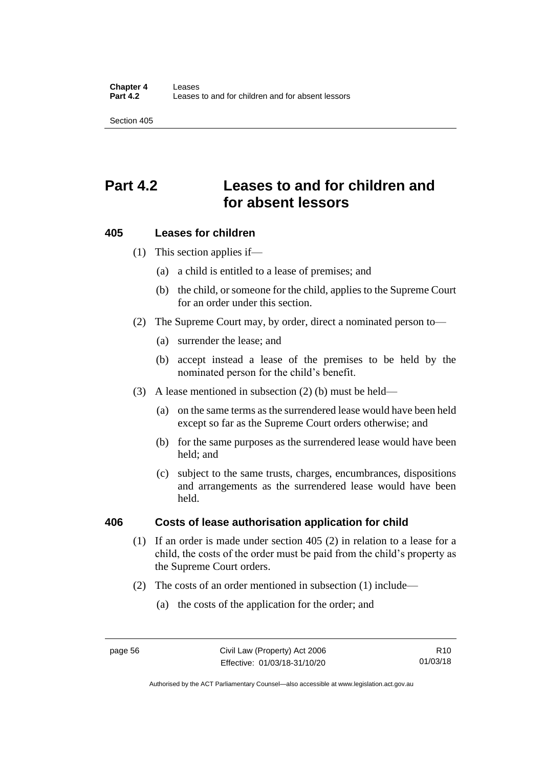# Part 4.2 Leases to and for children and for absent lessors

### 405 Leases for children

(1) This section applies if—

(a) a child is entitled to a lease of premises; and

(b) the child, or someone for the child, applies to the Supreme Court for an order under this section.

(2) The Supreme Court may, by order, direct a nominated person to—

(a) surrender the lease; and

(b) accept instead a lease of the premises to be held by the nominated person for the child's benefit.

(3) A lease mentioned in subsection (2) (b) must be held—

(a) on the same terms as the surrendered lease would have been held except so far as the Supreme Court orders otherwise; and

(b) for the same purposes as the surrendered lease would have been held; and

(c) subject to the same trusts, charges, encumbrances, dispositions and arrangements as the surrendered lease would have been held.

### 406 Costs of lease authorisation application for child

(1) If an order is made under section 405 (2) in relation to a lease for a child, the costs of the order must be paid from the child's property as the Supreme Court orders.

(2) The costs of an order mentioned in subsection (1) include—

(a) the costs of the application for the order; and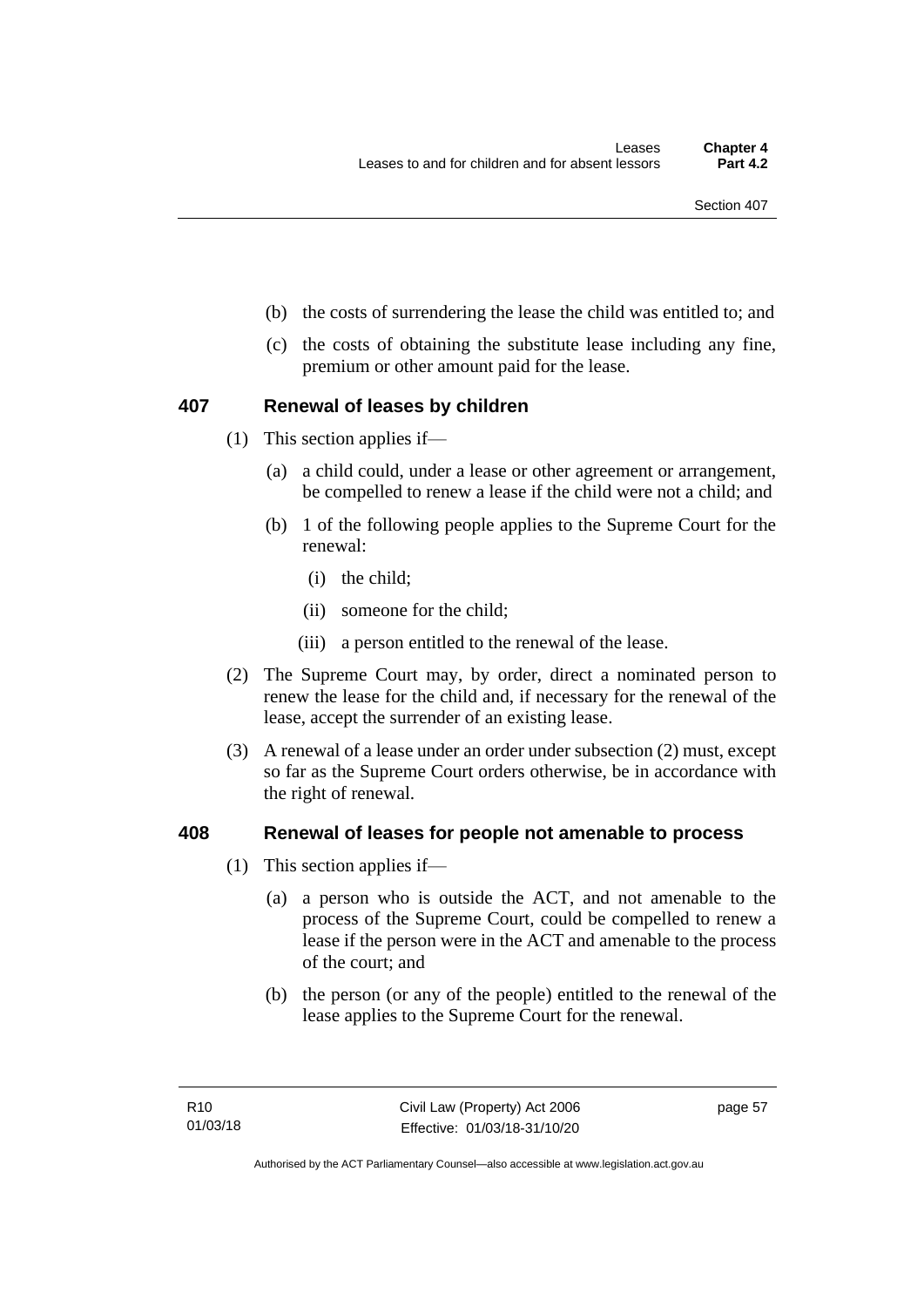(b) the costs of surrendering the lease the child was entitled to; and

(c) the costs of obtaining the substitute lease including any fine, premium or other amount paid for the lease.

### 407 Renewal of leases by children

(1) This section applies if—

(a) a child could, under a lease or other agreement or arrangement, be compelled to renew a lease if the child were not a child; and

(b) 1 of the following people applies to the Supreme Court for the renewal:

(i) the child;

(ii) someone for the child;

(iii) a person entitled to the renewal of the lease.

(2) The Supreme Court may, by order, direct a nominated person to renew the lease for the child and, if necessary for the renewal of the lease, accept the surrender of an existing lease.

(3) A renewal of a lease under an order under subsection (2) must, except so far as the Supreme Court orders otherwise, be in accordance with the right of renewal.

### 408 Renewal of leases for people not amenable to process

(1) This section applies if—

(a) a person who is outside the ACT, and not amenable to the process of the Supreme Court, could be compelled to renew a lease if the person were in the ACT and amenable to the process of the court; and

(b) the person (or any of the people) entitled to the renewal of the lease applies to the Supreme Court for the renewal.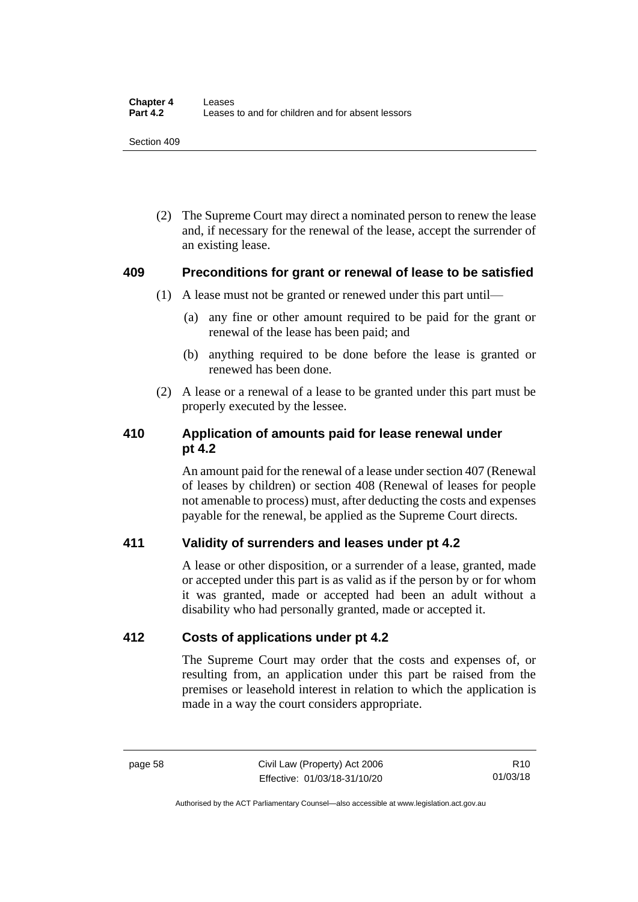(2) The Supreme Court may direct a nominated person to renew the lease and, if necessary for the renewal of the lease, accept the surrender of an existing lease.

## 409 Preconditions for grant or renewal of lease to be satisfied

(1) A lease must not be granted or renewed under this part until—

(a) any fine or other amount required to be paid for the grant or renewal of the lease has been paid; and

(b) anything required to be done before the lease is granted or renewed has been done.

(2) A lease or a renewal of a lease to be granted under this part must be properly executed by the lessee.

## 410 Application of amounts paid for lease renewal under pt 4.2

An amount paid for the renewal of a lease under section 407 (Renewal of leases by children) or section 408 (Renewal of leases for people not amenable to process) must, after deducting the costs and expenses payable for the renewal, be applied as the Supreme Court directs.

## 411 Validity of surrenders and leases under pt 4.2

A lease or other disposition, or a surrender of a lease, granted, made or accepted under this part is as valid as if the person by or for whom it was granted, made or accepted had been an adult without a disability who had personally granted, made or accepted it.

## 412 Costs of applications under pt 4.2

The Supreme Court may order that the costs and expenses of, or resulting from, an application under this part be raised from the premises or leasehold interest in relation to which the application is made in a way the court considers appropriate.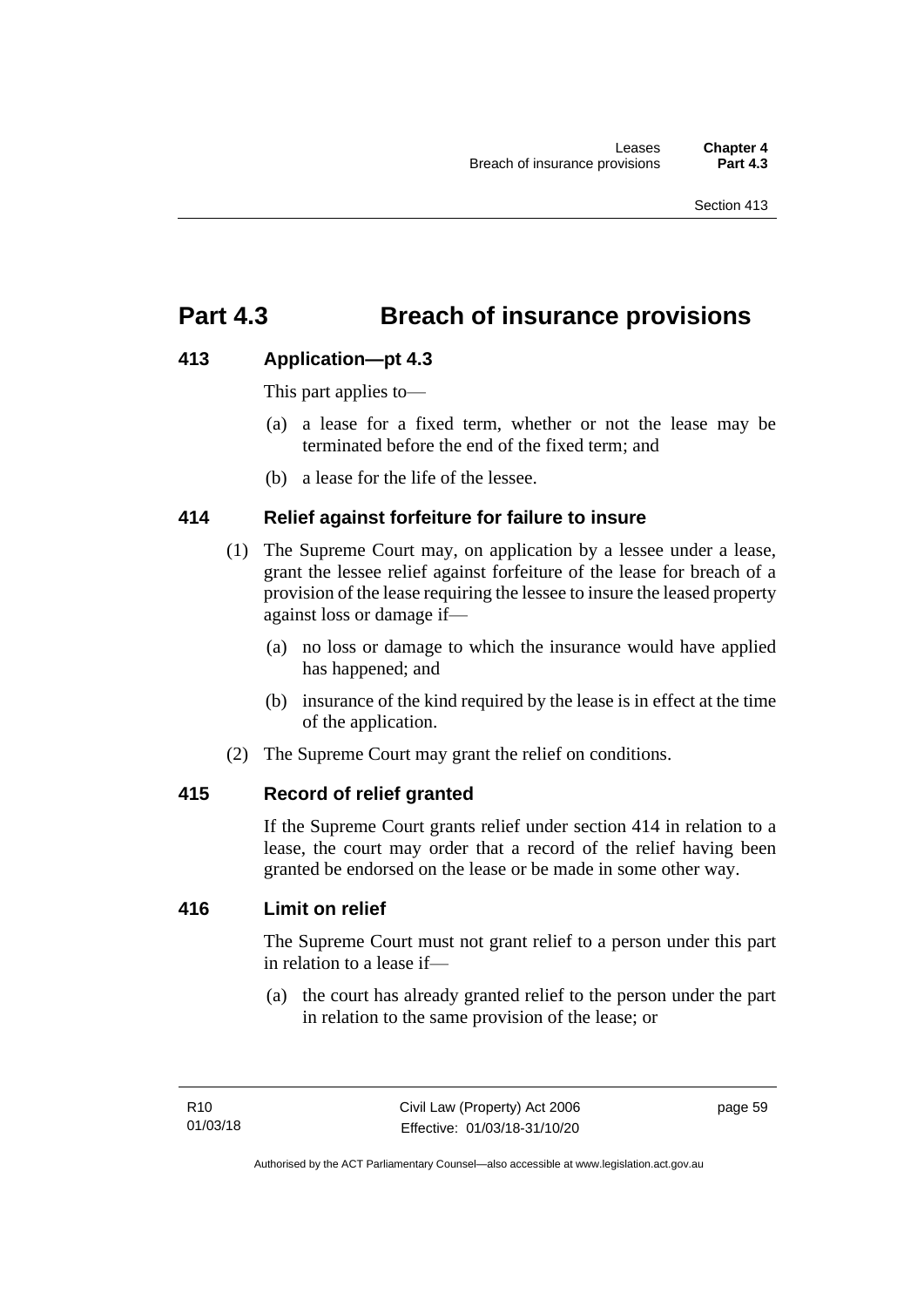# Part 4.3 Breach of insurance provisions

## 413 Application—pt 4.3

This part applies to—

(a) a lease for a fixed term, whether or not the lease may be terminated before the end of the fixed term; and

(b) a lease for the life of the lessee.

## 414 Relief against forfeiture for failure to insure

(1) The Supreme Court may, on application by a lessee under a lease, grant the lessee relief against forfeiture of the lease for breach of a provision of the lease requiring the lessee to insure the leased property against loss or damage if—

(a) no loss or damage to which the insurance would have applied has happened; and

(b) insurance of the kind required by the lease is in effect at the time of the application.

(2) The Supreme Court may grant the relief on conditions.

## 415 Record of relief granted

If the Supreme Court grants relief under section 414 in relation to a lease, the court may order that a record of the relief having been granted be endorsed on the lease or be made in some other way.

## 416 Limit on relief

The Supreme Court must not grant relief to a person under this part in relation to a lease if—

(a) the court has already granted relief to the person under the part in relation to the same provision of the lease; or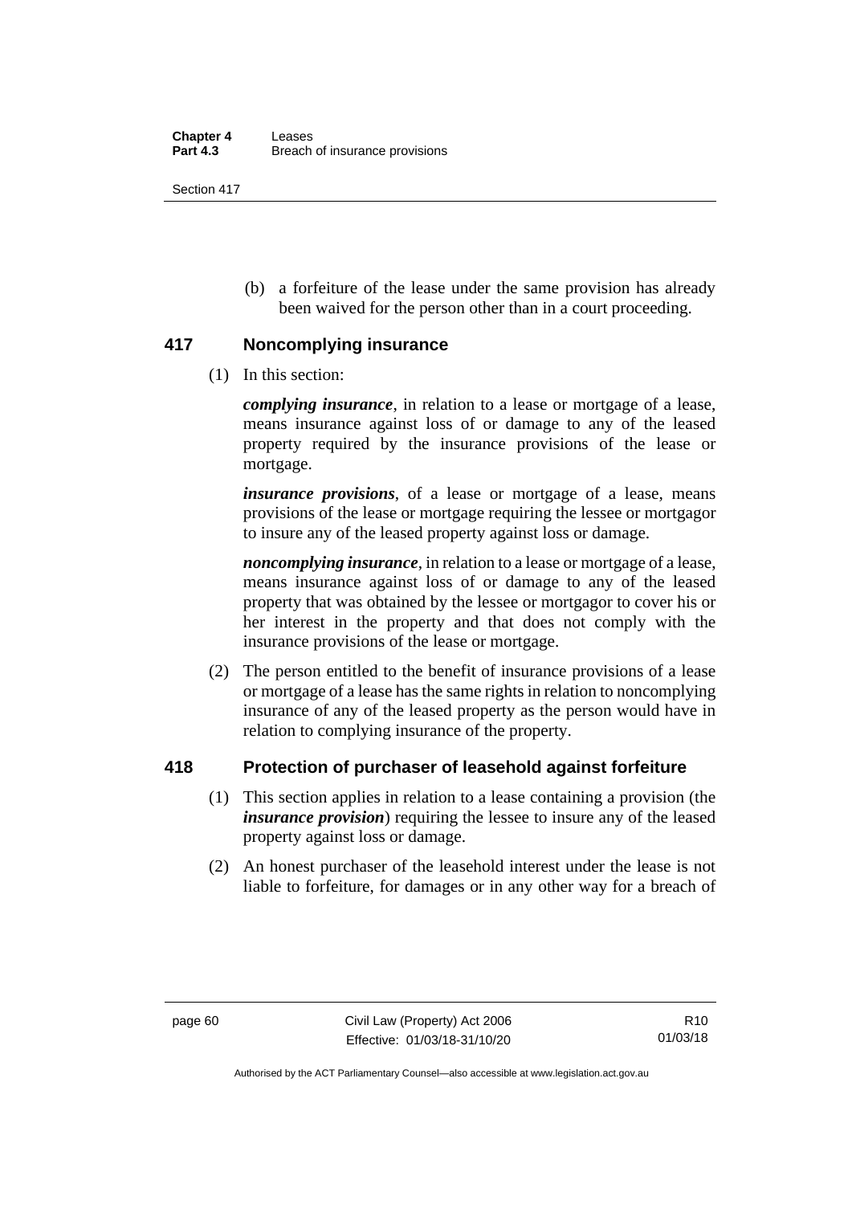(b) a forfeiture of the lease under the same provision has already been waived for the person other than in a court proceeding.

## 417 Noncomplying insurance

(1) In this section:

***complying insurance***, in relation to a lease or mortgage of a lease, means insurance against loss of or damage to any of the leased property required by the insurance provisions of the lease or mortgage.

***insurance provisions***, of a lease or mortgage of a lease, means provisions of the lease or mortgage requiring the lessee or mortgagor to insure any of the leased property against loss or damage.

***noncomplying insurance***, in relation to a lease or mortgage of a lease, means insurance against loss of or damage to any of the leased property that was obtained by the lessee or mortgagor to cover his or her interest in the property and that does not comply with the insurance provisions of the lease or mortgage.

(2) The person entitled to the benefit of insurance provisions of a lease or mortgage of a lease has the same rights in relation to noncomplying insurance of any of the leased property as the person would have in relation to complying insurance of the property.

## 418 Protection of purchaser of leasehold against forfeiture

(1) This section applies in relation to a lease containing a provision (the ***insurance provision***) requiring the lessee to insure any of the leased property against loss or damage.

(2) An honest purchaser of the leasehold interest under the lease is not liable to forfeiture, for damages or in any other way for a breach of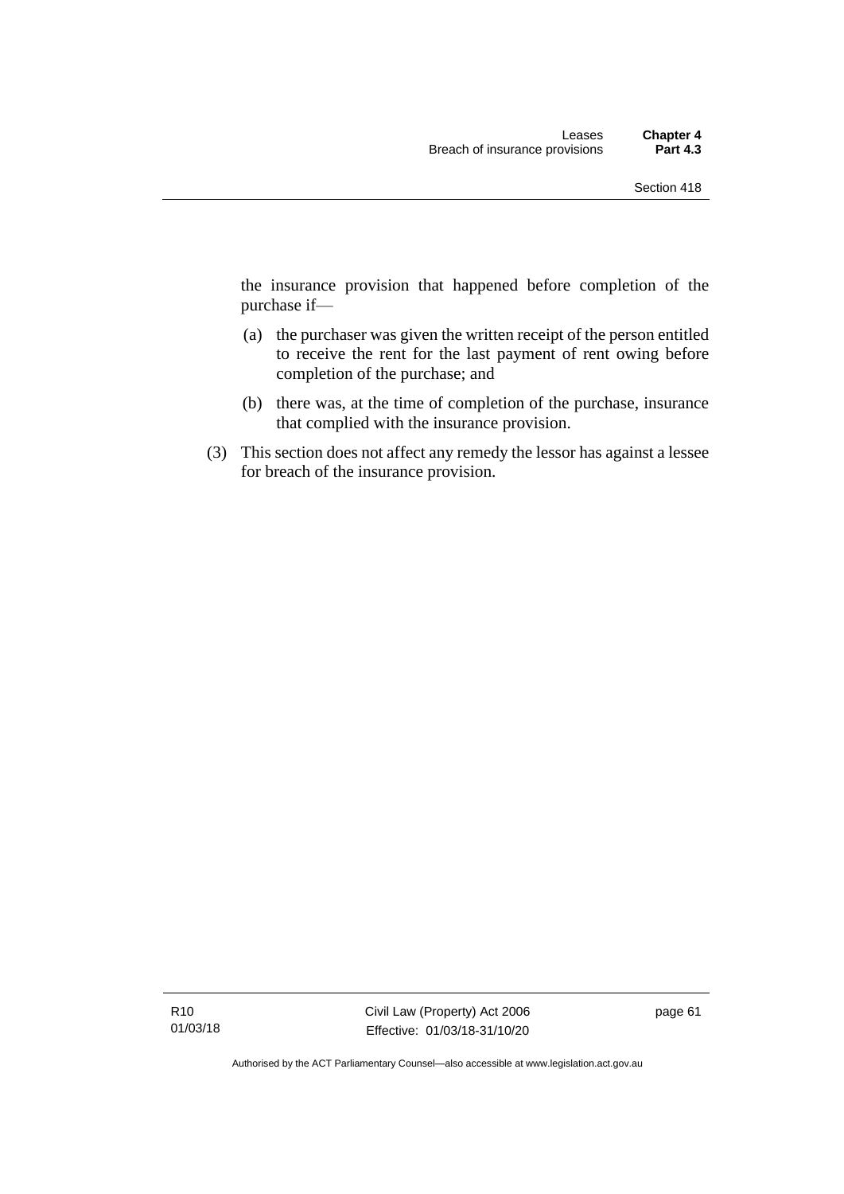the insurance provision that happened before completion of the purchase if—

(a) the purchaser was given the written receipt of the person entitled to receive the rent for the last payment of rent owing before completion of the purchase; and

(b) there was, at the time of completion of the purchase, insurance that complied with the insurance provision.

(3) This section does not affect any remedy the lessor has against a lessee for breach of the insurance provision.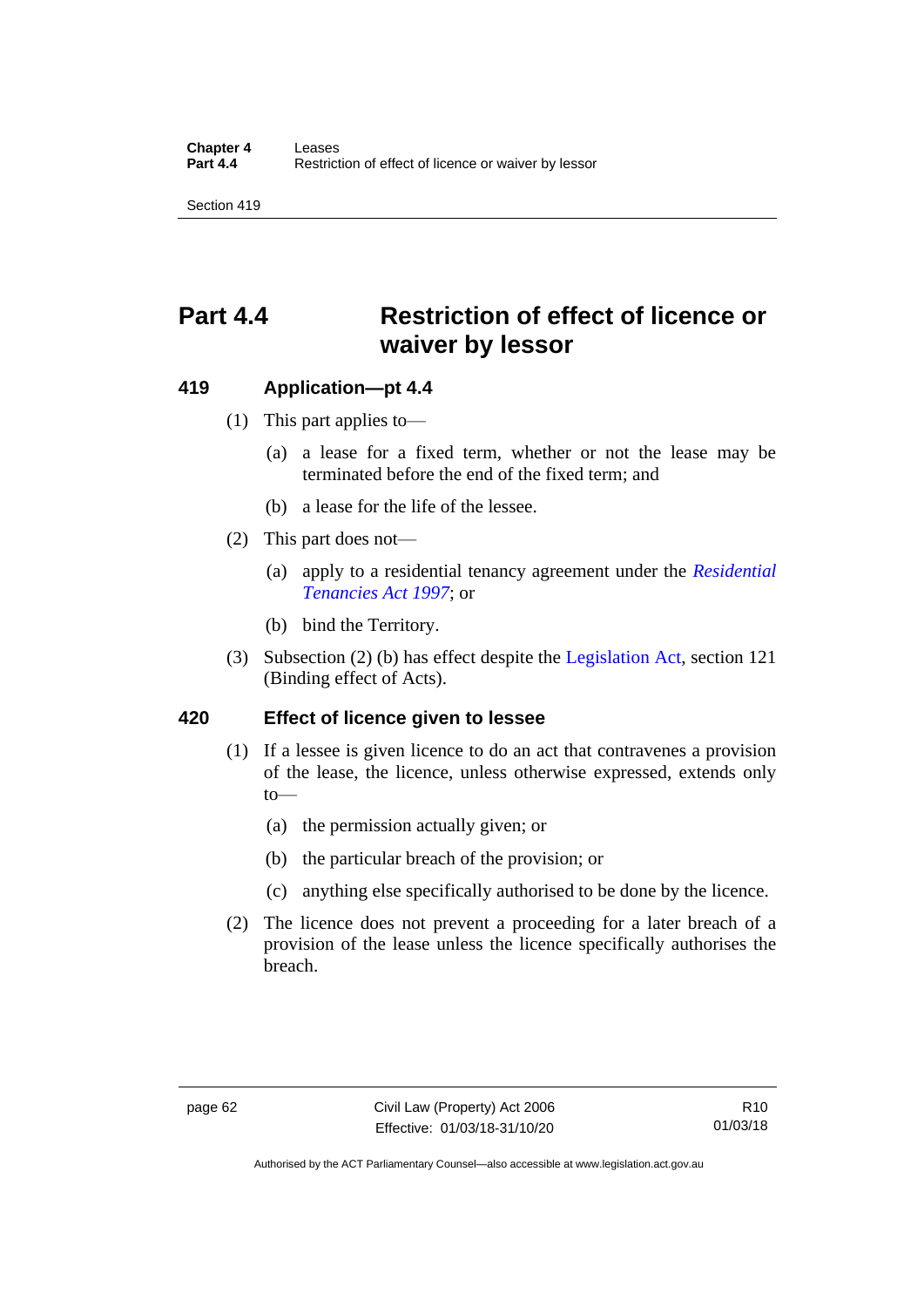# Part 4.4 Restriction of effect of licence or waiver by lessor

## 419 Application—pt 4.4

(1) This part applies to—

(a) a lease for a fixed term, whether or not the lease may be terminated before the end of the fixed term; and

(b) a lease for the life of the lessee.

(2) This part does not—

(a) apply to a residential tenancy agreement under the *Residential Tenancies Act 1997*; or

(b) bind the Territory.

(3) Subsection (2) (b) has effect despite the Legislation Act, section 121 (Binding effect of Acts).

## 420 Effect of licence given to lessee

(1) If a lessee is given licence to do an act that contravenes a provision of the lease, the licence, unless otherwise expressed, extends only to—

(a) the permission actually given; or

(b) the particular breach of the provision; or

(c) anything else specifically authorised to be done by the licence.

(2) The licence does not prevent a proceeding for a later breach of a provision of the lease unless the licence specifically authorises the breach.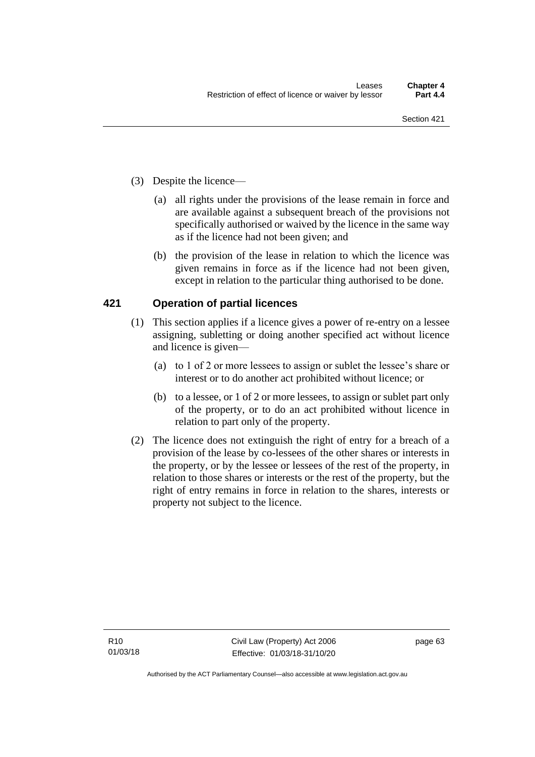(3) Despite the licence—

(a) all rights under the provisions of the lease remain in force and are available against a subsequent breach of the provisions not specifically authorised or waived by the licence in the same way as if the licence had not been given; and

(b) the provision of the lease in relation to which the licence was given remains in force as if the licence had not been given, except in relation to the particular thing authorised to be done.

## 421 Operation of partial licences

(1) This section applies if a licence gives a power of re-entry on a lessee assigning, subletting or doing another specified act without licence and licence is given—

(a) to 1 of 2 or more lessees to assign or sublet the lessee's share or interest or to do another act prohibited without licence; or

(b) to a lessee, or 1 of 2 or more lessees, to assign or sublet part only of the property, or to do an act prohibited without licence in relation to part only of the property.

(2) The licence does not extinguish the right of entry for a breach of a provision of the lease by co-lessees of the other shares or interests in the property, or by the lessee or lessees of the rest of the property, in relation to those shares or interests or the rest of the property, but the right of entry remains in force in relation to the shares, interests or property not subject to the licence.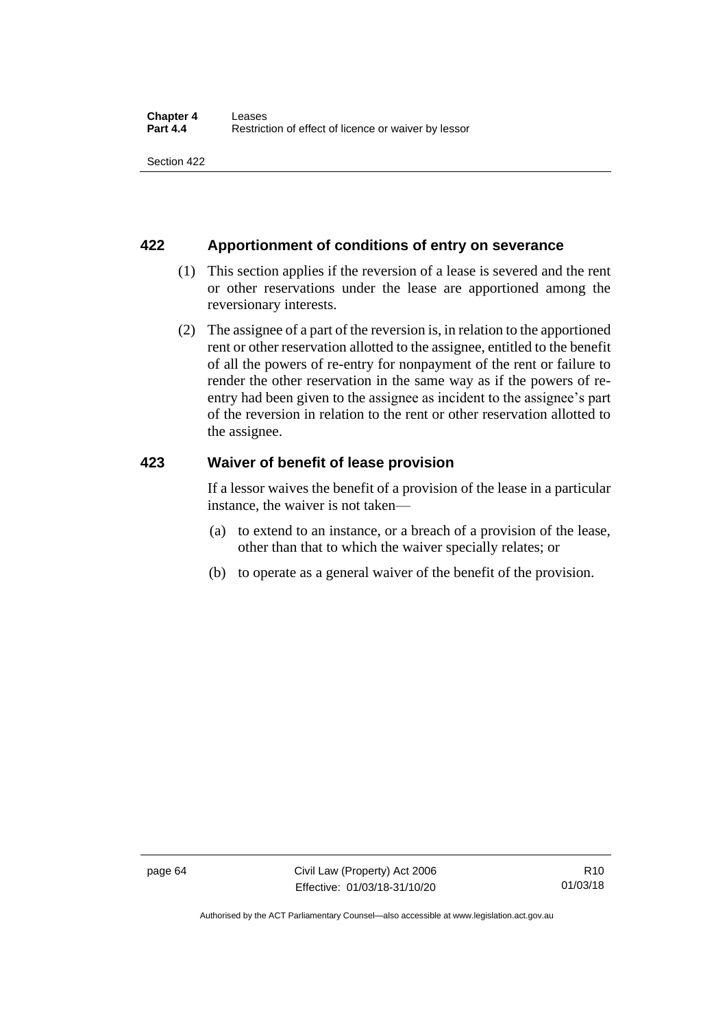## 422 Apportionment of conditions of entry on severance

(1) This section applies if the reversion of a lease is severed and the rent or other reservations under the lease are apportioned among the reversionary interests.

(2) The assignee of a part of the reversion is, in relation to the apportioned rent or other reservation allotted to the assignee, entitled to the benefit of all the powers of re-entry for nonpayment of the rent or failure to render the other reservation in the same way as if the powers of re-entry had been given to the assignee as incident to the assignee's part of the reversion in relation to the rent or other reservation allotted to the assignee.

## 423 Waiver of benefit of lease provision

If a lessor waives the benefit of a provision of the lease in a particular instance, the waiver is not taken—

(a) to extend to an instance, or a breach of a provision of the lease, other than that to which the waiver specially relates; or

(b) to operate as a general waiver of the benefit of the provision.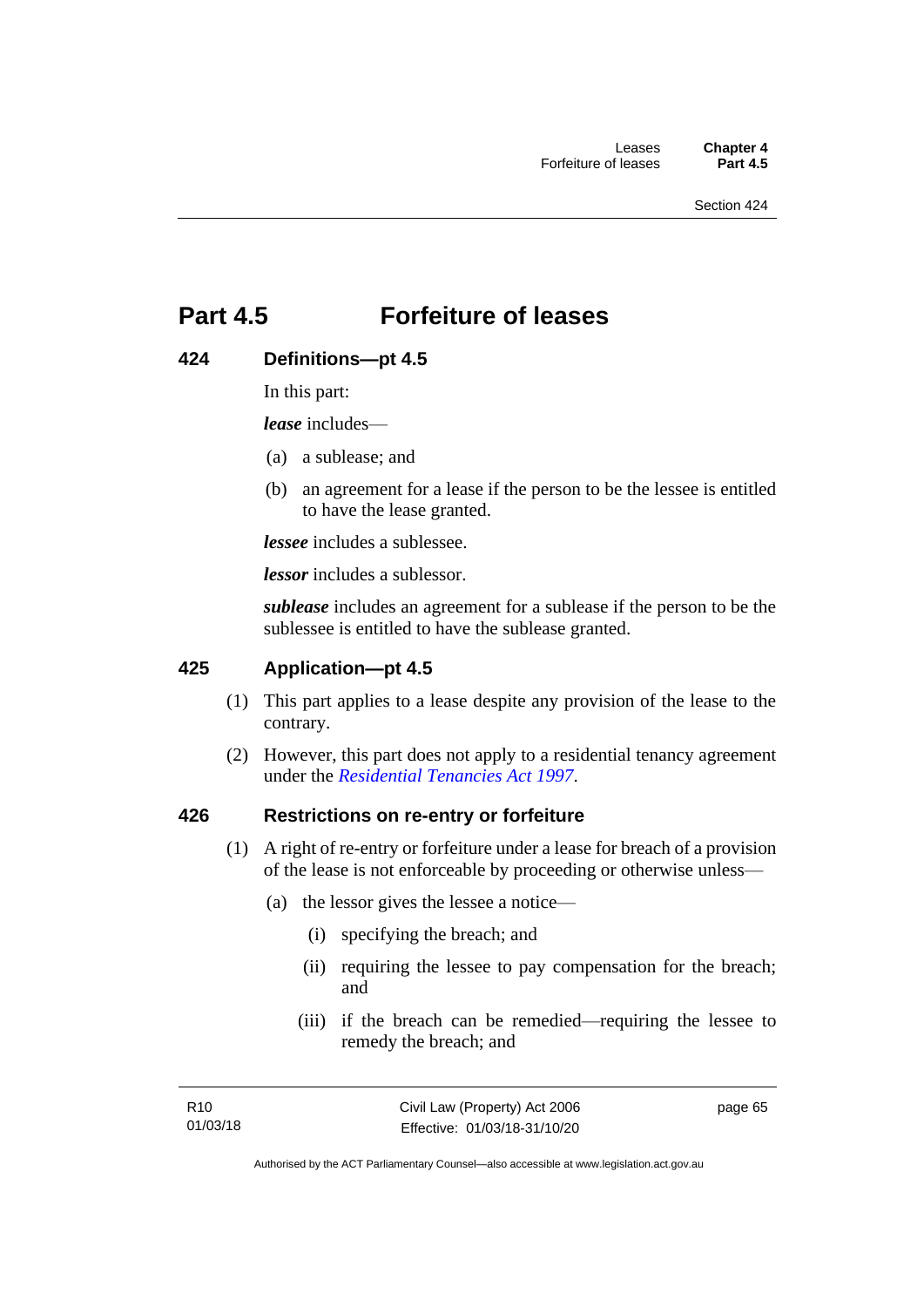# Part 4.5 Forfeiture of leases

## 424 Definitions—pt 4.5

In this part:

***lease*** includes—

(a) a sublease; and

(b) an agreement for a lease if the person to be the lessee is entitled to have the lease granted.

***lessee*** includes a sublessee.

***lessor*** includes a sublessor.

***sublease*** includes an agreement for a sublease if the person to be the sublessee is entitled to have the sublease granted.

## 425 Application—pt 4.5

(1) This part applies to a lease despite any provision of the lease to the contrary.

(2) However, this part does not apply to a residential tenancy agreement under the *Residential Tenancies Act 1997*.

## 426 Restrictions on re-entry or forfeiture

(1) A right of re-entry or forfeiture under a lease for breach of a provision of the lease is not enforceable by proceeding or otherwise unless—

(a) the lessor gives the lessee a notice—

(i) specifying the breach; and

(ii) requiring the lessee to pay compensation for the breach; and

(iii) if the breach can be remedied—requiring the lessee to remedy the breach; and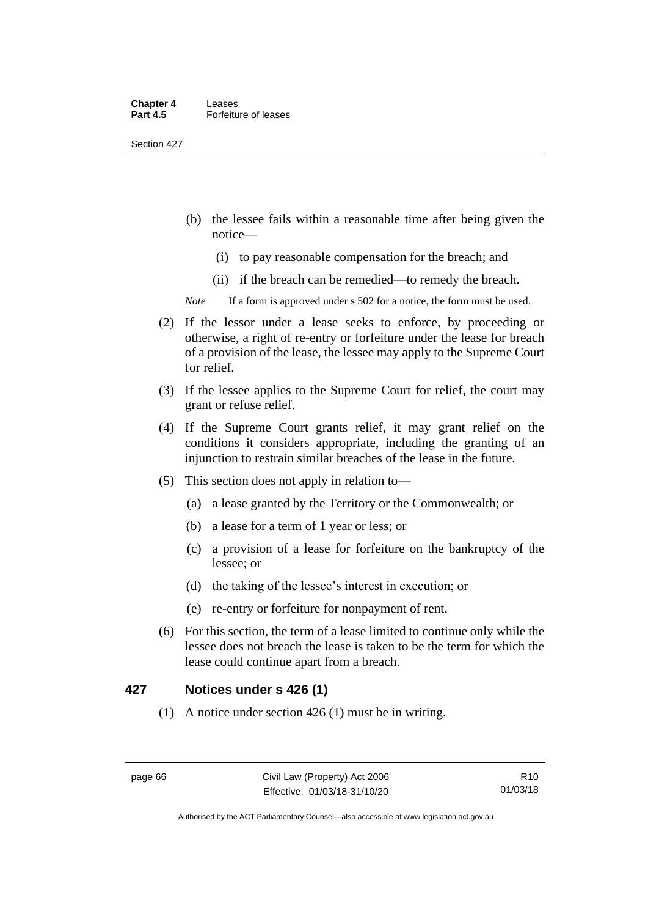(b) the lessee fails within a reasonable time after being given the notice—

  (i) to pay reasonable compensation for the breach; and

  (ii) if the breach can be remedied—to remedy the breach.

*Note* If a form is approved under s 502 for a notice, the form must be used.

(2) If the lessor under a lease seeks to enforce, by proceeding or otherwise, a right of re-entry or forfeiture under the lease for breach of a provision of the lease, the lessee may apply to the Supreme Court for relief.

(3) If the lessee applies to the Supreme Court for relief, the court may grant or refuse relief.

(4) If the Supreme Court grants relief, it may grant relief on the conditions it considers appropriate, including the granting of an injunction to restrain similar breaches of the lease in the future.

(5) This section does not apply in relation to—

  (a) a lease granted by the Territory or the Commonwealth; or

  (b) a lease for a term of 1 year or less; or

  (c) a provision of a lease for forfeiture on the bankruptcy of the lessee; or

  (d) the taking of the lessee's interest in execution; or

  (e) re-entry or forfeiture for nonpayment of rent.

(6) For this section, the term of a lease limited to continue only while the lessee does not breach the lease is taken to be the term for which the lease could continue apart from a breach.

## 427 Notices under s 426 (1)

(1) A notice under section 426 (1) must be in writing.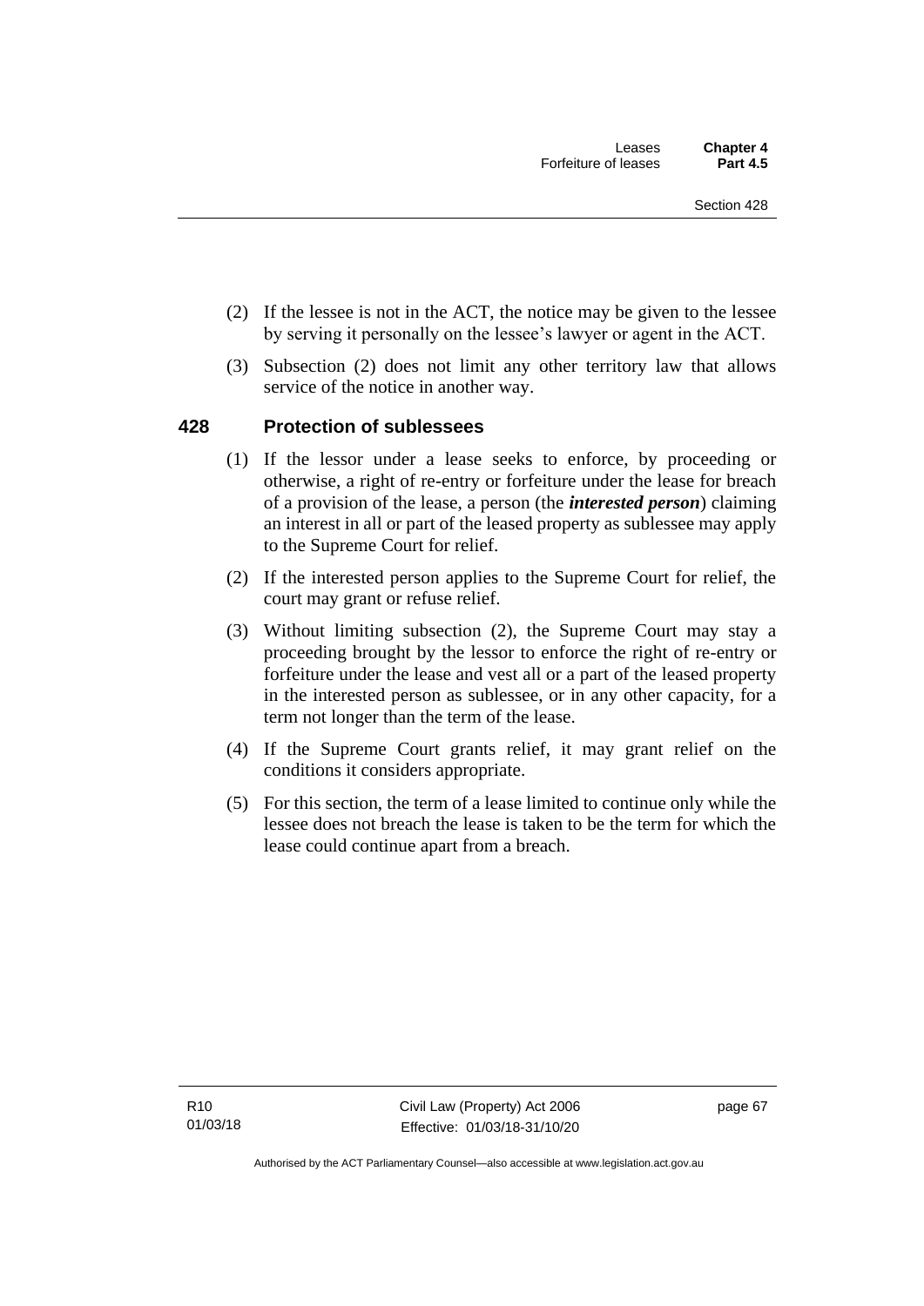(2) If the lessee is not in the ACT, the notice may be given to the lessee by serving it personally on the lessee's lawyer or agent in the ACT.

(3) Subsection (2) does not limit any other territory law that allows service of the notice in another way.

### 428 Protection of sublessees

(1) If the lessor under a lease seeks to enforce, by proceeding or otherwise, a right of re-entry or forfeiture under the lease for breach of a provision of the lease, a person (the ***interested person***) claiming an interest in all or part of the leased property as sublessee may apply to the Supreme Court for relief.

(2) If the interested person applies to the Supreme Court for relief, the court may grant or refuse relief.

(3) Without limiting subsection (2), the Supreme Court may stay a proceeding brought by the lessor to enforce the right of re-entry or forfeiture under the lease and vest all or a part of the leased property in the interested person as sublessee, or in any other capacity, for a term not longer than the term of the lease.

(4) If the Supreme Court grants relief, it may grant relief on the conditions it considers appropriate.

(5) For this section, the term of a lease limited to continue only while the lessee does not breach the lease is taken to be the term for which the lease could continue apart from a breach.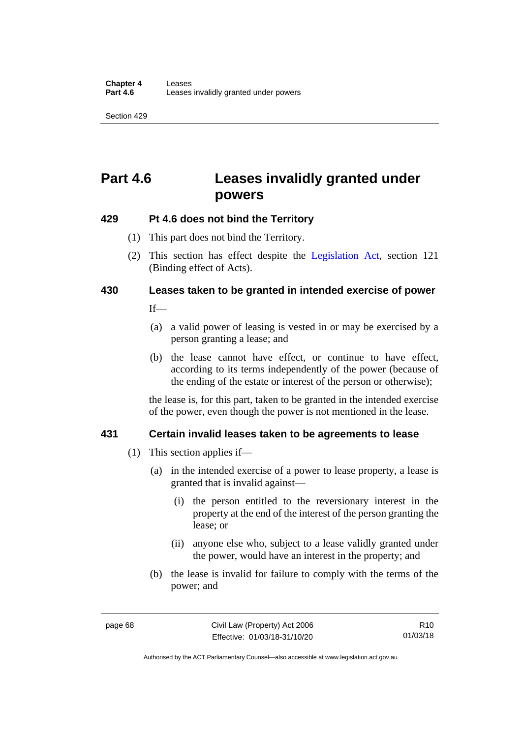# Part 4.6 Leases invalidly granted under powers

## 429 Pt 4.6 does not bind the Territory

(1) This part does not bind the Territory.

(2) This section has effect despite the Legislation Act, section 121 (Binding effect of Acts).

## 430 Leases taken to be granted in intended exercise of power

If—

(a) a valid power of leasing is vested in or may be exercised by a person granting a lease; and

(b) the lease cannot have effect, or continue to have effect, according to its terms independently of the power (because of the ending of the estate or interest of the person or otherwise);

the lease is, for this part, taken to be granted in the intended exercise of the power, even though the power is not mentioned in the lease.

## 431 Certain invalid leases taken to be agreements to lease

(1) This section applies if—

(a) in the intended exercise of a power to lease property, a lease is granted that is invalid against—

(i) the person entitled to the reversionary interest in the property at the end of the interest of the person granting the lease; or

(ii) anyone else who, subject to a lease validly granted under the power, would have an interest in the property; and

(b) the lease is invalid for failure to comply with the terms of the power; and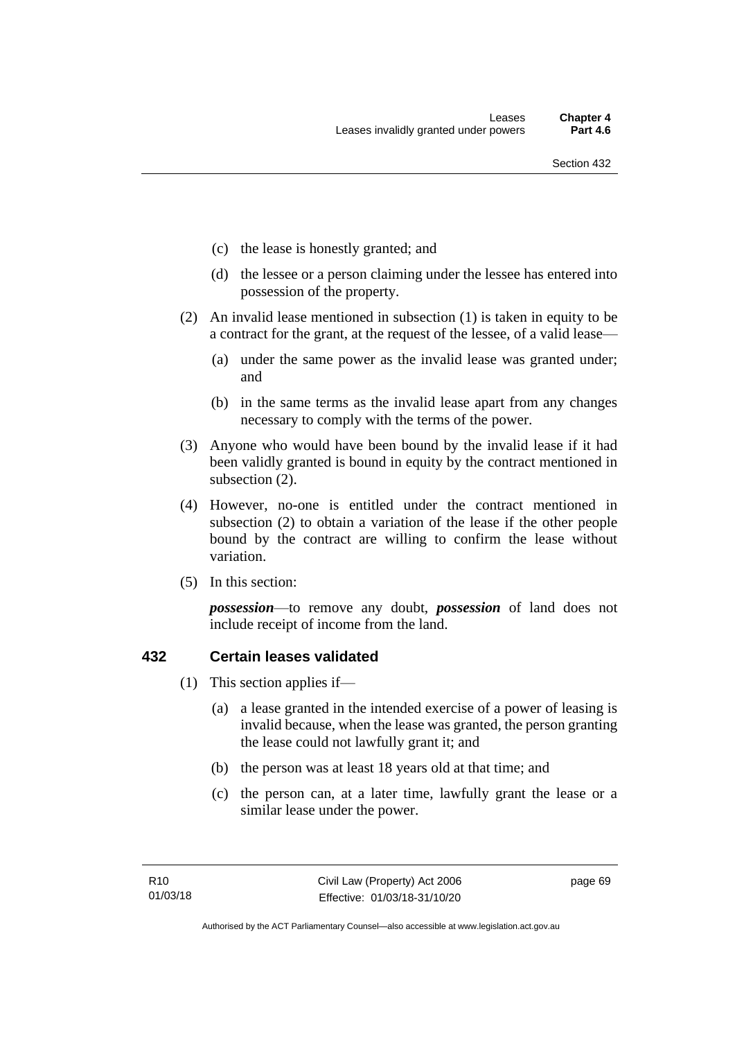(c) the lease is honestly granted; and

(d) the lessee or a person claiming under the lessee has entered into possession of the property.

(2) An invalid lease mentioned in subsection (1) is taken in equity to be a contract for the grant, at the request of the lessee, of a valid lease—

(a) under the same power as the invalid lease was granted under; and

(b) in the same terms as the invalid lease apart from any changes necessary to comply with the terms of the power.

(3) Anyone who would have been bound by the invalid lease if it had been validly granted is bound in equity by the contract mentioned in subsection (2).

(4) However, no-one is entitled under the contract mentioned in subsection (2) to obtain a variation of the lease if the other people bound by the contract are willing to confirm the lease without variation.

(5) In this section:

***possession***—to remove any doubt, ***possession*** of land does not include receipt of income from the land.

## 432 Certain leases validated

(1) This section applies if—

(a) a lease granted in the intended exercise of a power of leasing is invalid because, when the lease was granted, the person granting the lease could not lawfully grant it; and

(b) the person was at least 18 years old at that time; and

(c) the person can, at a later time, lawfully grant the lease or a similar lease under the power.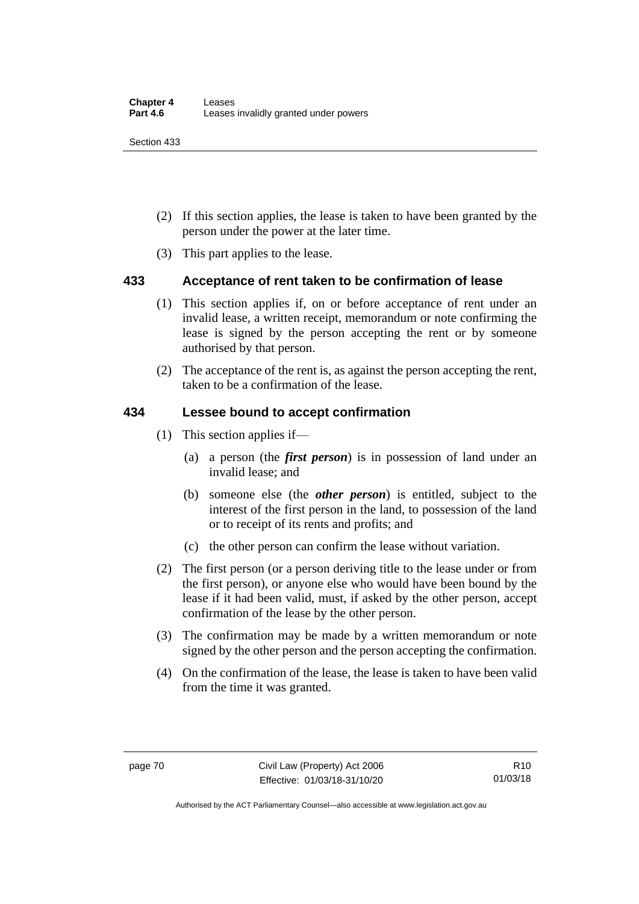(2) If this section applies, the lease is taken to have been granted by the person under the power at the later time.

(3) This part applies to the lease.

## 433 Acceptance of rent taken to be confirmation of lease

(1) This section applies if, on or before acceptance of rent under an invalid lease, a written receipt, memorandum or note confirming the lease is signed by the person accepting the rent or by someone authorised by that person.

(2) The acceptance of the rent is, as against the person accepting the rent, taken to be a confirmation of the lease.

## 434 Lessee bound to accept confirmation

(1) This section applies if—

(a) a person (the ***first person***) is in possession of land under an invalid lease; and

(b) someone else (the ***other person***) is entitled, subject to the interest of the first person in the land, to possession of the land or to receipt of its rents and profits; and

(c) the other person can confirm the lease without variation.

(2) The first person (or a person deriving title to the lease under or from the first person), or anyone else who would have been bound by the lease if it had been valid, must, if asked by the other person, accept confirmation of the lease by the other person.

(3) The confirmation may be made by a written memorandum or note signed by the other person and the person accepting the confirmation.

(4) On the confirmation of the lease, the lease is taken to have been valid from the time it was granted.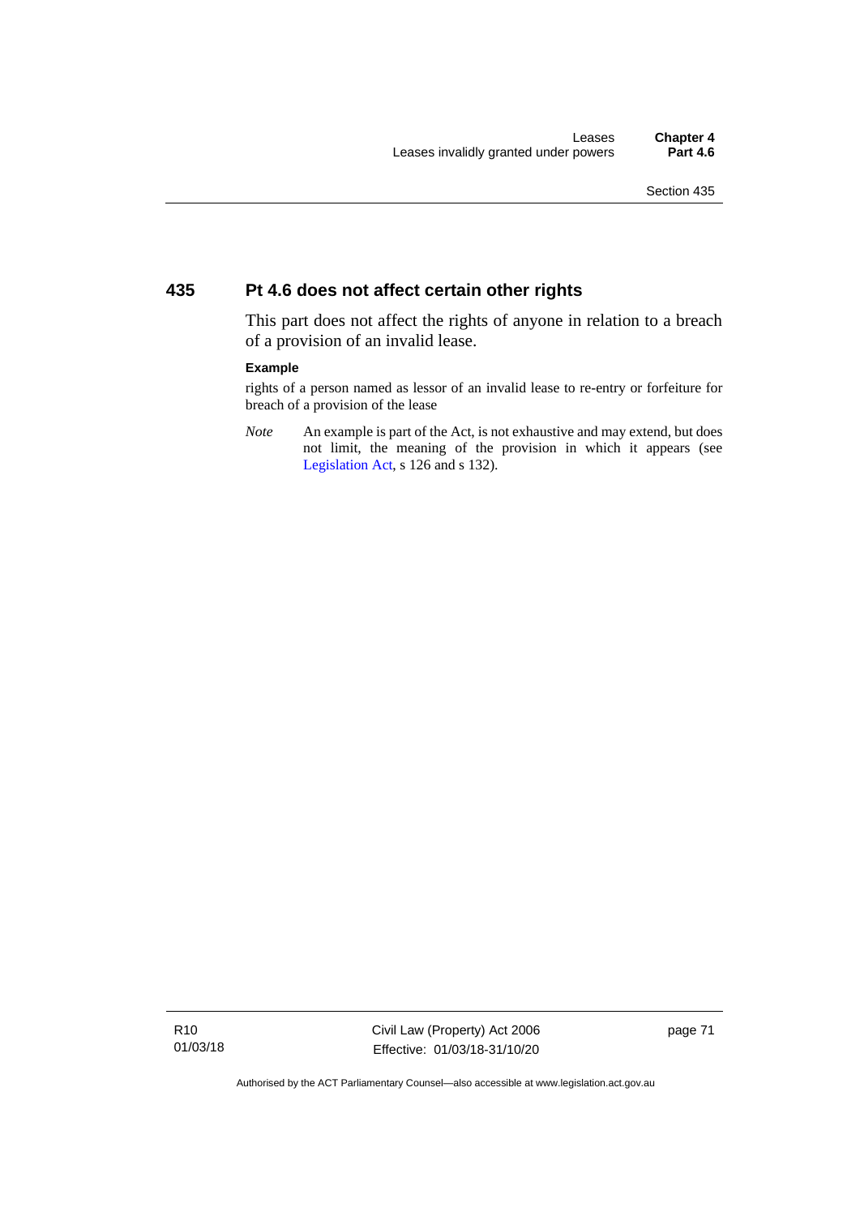## 435 Pt 4.6 does not affect certain other rights

This part does not affect the rights of anyone in relation to a breach of a provision of an invalid lease.

**Example**

rights of a person named as lessor of an invalid lease to re-entry or forfeiture for breach of a provision of the lease

*Note* An example is part of the Act, is not exhaustive and may extend, but does not limit, the meaning of the provision in which it appears (see Legislation Act, s 126 and s 132).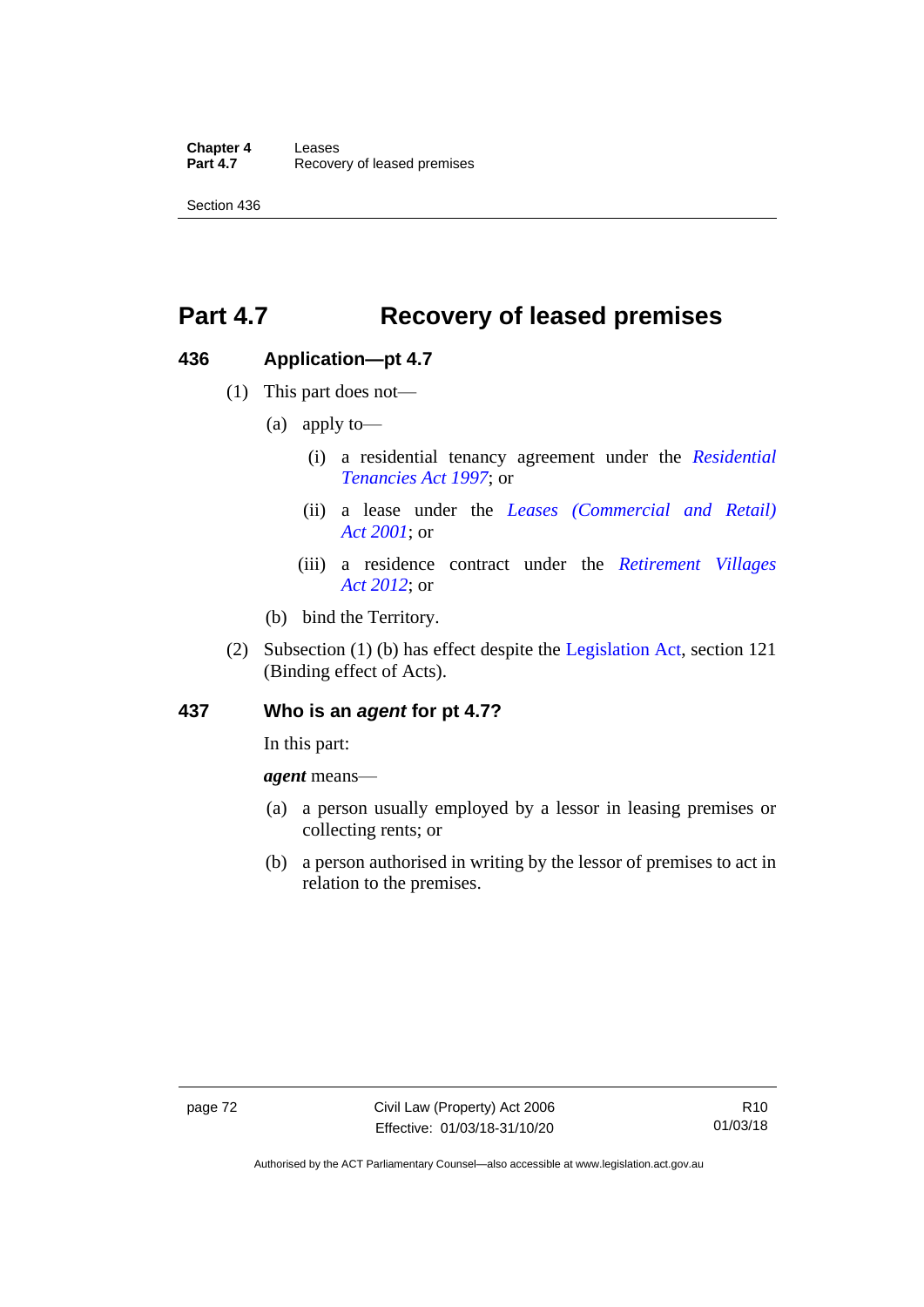## Part 4.7 Recovery of leased premises

### 436 Application—pt 4.7

(1) This part does not—

(a) apply to—

(i) a residential tenancy agreement under the *Residential Tenancies Act 1997*; or

(ii) a lease under the *Leases (Commercial and Retail) Act 2001*; or

(iii) a residence contract under the *Retirement Villages Act 2012*; or

(b) bind the Territory.

(2) Subsection (1) (b) has effect despite the Legislation Act, section 121 (Binding effect of Acts).

### 437 Who is an *agent* for pt 4.7?

In this part:

***agent*** means—

(a) a person usually employed by a lessor in leasing premises or collecting rents; or

(b) a person authorised in writing by the lessor of premises to act in relation to the premises.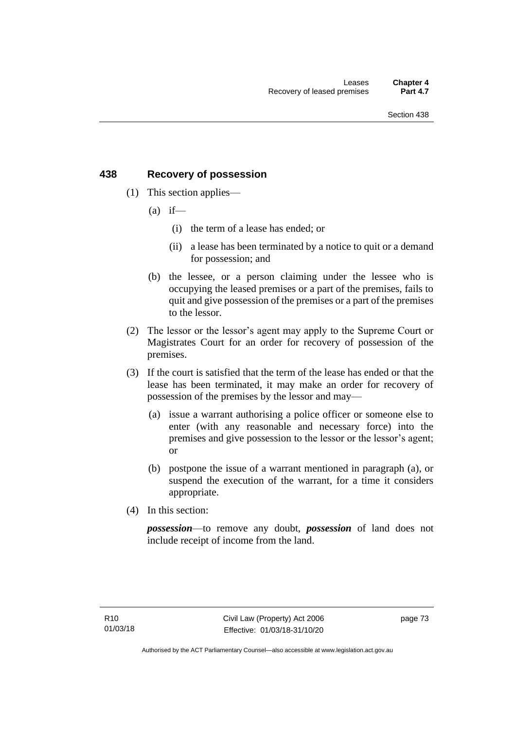## 438 Recovery of possession

(1) This section applies—

(a) if—

(i) the term of a lease has ended; or

(ii) a lease has been terminated by a notice to quit or a demand for possession; and

(b) the lessee, or a person claiming under the lessee who is occupying the leased premises or a part of the premises, fails to quit and give possession of the premises or a part of the premises to the lessor.

(2) The lessor or the lessor's agent may apply to the Supreme Court or Magistrates Court for an order for recovery of possession of the premises.

(3) If the court is satisfied that the term of the lease has ended or that the lease has been terminated, it may make an order for recovery of possession of the premises by the lessor and may—

(a) issue a warrant authorising a police officer or someone else to enter (with any reasonable and necessary force) into the premises and give possession to the lessor or the lessor's agent; or

(b) postpone the issue of a warrant mentioned in paragraph (a), or suspend the execution of the warrant, for a time it considers appropriate.

(4) In this section:

***possession***—to remove any doubt, ***possession*** of land does not include receipt of income from the land.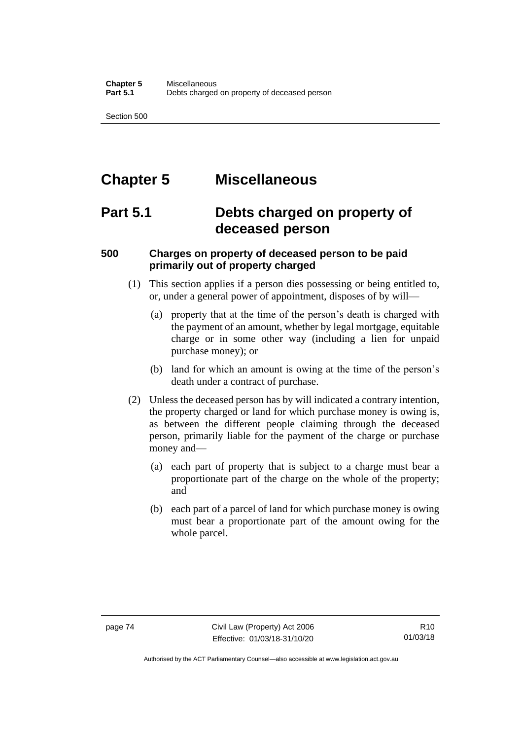# Chapter 5 Miscellaneous

## Part 5.1 Debts charged on property of deceased person

### 500 Charges on property of deceased person to be paid primarily out of property charged

(1) This section applies if a person dies possessing or being entitled to, or, under a general power of appointment, disposes of by will—

(a) property that at the time of the person's death is charged with the payment of an amount, whether by legal mortgage, equitable charge or in some other way (including a lien for unpaid purchase money); or

(b) land for which an amount is owing at the time of the person's death under a contract of purchase.

(2) Unless the deceased person has by will indicated a contrary intention, the property charged or land for which purchase money is owing is, as between the different people claiming through the deceased person, primarily liable for the payment of the charge or purchase money and—

(a) each part of property that is subject to a charge must bear a proportionate part of the charge on the whole of the property; and

(b) each part of a parcel of land for which purchase money is owing must bear a proportionate part of the amount owing for the whole parcel.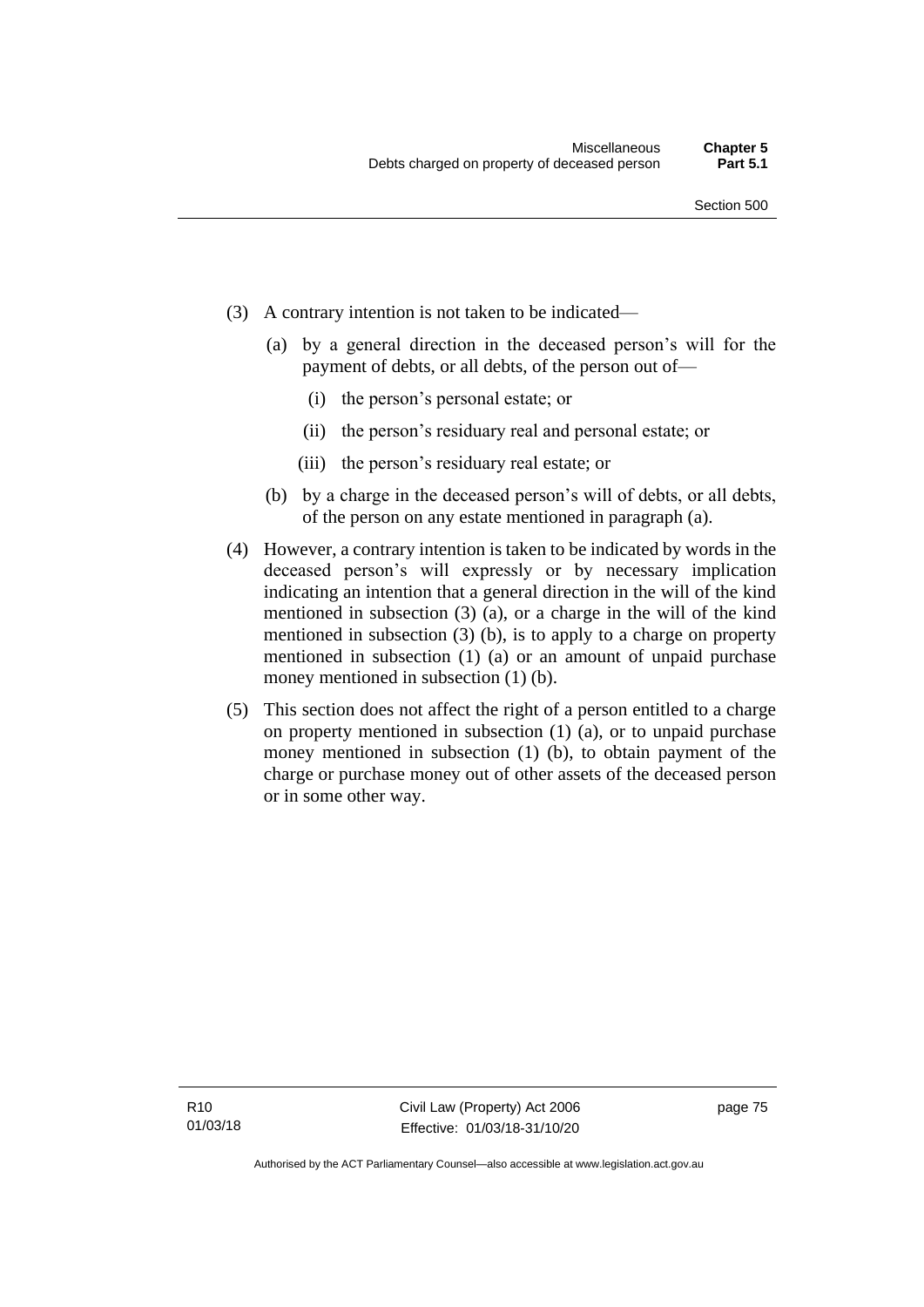(3) A contrary intention is not taken to be indicated—

   (a) by a general direction in the deceased person's will for the payment of debts, or all debts, of the person out of—

      (i) the person's personal estate; or

      (ii) the person's residuary real and personal estate; or

      (iii) the person's residuary real estate; or

   (b) by a charge in the deceased person's will of debts, or all debts, of the person on any estate mentioned in paragraph (a).

(4) However, a contrary intention is taken to be indicated by words in the deceased person's will expressly or by necessary implication indicating an intention that a general direction in the will of the kind mentioned in subsection (3) (a), or a charge in the will of the kind mentioned in subsection (3) (b), is to apply to a charge on property mentioned in subsection (1) (a) or an amount of unpaid purchase money mentioned in subsection (1) (b).

(5) This section does not affect the right of a person entitled to a charge on property mentioned in subsection (1) (a), or to unpaid purchase money mentioned in subsection (1) (b), to obtain payment of the charge or purchase money out of other assets of the deceased person or in some other way.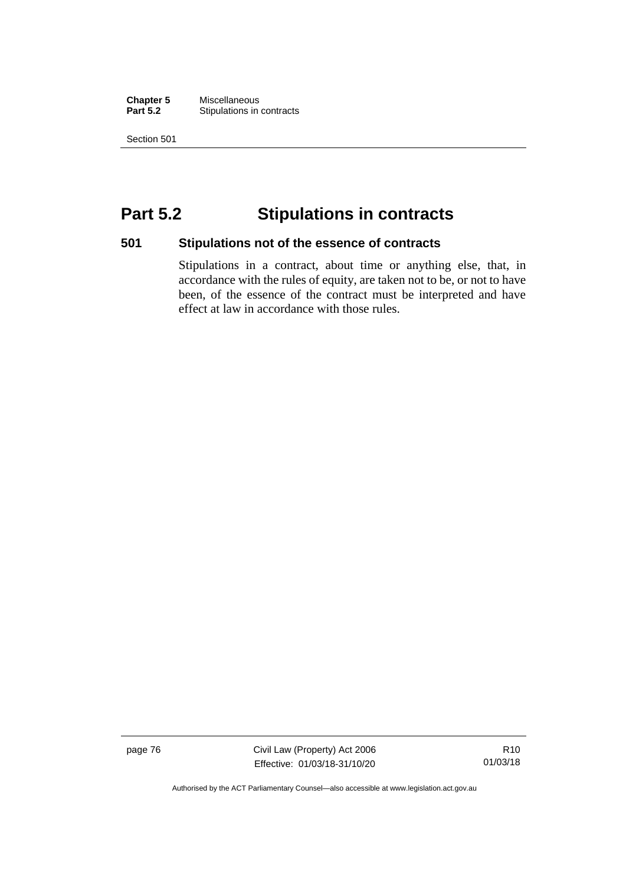## Part 5.2 Stipulations in contracts

### 501 Stipulations not of the essence of contracts

Stipulations in a contract, about time or anything else, that, in accordance with the rules of equity, are taken not to be, or not to have been, of the essence of the contract must be interpreted and have effect at law in accordance with those rules.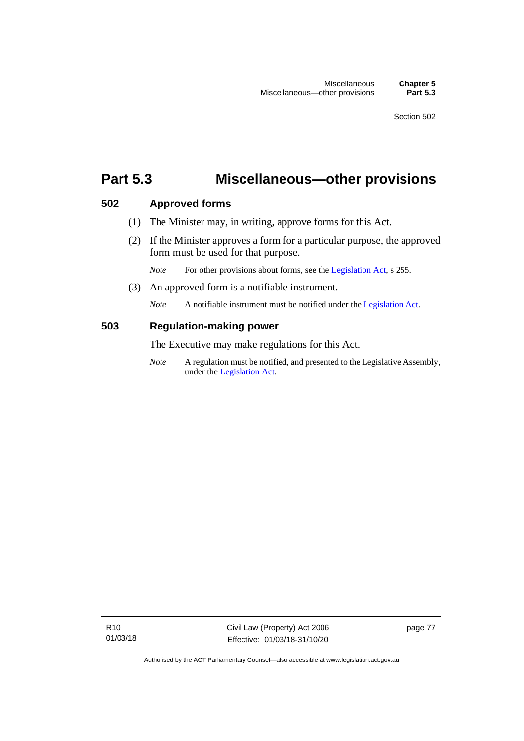# Part 5.3 Miscellaneous—other provisions

## 502 Approved forms

(1) The Minister may, in writing, approve forms for this Act.

(2) If the Minister approves a form for a particular purpose, the approved form must be used for that purpose.

*Note* For other provisions about forms, see the Legislation Act, s 255.

(3) An approved form is a notifiable instrument.

*Note* A notifiable instrument must be notified under the Legislation Act.

## 503 Regulation-making power

The Executive may make regulations for this Act.

*Note* A regulation must be notified, and presented to the Legislative Assembly, under the Legislation Act.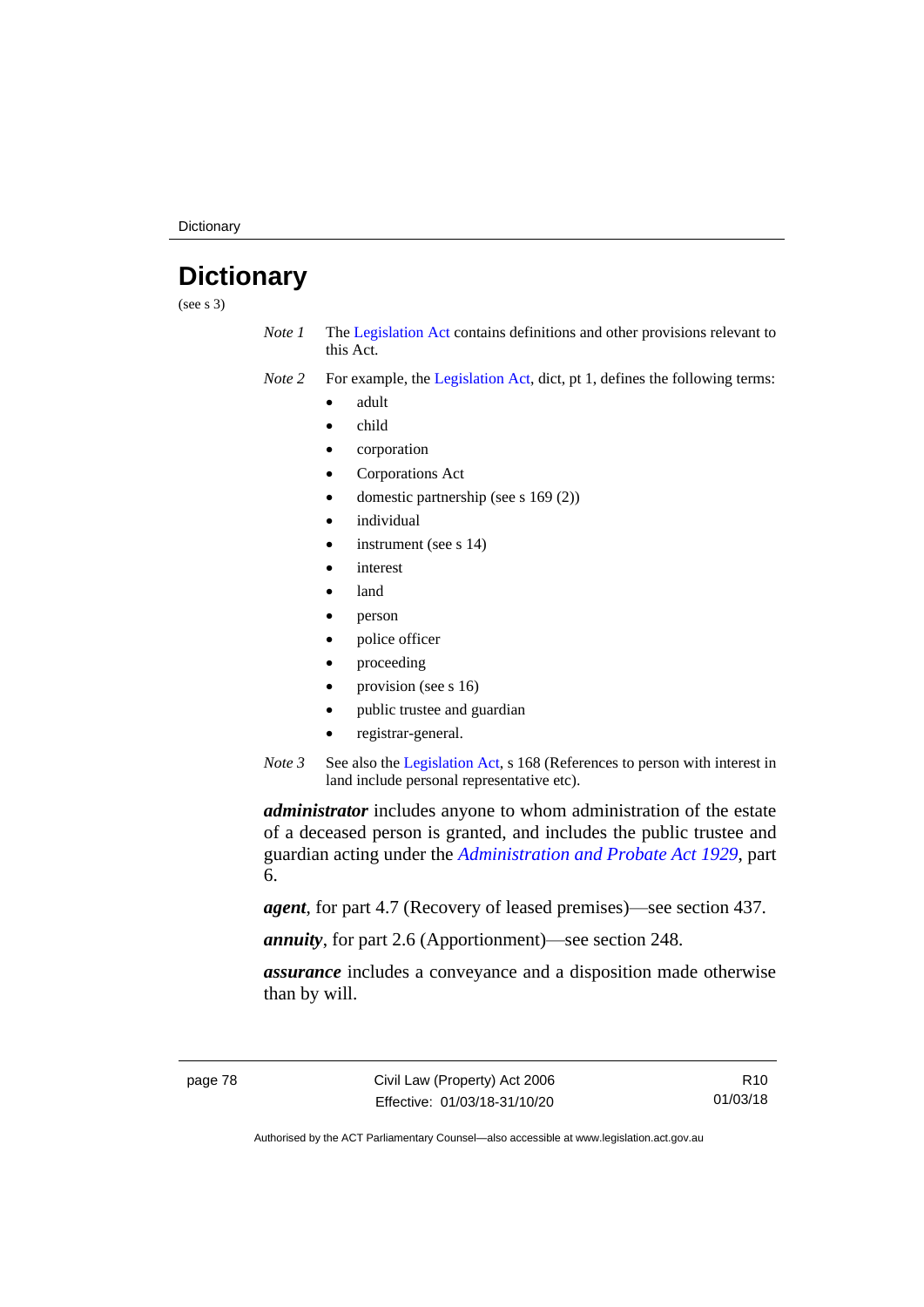# Dictionary

(see s 3)

*Note 1* The Legislation Act contains definitions and other provisions relevant to this Act.

*Note 2* For example, the Legislation Act, dict, pt 1, defines the following terms:

- adult
- child
- corporation
- Corporations Act
- domestic partnership (see s 169 (2))
- individual
- instrument (see s 14)
- interest
- land
- person
- police officer
- proceeding
- provision (see s 16)
- public trustee and guardian
- registrar-general.

*Note 3* See also the Legislation Act, s 168 (References to person with interest in land include personal representative etc).

***administrator*** includes anyone to whom administration of the estate of a deceased person is granted, and includes the public trustee and guardian acting under the *Administration and Probate Act 1929*, part 6.

***agent***, for part 4.7 (Recovery of leased premises)—see section 437.

***annuity***, for part 2.6 (Apportionment)—see section 248.

***assurance*** includes a conveyance and a disposition made otherwise than by will.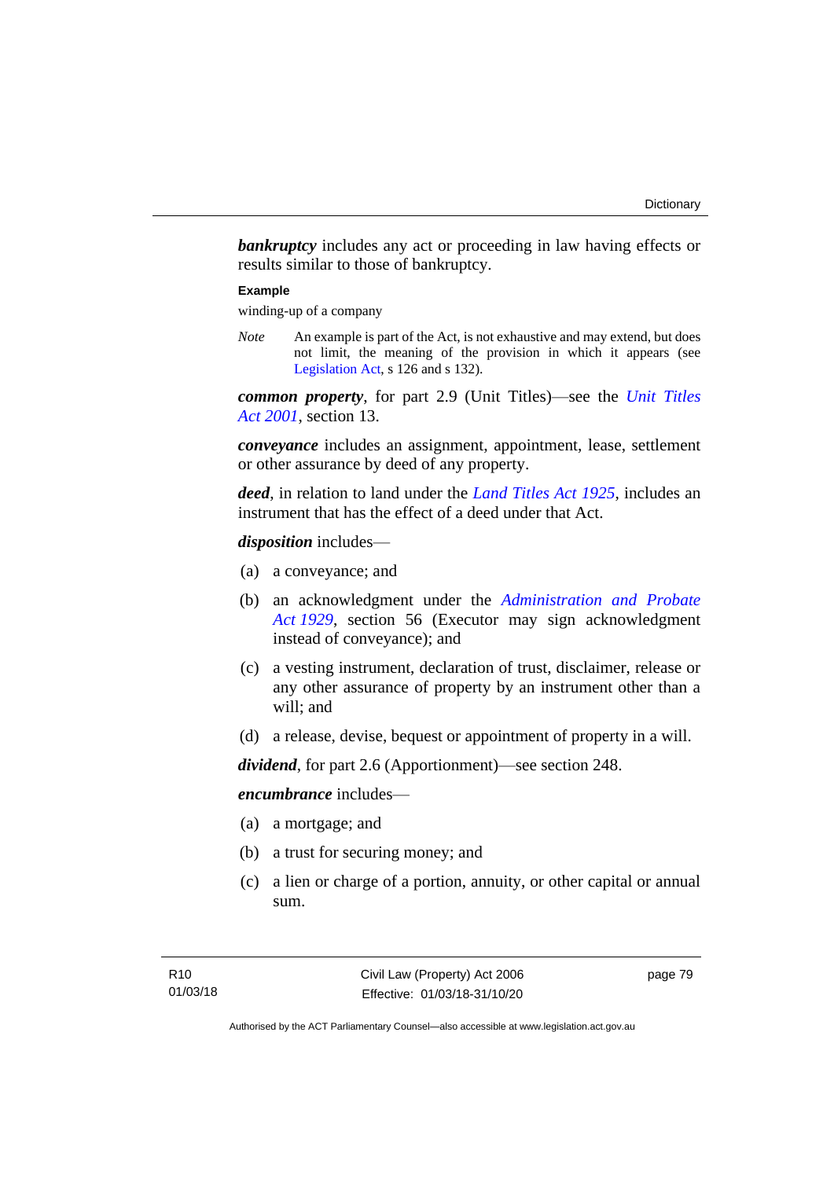***bankruptcy*** includes any act or proceeding in law having effects or results similar to those of bankruptcy.

**Example**

winding-up of a company

*Note* An example is part of the Act, is not exhaustive and may extend, but does not limit, the meaning of the provision in which it appears (see Legislation Act, s 126 and s 132).

***common property***, for part 2.9 (Unit Titles)—see the *Unit Titles Act 2001*, section 13.

***conveyance*** includes an assignment, appointment, lease, settlement or other assurance by deed of any property.

***deed***, in relation to land under the *Land Titles Act 1925*, includes an instrument that has the effect of a deed under that Act.

***disposition*** includes—

(a) a conveyance; and

(b) an acknowledgment under the *Administration and Probate Act 1929*, section 56 (Executor may sign acknowledgment instead of conveyance); and

(c) a vesting instrument, declaration of trust, disclaimer, release or any other assurance of property by an instrument other than a will; and

(d) a release, devise, bequest or appointment of property in a will.

***dividend***, for part 2.6 (Apportionment)—see section 248.

***encumbrance*** includes—

(a) a mortgage; and

(b) a trust for securing money; and

(c) a lien or charge of a portion, annuity, or other capital or annual sum.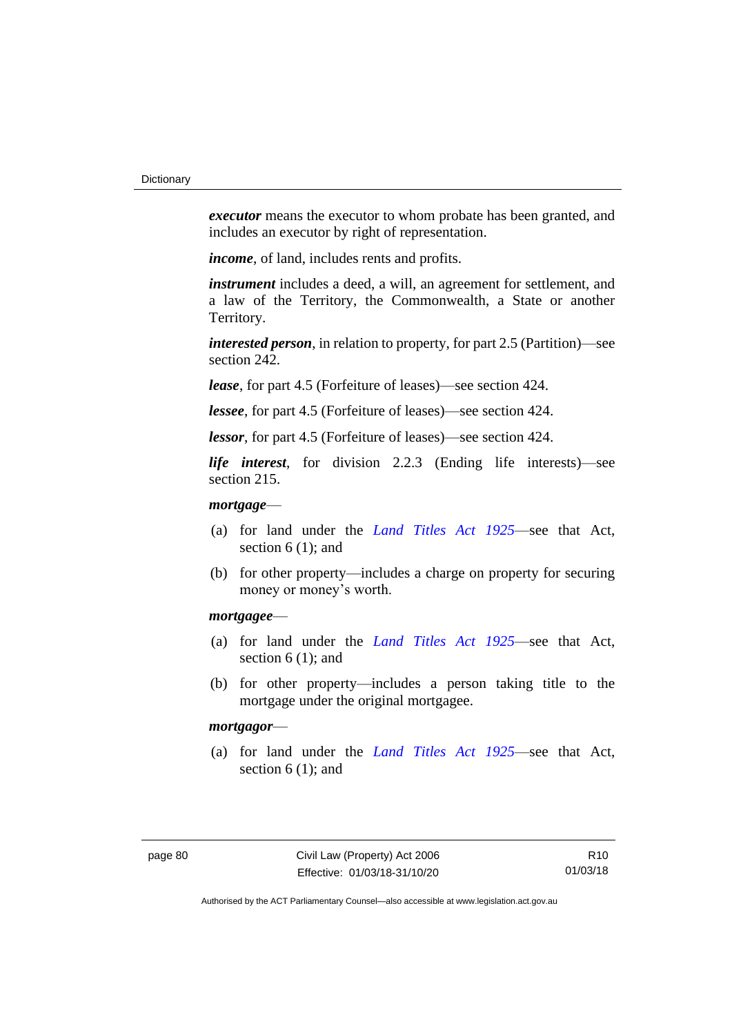***executor*** means the executor to whom probate has been granted, and includes an executor by right of representation.

***income***, of land, includes rents and profits.

***instrument*** includes a deed, a will, an agreement for settlement, and a law of the Territory, the Commonwealth, a State or another Territory.

***interested person***, in relation to property, for part 2.5 (Partition)—see section 242.

***lease***, for part 4.5 (Forfeiture of leases)—see section 424.

***lessee***, for part 4.5 (Forfeiture of leases)—see section 424.

***lessor***, for part 4.5 (Forfeiture of leases)—see section 424.

***life interest***, for division 2.2.3 (Ending life interests)—see section 215.

***mortgage***—

(a) for land under the *Land Titles Act 1925*—see that Act, section 6 (1); and

(b) for other property—includes a charge on property for securing money or money's worth.

***mortgagee***—

(a) for land under the *Land Titles Act 1925*—see that Act, section 6 (1); and

(b) for other property—includes a person taking title to the mortgage under the original mortgagee.

***mortgagor***—

(a) for land under the *Land Titles Act 1925*—see that Act, section 6 (1); and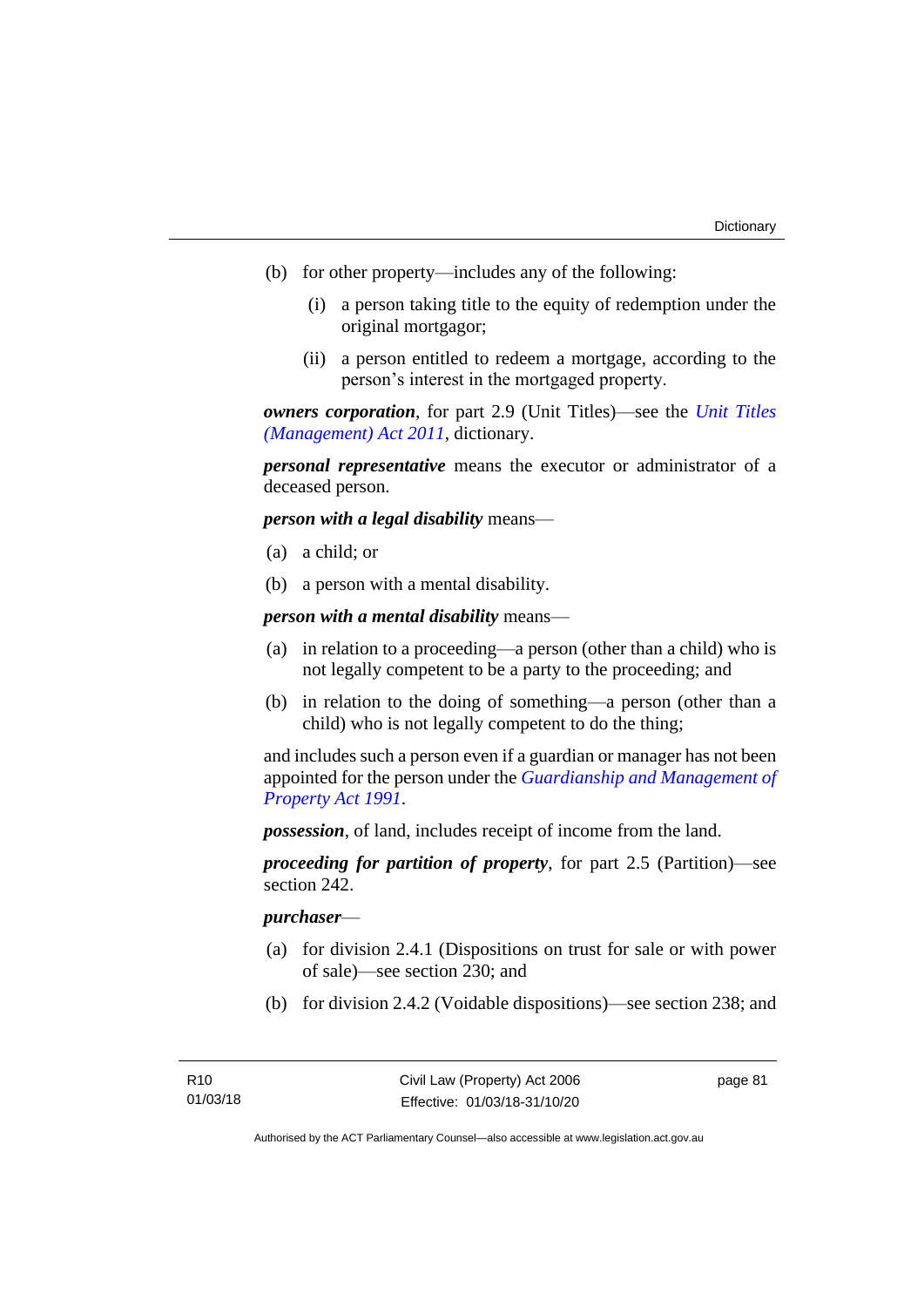(b) for other property—includes any of the following:

  (i) a person taking title to the equity of redemption under the original mortgagor;

  (ii) a person entitled to redeem a mortgage, according to the person's interest in the mortgaged property.

***owners corporation***, for part 2.9 (Unit Titles)—see the *Unit Titles (Management) Act 2011*, dictionary.

***personal representative*** means the executor or administrator of a deceased person.

***person with a legal disability*** means—

(a) a child; or

(b) a person with a mental disability.

***person with a mental disability*** means—

(a) in relation to a proceeding—a person (other than a child) who is not legally competent to be a party to the proceeding; and

(b) in relation to the doing of something—a person (other than a child) who is not legally competent to do the thing;

and includes such a person even if a guardian or manager has not been appointed for the person under the *Guardianship and Management of Property Act 1991*.

***possession***, of land, includes receipt of income from the land.

***proceeding for partition of property***, for part 2.5 (Partition)—see section 242.

***purchaser***—

(a) for division 2.4.1 (Dispositions on trust for sale or with power of sale)—see section 230; and

(b) for division 2.4.2 (Voidable dispositions)—see section 238; and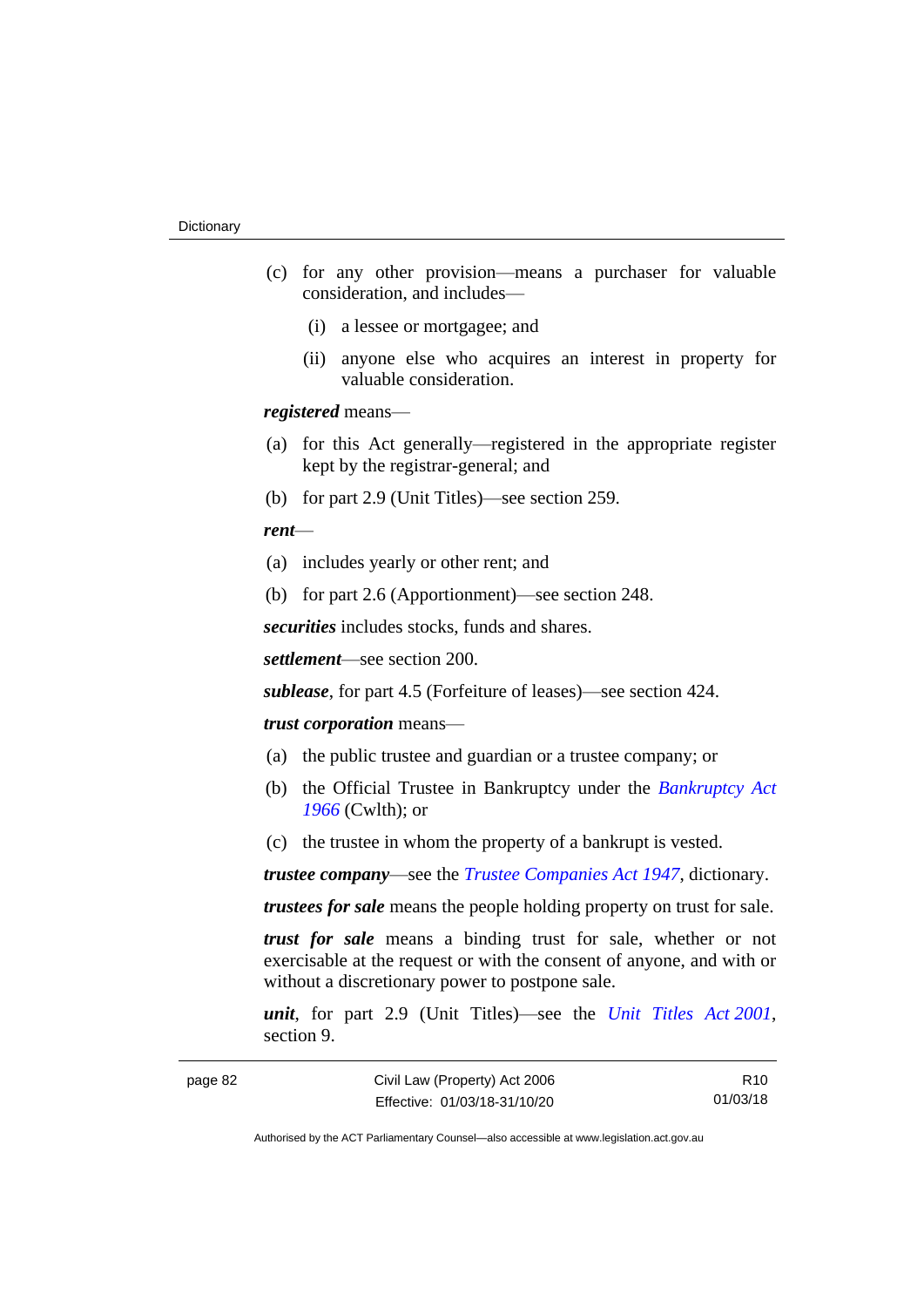(c) for any other provision—means a purchaser for valuable consideration, and includes—

(i) a lessee or mortgagee; and

(ii) anyone else who acquires an interest in property for valuable consideration.

***registered*** means—

(a) for this Act generally—registered in the appropriate register kept by the registrar-general; and

(b) for part 2.9 (Unit Titles)—see section 259.

***rent***—

(a) includes yearly or other rent; and

(b) for part 2.6 (Apportionment)—see section 248.

***securities*** includes stocks, funds and shares.

***settlement***—see section 200.

***sublease***, for part 4.5 (Forfeiture of leases)—see section 424.

***trust corporation*** means—

(a) the public trustee and guardian or a trustee company; or

(b) the Official Trustee in Bankruptcy under the *Bankruptcy Act 1966* (Cwlth); or

(c) the trustee in whom the property of a bankrupt is vested.

***trustee company***—see the *Trustee Companies Act 1947*, dictionary.

***trustees for sale*** means the people holding property on trust for sale.

***trust for sale*** means a binding trust for sale, whether or not exercisable at the request or with the consent of anyone, and with or without a discretionary power to postpone sale.

***unit***, for part 2.9 (Unit Titles)—see the *Unit Titles Act 2001*, section 9.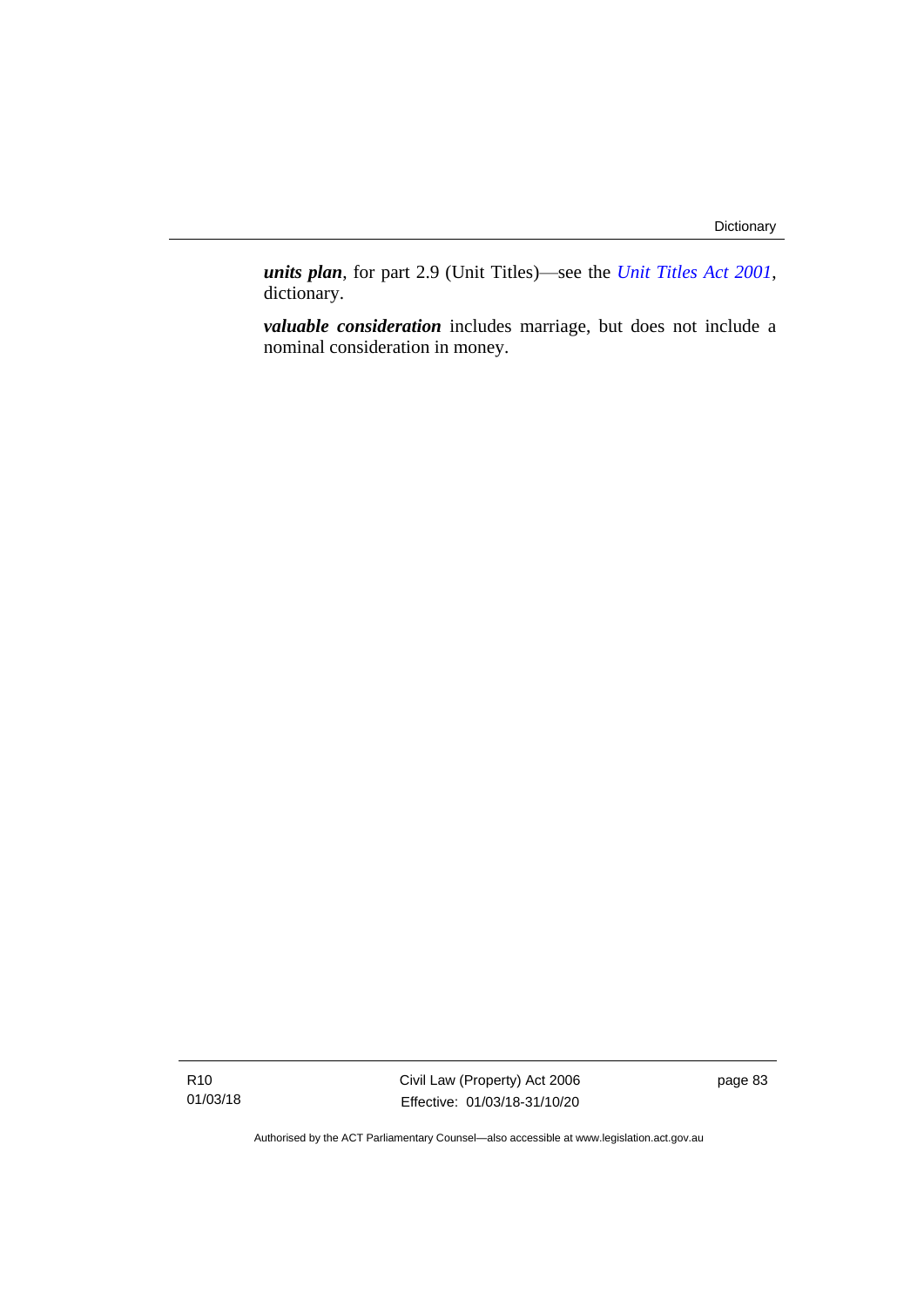***units plan***, for part 2.9 (Unit Titles)—see the *Unit Titles Act 2001*, dictionary.

***valuable consideration*** includes marriage, but does not include a nominal consideration in money.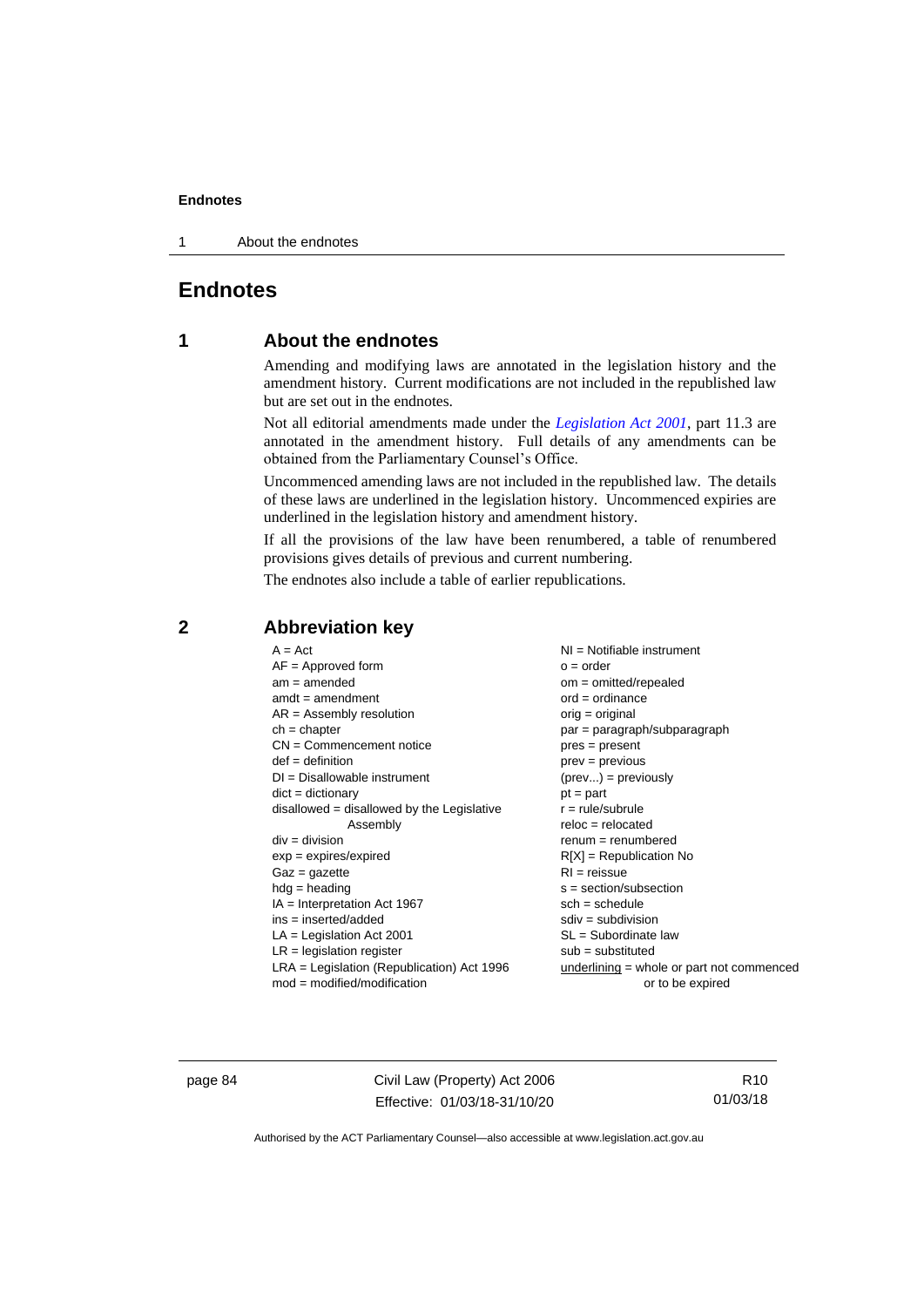# Endnotes

## 1 About the endnotes

Amending and modifying laws are annotated in the legislation history and the amendment history. Current modifications are not included in the republished law but are set out in the endnotes.

Not all editorial amendments made under the *Legislation Act 2001*, part 11.3 are annotated in the amendment history. Full details of any amendments can be obtained from the Parliamentary Counsel's Office.

Uncommenced amending laws are not included in the republished law. The details of these laws are underlined in the legislation history. Uncommenced expiries are underlined in the legislation history and amendment history.

If all the provisions of the law have been renumbered, a table of renumbered provisions gives details of previous and current numbering.

The endnotes also include a table of earlier republications.

## 2 Abbreviation key

A = Act
AF = Approved form
am = amended
amdt = amendment
AR = Assembly resolution
ch = chapter
CN = Commencement notice
def = definition
DI = Disallowable instrument
dict = dictionary
disallowed = disallowed by the Legislative Assembly
div = division
exp = expires/expired
Gaz = gazette
hdg = heading
IA = Interpretation Act 1967
ins = inserted/added
LA = Legislation Act 2001
LR = legislation register
LRA = Legislation (Republication) Act 1996
mod = modified/modification
NI = Notifiable instrument
o = order
om = omitted/repealed
ord = ordinance
orig = original
par = paragraph/subparagraph
pres = present
prev = previous
(prev...) = previously
pt = part
r = rule/subrule
reloc = relocated
renum = renumbered
R[X] = Republication No
RI = reissue
s = section/subsection
sch = schedule
sdiv = subdivision
SL = Subordinate law
sub = substituted
underlining = whole or part not commenced or to be expired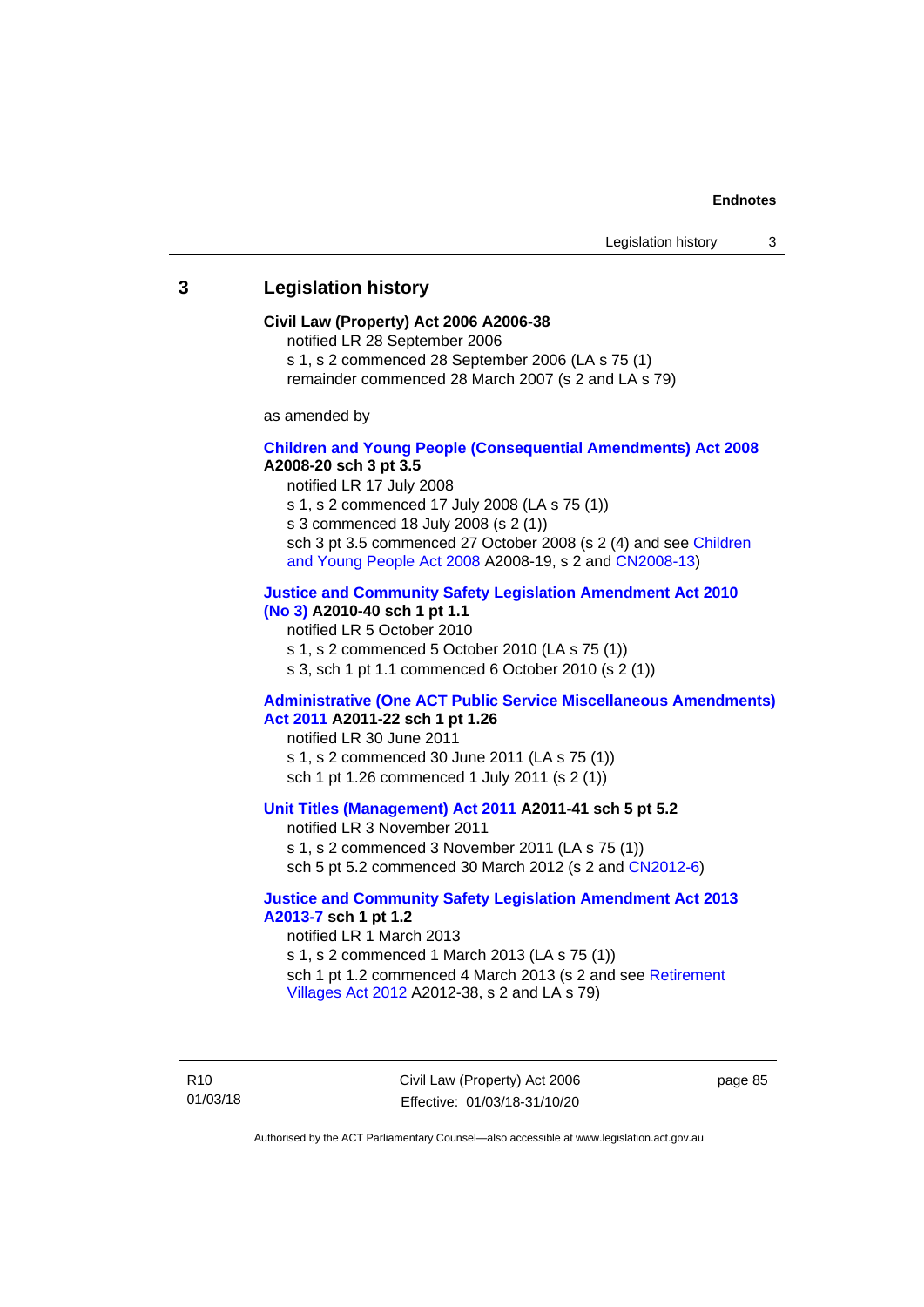## 3 Legislation history

**Civil Law (Property) Act 2006 A2006-38**

notified LR 28 September 2006

s 1, s 2 commenced 28 September 2006 (LA s 75 (1)

remainder commenced 28 March 2007 (s 2 and LA s 79)

as amended by

**Children and Young People (Consequential Amendments) Act 2008 A2008-20 sch 3 pt 3.5**

notified LR 17 July 2008

s 1, s 2 commenced 17 July 2008 (LA s 75 (1))

s 3 commenced 18 July 2008 (s 2 (1))

sch 3 pt 3.5 commenced 27 October 2008 (s 2 (4) and see Children and Young People Act 2008 A2008-19, s 2 and CN2008-13)

**Justice and Community Safety Legislation Amendment Act 2010 (No 3) A2010-40 sch 1 pt 1.1**

notified LR 5 October 2010

s 1, s 2 commenced 5 October 2010 (LA s 75 (1))

s 3, sch 1 pt 1.1 commenced 6 October 2010 (s 2 (1))

**Administrative (One ACT Public Service Miscellaneous Amendments) Act 2011 A2011-22 sch 1 pt 1.26**

notified LR 30 June 2011

s 1, s 2 commenced 30 June 2011 (LA s 75 (1))

sch 1 pt 1.26 commenced 1 July 2011 (s 2 (1))

**Unit Titles (Management) Act 2011 A2011-41 sch 5 pt 5.2**

notified LR 3 November 2011

s 1, s 2 commenced 3 November 2011 (LA s 75 (1))

sch 5 pt 5.2 commenced 30 March 2012 (s 2 and CN2012-6)

**Justice and Community Safety Legislation Amendment Act 2013 A2013-7 sch 1 pt 1.2**

notified LR 1 March 2013

s 1, s 2 commenced 1 March 2013 (LA s 75 (1))

sch 1 pt 1.2 commenced 4 March 2013 (s 2 and see Retirement Villages Act 2012 A2012-38, s 2 and LA s 79)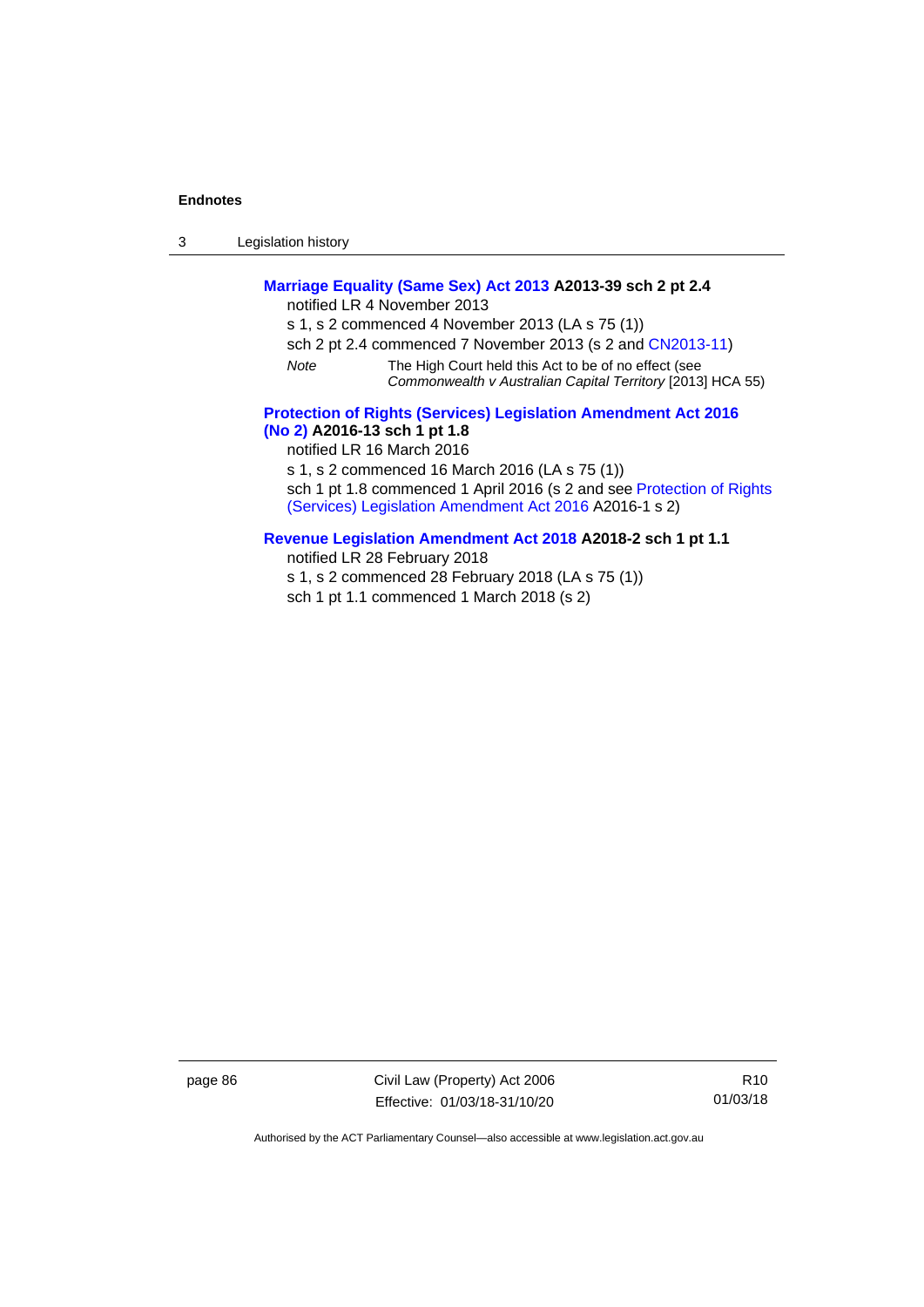**Marriage Equality (Same Sex) Act 2013 A2013-39 sch 2 pt 2.4**

notified LR 4 November 2013

s 1, s 2 commenced 4 November 2013 (LA s 75 (1))

sch 2 pt 2.4 commenced 7 November 2013 (s 2 and CN2013-11)

*Note* The High Court held this Act to be of no effect (see *Commonwealth v Australian Capital Territory* [2013] HCA 55)

**Protection of Rights (Services) Legislation Amendment Act 2016 (No 2) A2016-13 sch 1 pt 1.8**

notified LR 16 March 2016

s 1, s 2 commenced 16 March 2016 (LA s 75 (1))

sch 1 pt 1.8 commenced 1 April 2016 (s 2 and see Protection of Rights (Services) Legislation Amendment Act 2016 A2016-1 s 2)

**Revenue Legislation Amendment Act 2018 A2018-2 sch 1 pt 1.1**

notified LR 28 February 2018

s 1, s 2 commenced 28 February 2018 (LA s 75 (1))

sch 1 pt 1.1 commenced 1 March 2018 (s 2)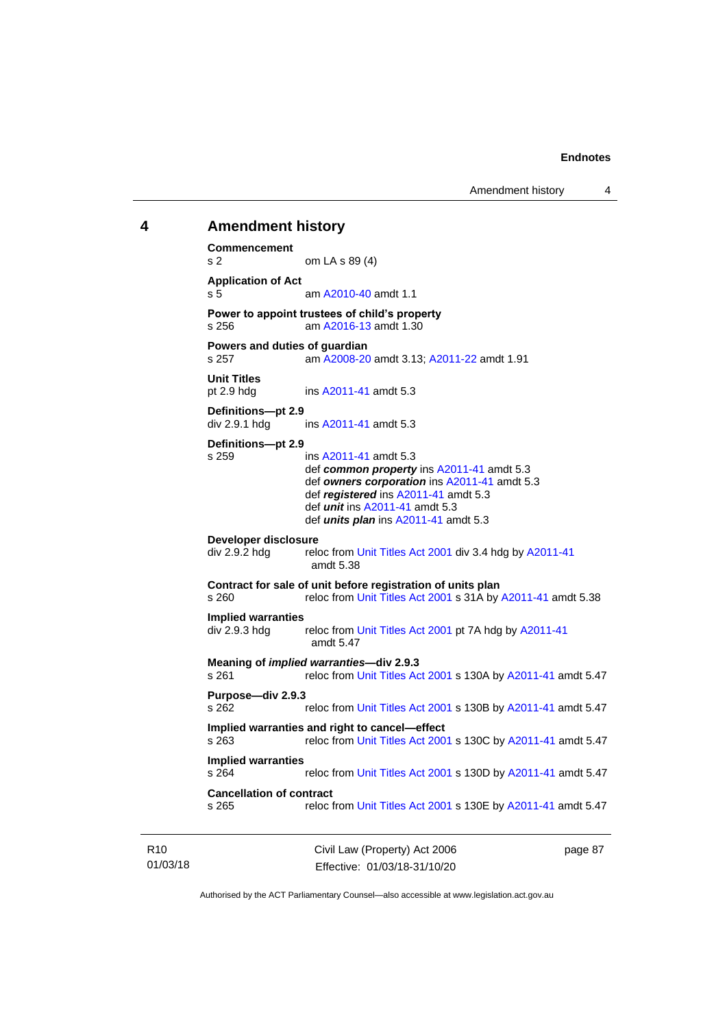## 4 Amendment history

**Commencement**
s 2 om LA s 89 (4)

**Application of Act**
s 5 am A2010-40 amdt 1.1

**Power to appoint trustees of child's property**
s 256 am A2016-13 amdt 1.30

**Powers and duties of guardian**
s 257 am A2008-20 amdt 3.13; A2011-22 amdt 1.91

**Unit Titles**
pt 2.9 hdg ins A2011-41 amdt 5.3

**Definitions—pt 2.9**
div 2.9.1 hdg ins A2011-41 amdt 5.3

**Definitions—pt 2.9**
s 259 ins A2011-41 amdt 5.3
def ***common property*** ins A2011-41 amdt 5.3
def ***owners corporation*** ins A2011-41 amdt 5.3
def ***registered*** ins A2011-41 amdt 5.3
def ***unit*** ins A2011-41 amdt 5.3
def ***units plan*** ins A2011-41 amdt 5.3

**Developer disclosure**
div 2.9.2 hdg reloc from Unit Titles Act 2001 div 3.4 hdg by A2011-41 amdt 5.38

**Contract for sale of unit before registration of units plan**
s 260 reloc from Unit Titles Act 2001 s 31A by A2011-41 amdt 5.38

**Implied warranties**
div 2.9.3 hdg reloc from Unit Titles Act 2001 pt 7A hdg by A2011-41 amdt 5.47

**Meaning of *implied warranties*—div 2.9.3**
s 261 reloc from Unit Titles Act 2001 s 130A by A2011-41 amdt 5.47

**Purpose—div 2.9.3**
s 262 reloc from Unit Titles Act 2001 s 130B by A2011-41 amdt 5.47

**Implied warranties and right to cancel—effect**
s 263 reloc from Unit Titles Act 2001 s 130C by A2011-41 amdt 5.47

**Implied warranties**
s 264 reloc from Unit Titles Act 2001 s 130D by A2011-41 amdt 5.47

**Cancellation of contract**
s 265 reloc from Unit Titles Act 2001 s 130E by A2011-41 amdt 5.47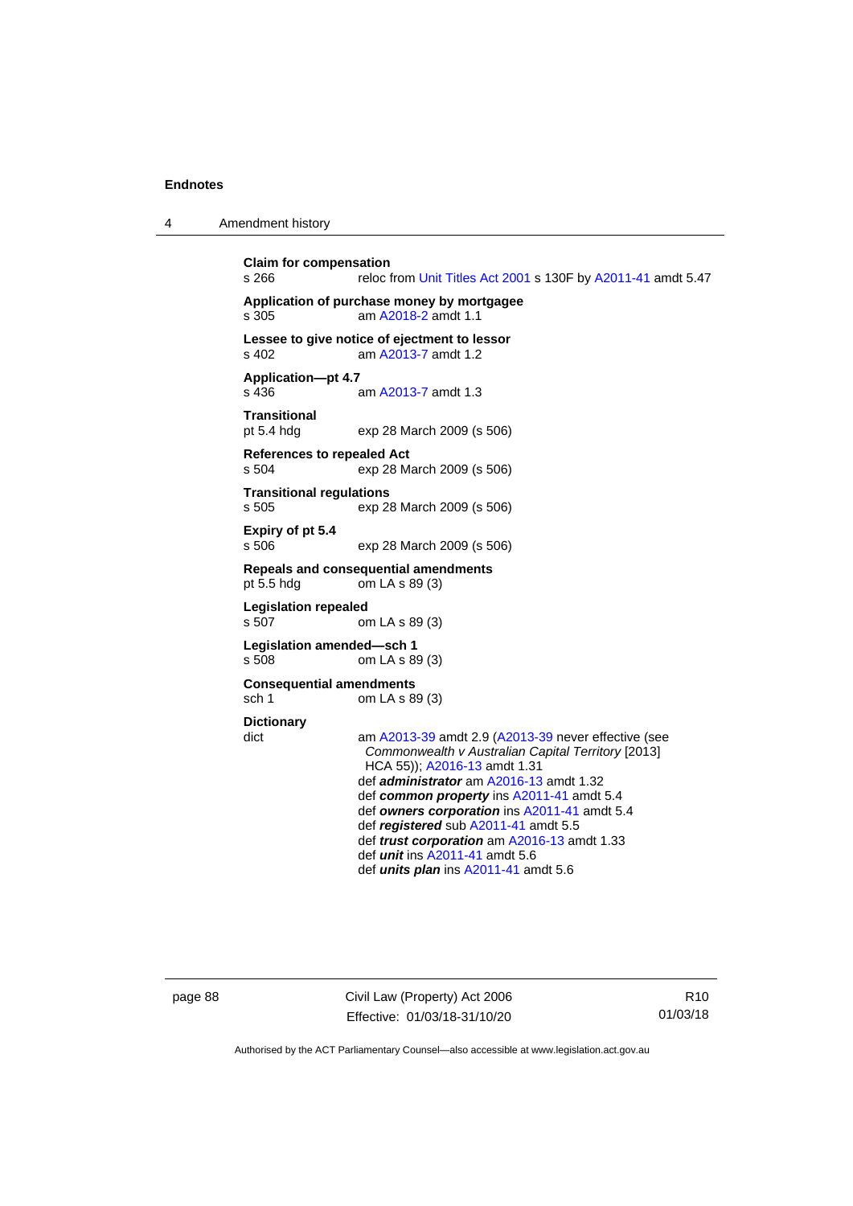**Claim for compensation**
s 266 reloc from Unit Titles Act 2001 s 130F by A2011-41 amdt 5.47

**Application of purchase money by mortgagee**
s 305 am A2018-2 amdt 1.1

**Lessee to give notice of ejectment to lessor**
s 402 am A2013-7 amdt 1.2

**Application—pt 4.7**
s 436 am A2013-7 amdt 1.3

**Transitional**
pt 5.4 hdg exp 28 March 2009 (s 506)

**References to repealed Act**
s 504 exp 28 March 2009 (s 506)

**Transitional regulations**
s 505 exp 28 March 2009 (s 506)

**Expiry of pt 5.4**
s 506 exp 28 March 2009 (s 506)

**Repeals and consequential amendments**
pt 5.5 hdg om LA s 89 (3)

**Legislation repealed**
s 507 om LA s 89 (3)

**Legislation amended—sch 1**
s 508 om LA s 89 (3)

**Consequential amendments**
sch 1 om LA s 89 (3)

**Dictionary**
dict am A2013-39 amdt 2.9 (A2013-39 never effective (see *Commonwealth v Australian Capital Territory* [2013] HCA 55)); A2016-13 amdt 1.31
def ***administrator*** am A2016-13 amdt 1.32
def ***common property*** ins A2011-41 amdt 5.4
def ***owners corporation*** ins A2011-41 amdt 5.4
def ***registered*** sub A2011-41 amdt 5.5
def ***trust corporation*** am A2016-13 amdt 1.33
def ***unit*** ins A2011-41 amdt 5.6
def ***units plan*** ins A2011-41 amdt 5.6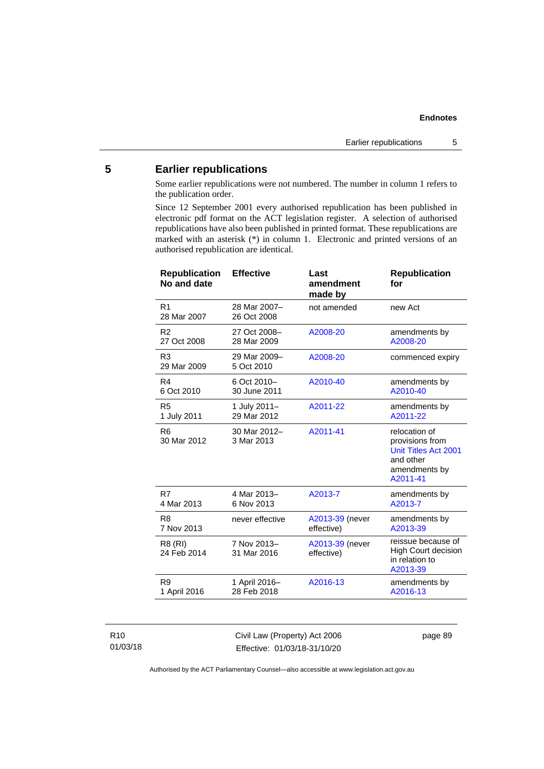## 5 Earlier republications

Some earlier republications were not numbered. The number in column 1 refers to the publication order.

Since 12 September 2001 every authorised republication has been published in electronic pdf format on the ACT legislation register. A selection of authorised republications have also been published in printed format. These republications are marked with an asterisk (*) in column 1. Electronic and printed versions of an authorised republication are identical.

| Republication No and date | Effective | Last amendment made by | Republication for |
|---|---|---|---|
| R1 28 Mar 2007 | 28 Mar 2007– 26 Oct 2008 | not amended | new Act |
| R2 27 Oct 2008 | 27 Oct 2008– 28 Mar 2009 | A2008-20 | amendments by A2008-20 |
| R3 29 Mar 2009 | 29 Mar 2009– 5 Oct 2010 | A2008-20 | commenced expiry |
| R4 6 Oct 2010 | 6 Oct 2010– 30 June 2011 | A2010-40 | amendments by A2010-40 |
| R5 1 July 2011 | 1 July 2011– 29 Mar 2012 | A2011-22 | amendments by A2011-22 |
| R6 30 Mar 2012 | 30 Mar 2012– 3 Mar 2013 | A2011-41 | relocation of provisions from Unit Titles Act 2001 and other amendments by A2011-41 |
| R7 4 Mar 2013 | 4 Mar 2013– 6 Nov 2013 | A2013-7 | amendments by A2013-7 |
| R8 7 Nov 2013 | never effective | A2013-39 (never effective) | amendments by A2013-39 |
| R8 (RI) 24 Feb 2014 | 7 Nov 2013– 31 Mar 2016 | A2013-39 (never effective) | reissue because of High Court decision in relation to A2013-39 |
| R9 1 April 2016 | 1 April 2016– 28 Feb 2018 | A2016-13 | amendments by A2016-13 |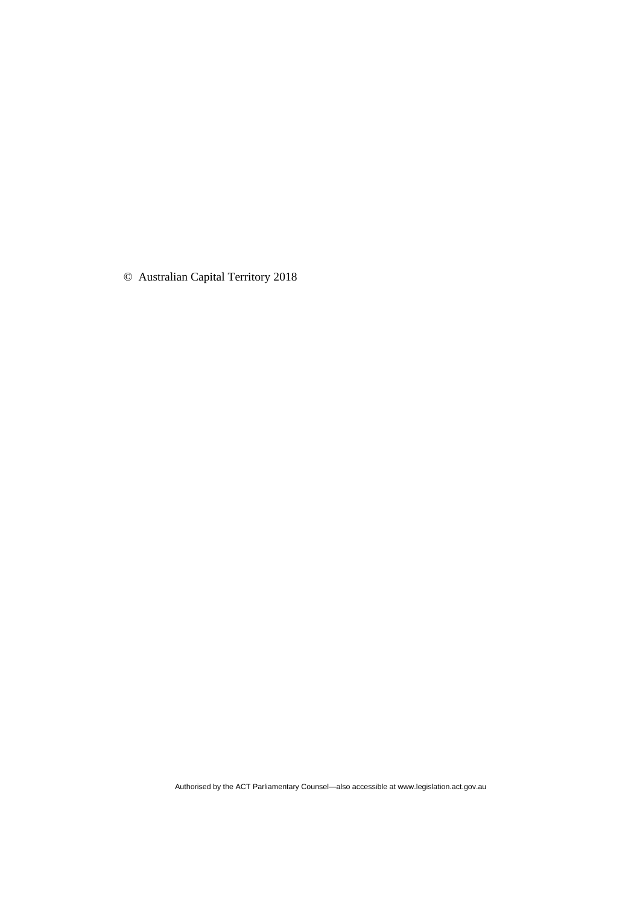© Australian Capital Territory 2018